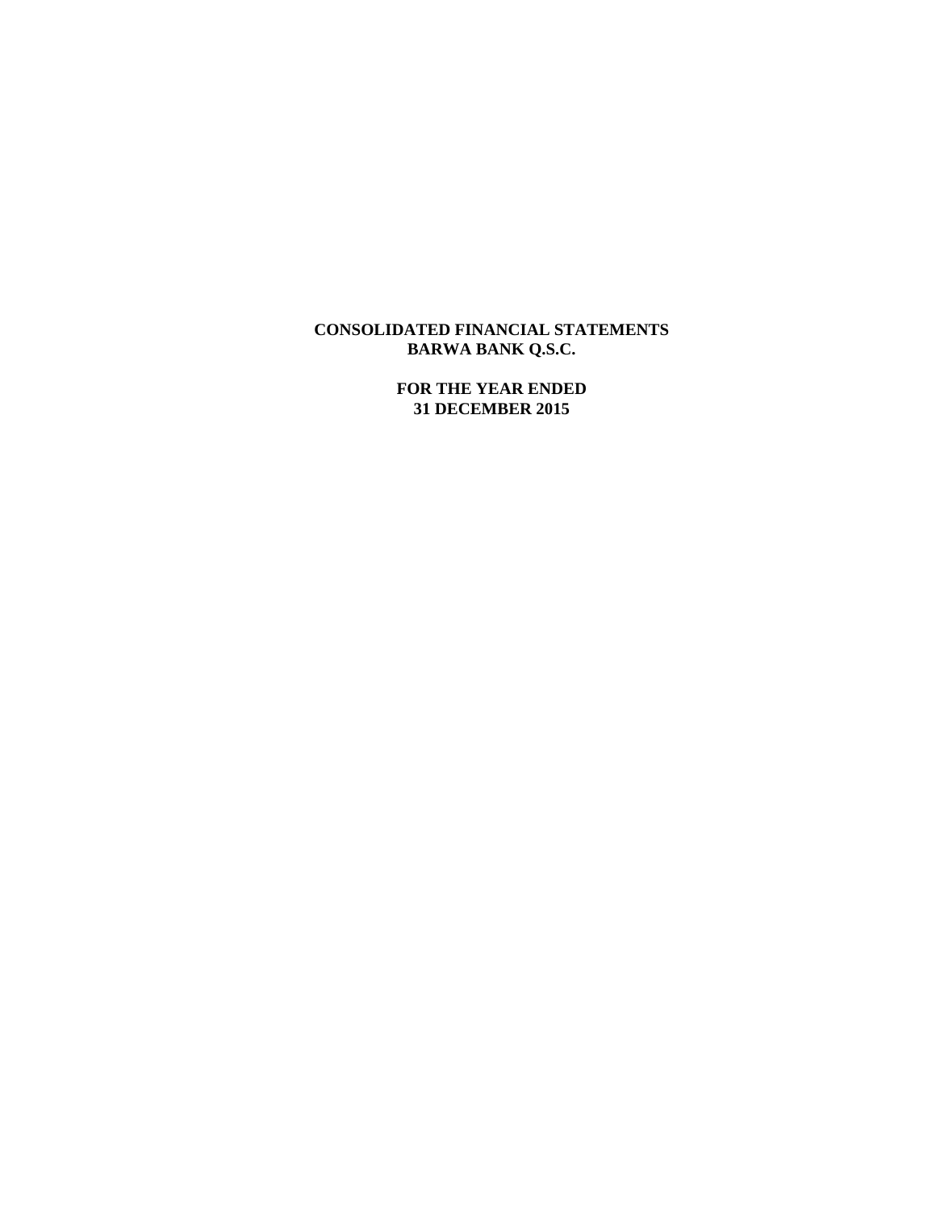**CONSOLIDATED FINANCIAL STATEMENTS**
**BARWA BANK Q.S.C.**

**FOR THE YEAR ENDED**
**31 DECEMBER 2015**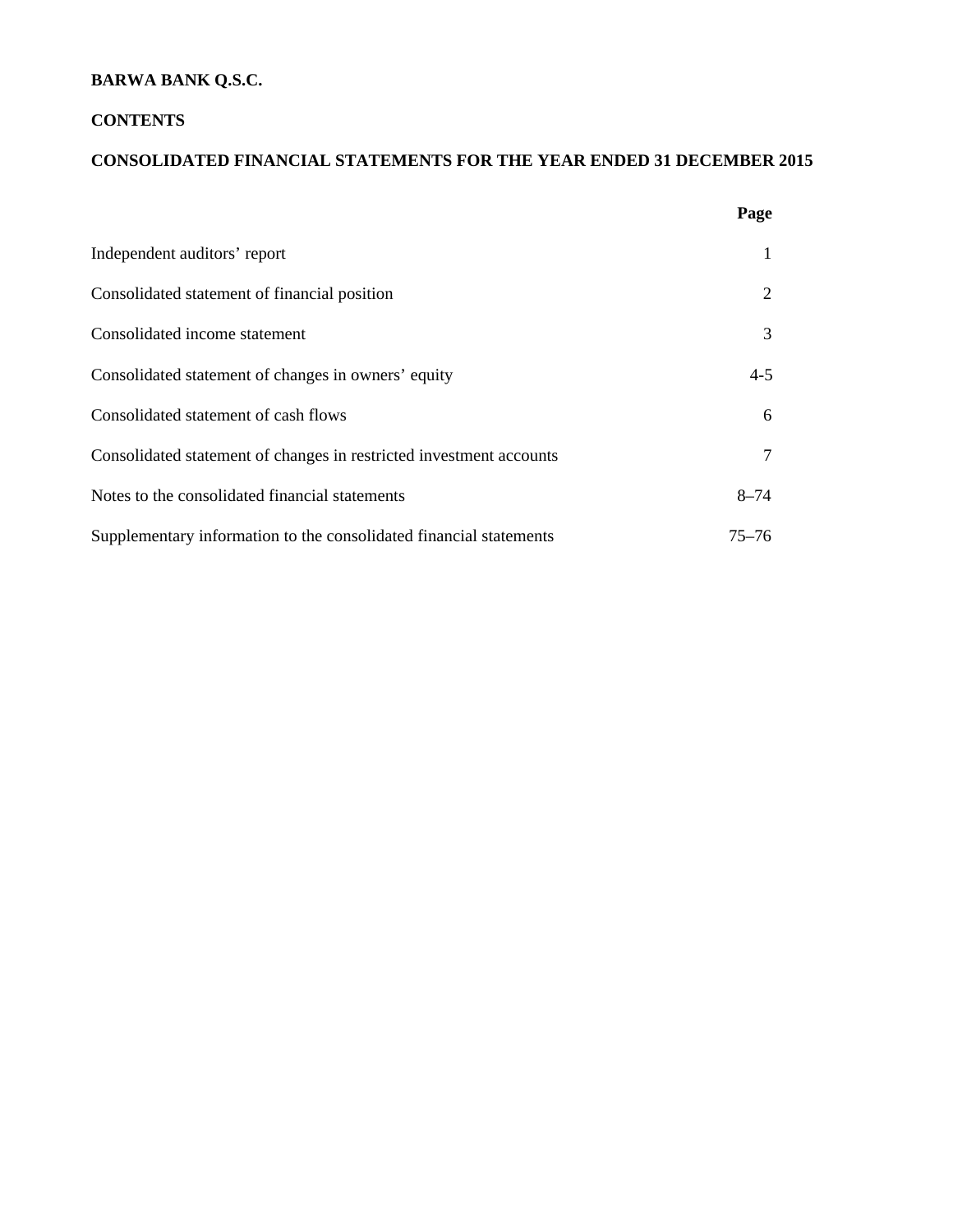**BARWA BANK Q.S.C.**

**CONTENTS**

**CONSOLIDATED FINANCIAL STATEMENTS FOR THE YEAR ENDED 31 DECEMBER 2015**

| | **Page** |
|---|---|
| Independent auditors' report | 1 |
| Consolidated statement of financial position | 2 |
| Consolidated income statement | 3 |
| Consolidated statement of changes in owners' equity | 4-5 |
| Consolidated statement of cash flows | 6 |
| Consolidated statement of changes in restricted investment accounts | 7 |
| Notes to the consolidated financial statements | 8–74 |
| Supplementary information to the consolidated financial statements | 75–76 |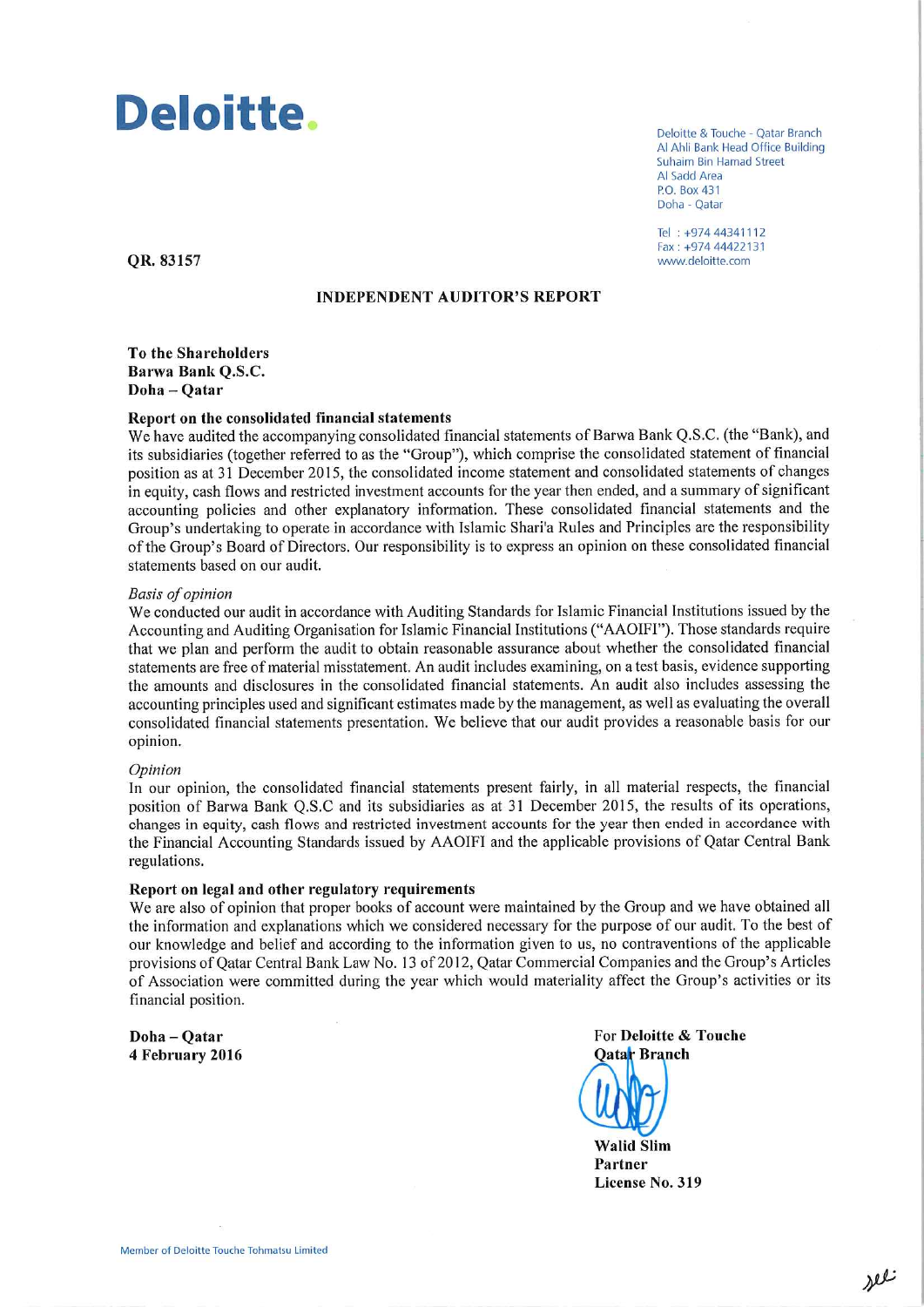**Deloitte.**

Deloitte & Touche - Qatar Branch
Al Ahli Bank Head Office Building
Suhaim Bin Hamad Street
Al Sadd Area
P.O. Box 431
Doha - Qatar

Tel : +974 44341112
Fax : +974 44422131
www.deloitte.com

**QR. 83157**

# INDEPENDENT AUDITOR'S REPORT

**To the Shareholders**
**Barwa Bank Q.S.C.**
**Doha – Qatar**

## Report on the consolidated financial statements

We have audited the accompanying consolidated financial statements of Barwa Bank Q.S.C. (the "Bank), and its subsidiaries (together referred to as the "Group"), which comprise the consolidated statement of financial position as at 31 December 2015, the consolidated income statement and consolidated statements of changes in equity, cash flows and restricted investment accounts for the year then ended, and a summary of significant accounting policies and other explanatory information. These consolidated financial statements and the Group's undertaking to operate in accordance with Islamic Shari'a Rules and Principles are the responsibility of the Group's Board of Directors. Our responsibility is to express an opinion on these consolidated financial statements based on our audit.

*Basis of opinion*

We conducted our audit in accordance with Auditing Standards for Islamic Financial Institutions issued by the Accounting and Auditing Organisation for Islamic Financial Institutions ("AAOIFI"). Those standards require that we plan and perform the audit to obtain reasonable assurance about whether the consolidated financial statements are free of material misstatement. An audit includes examining, on a test basis, evidence supporting the amounts and disclosures in the consolidated financial statements. An audit also includes assessing the accounting principles used and significant estimates made by the management, as well as evaluating the overall consolidated financial statements presentation. We believe that our audit provides a reasonable basis for our opinion.

*Opinion*

In our opinion, the consolidated financial statements present fairly, in all material respects, the financial position of Barwa Bank Q.S.C and its subsidiaries as at 31 December 2015, the results of its operations, changes in equity, cash flows and restricted investment accounts for the year then ended in accordance with the Financial Accounting Standards issued by AAOIFI and the applicable provisions of Qatar Central Bank regulations.

## Report on legal and other regulatory requirements

We are also of opinion that proper books of account were maintained by the Group and we have obtained all the information and explanations which we considered necessary for the purpose of our audit. To the best of our knowledge and belief and according to the information given to us, no contraventions of the applicable provisions of Qatar Central Bank Law No. 13 of 2012, Qatar Commercial Companies and the Group's Articles of Association were committed during the year which would materiality affect the Group's activities or its financial position.

**Doha – Qatar**
**4 February 2016**

For **Deloitte & Touche**
**Qatar Branch**

**Walid Slim**
**Partner**
**License No. 319**

Member of Deloitte Touche Tohmatsu Limited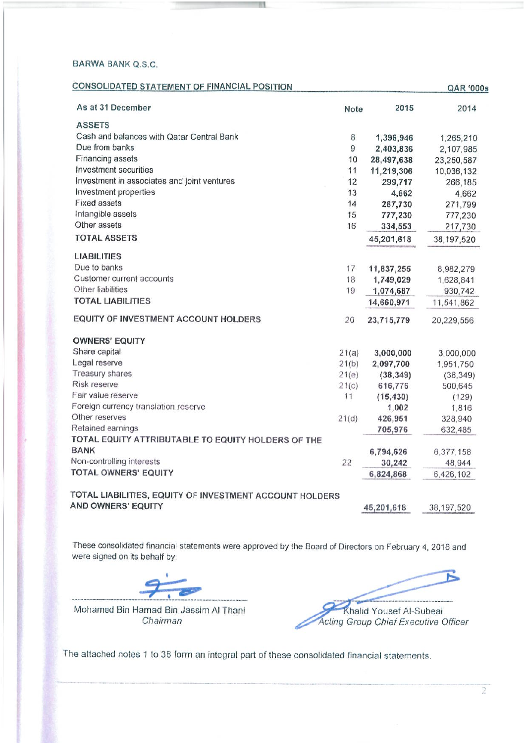BARWA BANK Q.S.C.

## CONSOLIDATED STATEMENT OF FINANCIAL POSITION

QAR '000s

| As at 31 December | Note | 2015 | 2014 |
|---|---|---|---|
| **ASSETS** | | | |
| Cash and balances with Qatar Central Bank | 8 | **1,396,946** | 1,265,210 |
| Due from banks | 9 | **2,403,836** | 2,107,985 |
| Financing assets | 10 | **28,497,638** | 23,250,587 |
| Investment securities | 11 | **11,219,306** | 10,036,132 |
| Investment in associates and joint ventures | 12 | **299,717** | 266,185 |
| Investment properties | 13 | **4,662** | 4,662 |
| Fixed assets | 14 | **267,730** | 271,799 |
| Intangible assets | 15 | **777,230** | 777,230 |
| Other assets | 16 | **334,553** | 217,730 |
| **TOTAL ASSETS** | | **45,201,618** | 38,197,520 |
| **LIABILITIES** | | | |
| Due to banks | 17 | **11,837,255** | 8,982,279 |
| Customer current accounts | 18 | **1,749,029** | 1,628,841 |
| Other liabilities | 19 | **1,074,687** | 930,742 |
| **TOTAL LIABILITIES** | | **14,660,971** | 11,541,862 |
| **EQUITY OF INVESTMENT ACCOUNT HOLDERS** | 20 | **23,715,779** | 20,229,556 |
| **OWNERS' EQUITY** | | | |
| Share capital | 21(a) | **3,000,000** | 3,000,000 |
| Legal reserve | 21(b) | **2,097,700** | 1,951,750 |
| Treasury shares | 21(e) | **(38,349)** | (38,349) |
| Risk reserve | 21(c) | **616,776** | 500,645 |
| Fair value reserve | 11 | **(15,430)** | (129) |
| Foreign currency translation reserve | | **1,002** | 1,816 |
| Other reserves | 21(d) | **426,951** | 328,940 |
| Retained earnings | | **705,976** | 632,485 |
| **TOTAL EQUITY ATTRIBUTABLE TO EQUITY HOLDERS OF THE BANK** | | **6,794,626** | 6,377,158 |
| Non-controlling interests | 22 | **30,242** | 48,944 |
| **TOTAL OWNERS' EQUITY** | | **6,824,868** | 6,426,102 |
| **TOTAL LIABILITIES, EQUITY OF INVESTMENT ACCOUNT HOLDERS AND OWNERS' EQUITY** | | **45,201,618** | 38,197,520 |

These consolidated financial statements were approved by the Board of Directors on February 4, 2016 and were signed on its behalf by:

Mohamed Bin Hamad Bin Jassim Al Thani
*Chairman*

Khalid Yousef Al-Subeai
*Acting Group Chief Executive Officer*

The attached notes 1 to 38 form an integral part of these consolidated financial statements.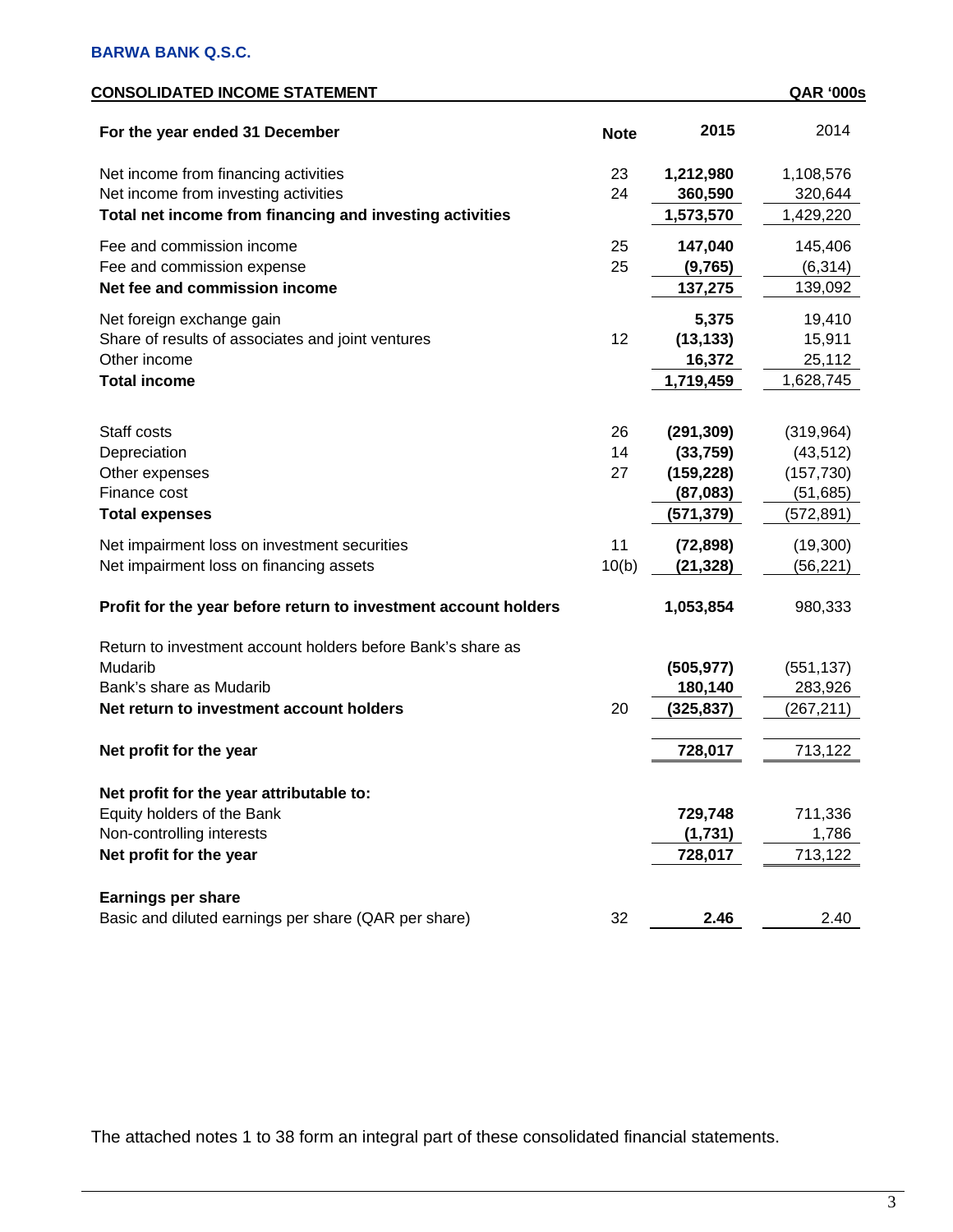**BARWA BANK Q.S.C.**

**CONSOLIDATED INCOME STATEMENT** **QAR '000s**

| For the year ended 31 December | Note | 2015 | 2014 |
|---|---|---|---|
| Net income from financing activities | 23 | **1,212,980** | 1,108,576 |
| Net income from investing activities | 24 | **360,590** | 320,644 |
| **Total net income from financing and investing activities** | | **1,573,570** | 1,429,220 |
| Fee and commission income | 25 | **147,040** | 145,406 |
| Fee and commission expense | 25 | **(9,765)** | (6,314) |
| **Net fee and commission income** | | **137,275** | 139,092 |
| Net foreign exchange gain | | **5,375** | 19,410 |
| Share of results of associates and joint ventures | 12 | **(13,133)** | 15,911 |
| Other income | | **16,372** | 25,112 |
| **Total income** | | **1,719,459** | 1,628,745 |
| Staff costs | 26 | **(291,309)** | (319,964) |
| Depreciation | 14 | **(33,759)** | (43,512) |
| Other expenses | 27 | **(159,228)** | (157,730) |
| Finance cost | | **(87,083)** | (51,685) |
| **Total expenses** | | **(571,379)** | (572,891) |
| Net impairment loss on investment securities | 11 | **(72,898)** | (19,300) |
| Net impairment loss on financing assets | 10(b) | **(21,328)** | (56,221) |
| **Profit for the year before return to investment account holders** | | **1,053,854** | 980,333 |
| Return to investment account holders before Bank's share as Mudarib | | **(505,977)** | (551,137) |
| Bank's share as Mudarib | | **180,140** | 283,926 |
| **Net return to investment account holders** | 20 | **(325,837)** | (267,211) |
| **Net profit for the year** | | **728,017** | 713,122 |
| **Net profit for the year attributable to:** | | | |
| Equity holders of the Bank | | **729,748** | 711,336 |
| Non-controlling interests | | **(1,731)** | 1,786 |
| **Net profit for the year** | | **728,017** | 713,122 |
| **Earnings per share** | | | |
| Basic and diluted earnings per share (QAR per share) | 32 | **2.46** | 2.40 |

The attached notes 1 to 38 form an integral part of these consolidated financial statements.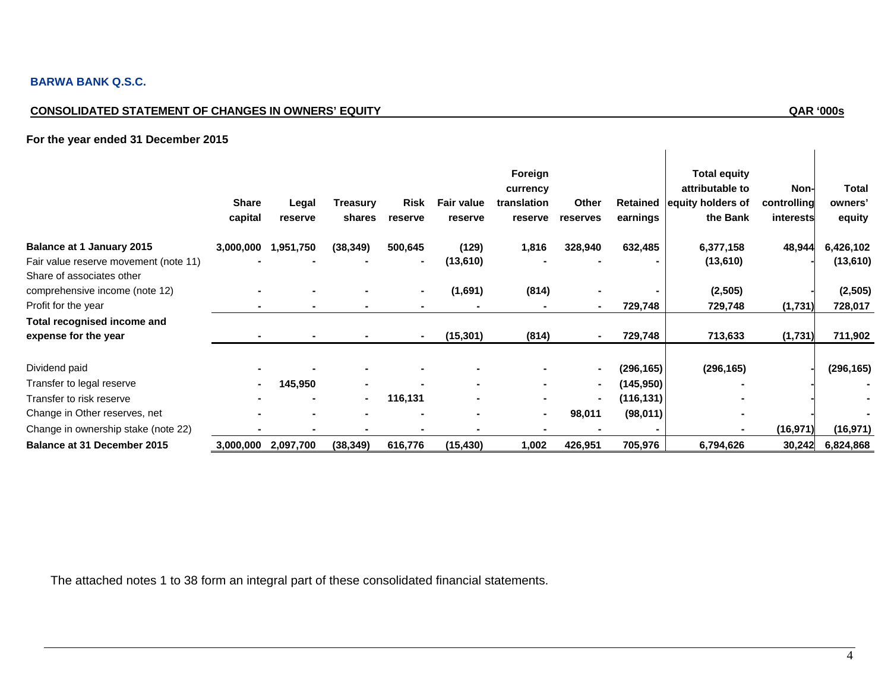**BARWA BANK Q.S.C.**

**CONSOLIDATED STATEMENT OF CHANGES IN OWNERS' EQUITY** **QAR '000s**

**For the year ended 31 December 2015**

| | Share capital | Legal reserve | Treasury shares | Risk reserve | Fair value reserve | Foreign currency translation reserve | Other reserves | Retained earnings | Total equity attributable to equity holders of the Bank | Non-controlling interests | Total owners' equity |
|---|---|---|---|---|---|---|---|---|---|---|---|
| **Balance at 1 January 2015** | **3,000,000** | **1,951,750** | **(38,349)** | **500,645** | **(129)** | **1,816** | **328,940** | **632,485** | **6,377,158** | **48,944** | **6,426,102** |
| Fair value reserve movement (note 11) | - | - | - | - | **(13,610)** | - | - | - | **(13,610)** | - | **(13,610)** |
| Share of associates other comprehensive income (note 12) | - | - | - | - | **(1,691)** | **(814)** | - | - | **(2,505)** | - | **(2,505)** |
| Profit for the year | - | - | - | - | - | - | - | **729,748** | **729,748** | **(1,731)** | **728,017** |
| **Total recognised income and expense for the year** | - | - | - | - | **(15,301)** | **(814)** | - | **729,748** | **713,633** | **(1,731)** | **711,902** |
| Dividend paid | - | - | - | - | - | - | - | **(296,165)** | **(296,165)** | - | **(296,165)** |
| Transfer to legal reserve | - | **145,950** | - | - | - | - | - | **(145,950)** | - | - | - |
| Transfer to risk reserve | - | - | - | **116,131** | - | - | - | **(116,131)** | - | - | - |
| Change in Other reserves, net | - | - | - | - | - | - | **98,011** | **(98,011)** | - | - | - |
| Change in ownership stake (note 22) | - | - | - | - | - | - | - | - | - | **(16,971)** | **(16,971)** |
| **Balance at 31 December 2015** | **3,000,000** | **2,097,700** | **(38,349)** | **616,776** | **(15,430)** | **1,002** | **426,951** | **705,976** | **6,794,626** | **30,242** | **6,824,868** |

The attached notes 1 to 38 form an integral part of these consolidated financial statements.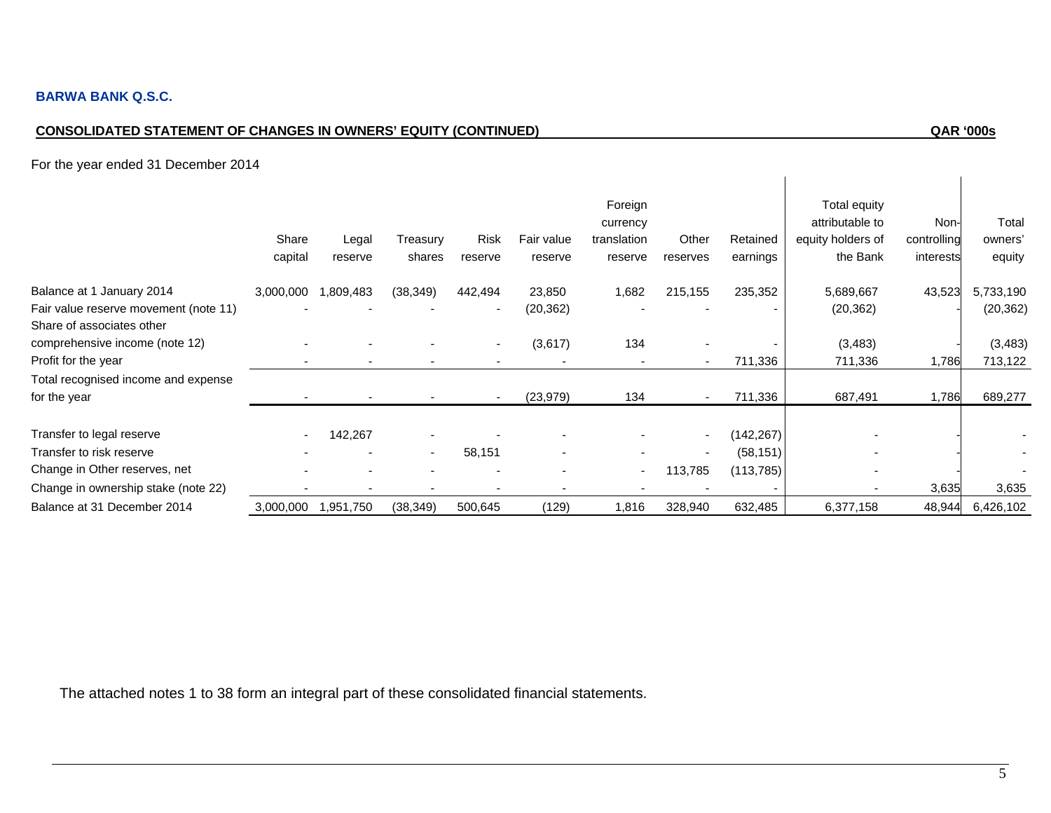**BARWA BANK Q.S.C.**

**CONSOLIDATED STATEMENT OF CHANGES IN OWNERS' EQUITY (CONTINUED)** **QAR '000s**

For the year ended 31 December 2014

| | Share capital | Legal reserve | Treasury shares | Risk reserve | Fair value reserve | Foreign currency translation reserve | Other reserves | Retained earnings | Total equity attributable to equity holders of the Bank | Non-controlling interests | Total owners' equity |
|---|---|---|---|---|---|---|---|---|---|---|---|
| Balance at 1 January 2014 | 3,000,000 | 1,809,483 | (38,349) | 442,494 | 23,850 | 1,682 | 215,155 | 235,352 | 5,689,667 | 43,523 | 5,733,190 |
| Fair value reserve movement (note 11) | - | - | - | - | (20,362) | - | - | - | (20,362) | - | (20,362) |
| Share of associates other comprehensive income (note 12) | - | - | - | - | (3,617) | 134 | - | - | (3,483) | - | (3,483) |
| Profit for the year | - | - | - | - | - | - | - | 711,336 | 711,336 | 1,786 | 713,122 |
| Total recognised income and expense for the year | - | - | - | - | (23,979) | 134 | - | 711,336 | 687,491 | 1,786 | 689,277 |
| Transfer to legal reserve | - | 142,267 | - | - | - | - | - | (142,267) | - | - | - |
| Transfer to risk reserve | - | - | - | 58,151 | - | - | - | (58,151) | - | - | - |
| Change in Other reserves, net | - | - | - | - | - | - | 113,785 | (113,785) | - | - | - |
| Change in ownership stake (note 22) | - | - | - | - | - | - | - | - | - | 3,635 | 3,635 |
| Balance at 31 December 2014 | 3,000,000 | 1,951,750 | (38,349) | 500,645 | (129) | 1,816 | 328,940 | 632,485 | 6,377,158 | 48,944 | 6,426,102 |

The attached notes 1 to 38 form an integral part of these consolidated financial statements.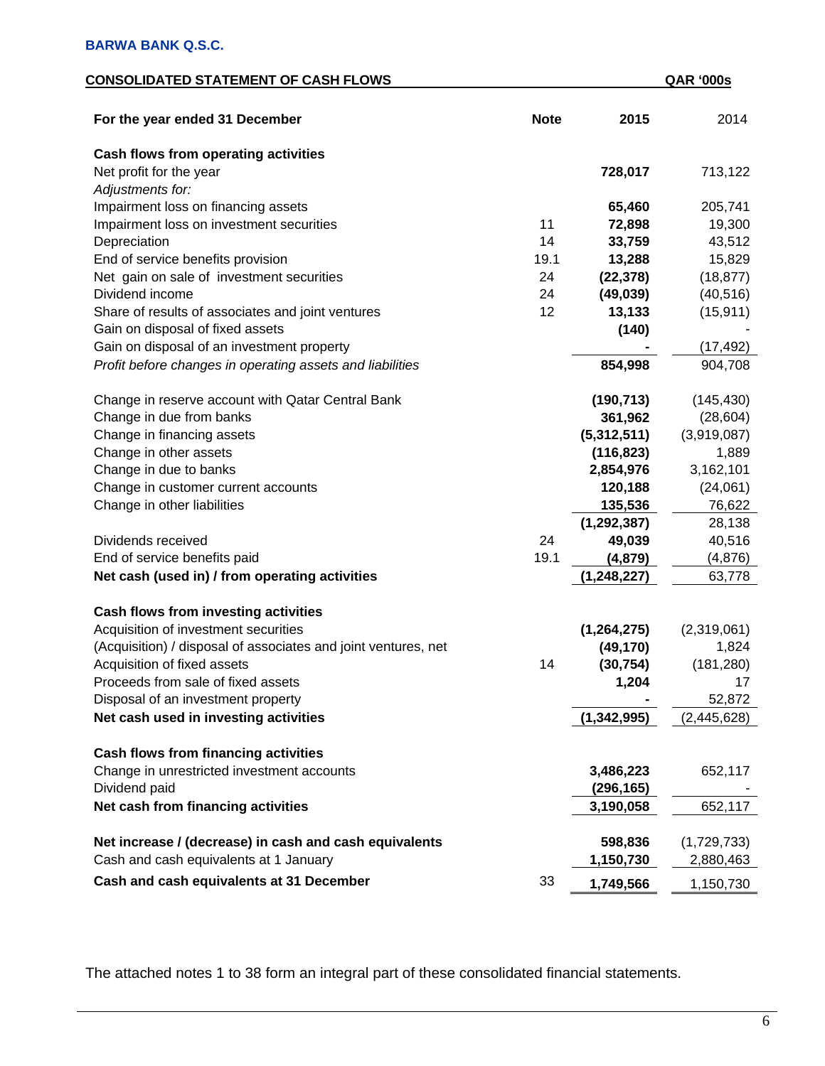**BARWA BANK Q.S.C.**

**CONSOLIDATED STATEMENT OF CASH FLOWS** **QAR '000s**

| For the year ended 31 December | Note | 2015 | 2014 |
|---|---|---|---|
| **Cash flows from operating activities** | | | |
| Net profit for the year | | **728,017** | 713,122 |
| *Adjustments for:* | | | |
| Impairment loss on financing assets | | **65,460** | 205,741 |
| Impairment loss on investment securities | 11 | **72,898** | 19,300 |
| Depreciation | 14 | **33,759** | 43,512 |
| End of service benefits provision | 19.1 | **13,288** | 15,829 |
| Net gain on sale of investment securities | 24 | **(22,378)** | (18,877) |
| Dividend income | 24 | **(49,039)** | (40,516) |
| Share of results of associates and joint ventures | 12 | **13,133** | (15,911) |
| Gain on disposal of fixed assets | | **(140)** | - |
| Gain on disposal of an investment property | | **-** | (17,492) |
| *Profit before changes in operating assets and liabilities* | | **854,998** | 904,708 |
| Change in reserve account with Qatar Central Bank | | **(190,713)** | (145,430) |
| Change in due from banks | | **361,962** | (28,604) |
| Change in financing assets | | **(5,312,511)** | (3,919,087) |
| Change in other assets | | **(116,823)** | 1,889 |
| Change in due to banks | | **2,854,976** | 3,162,101 |
| Change in customer current accounts | | **120,188** | (24,061) |
| Change in other liabilities | | **135,536** | 76,622 |
| | | **(1,292,387)** | 28,138 |
| Dividends received | 24 | **49,039** | 40,516 |
| End of service benefits paid | 19.1 | **(4,879)** | (4,876) |
| **Net cash (used in) / from operating activities** | | **(1,248,227)** | 63,778 |
| **Cash flows from investing activities** | | | |
| Acquisition of investment securities | | **(1,264,275)** | (2,319,061) |
| (Acquisition) / disposal of associates and joint ventures, net | | **(49,170)** | 1,824 |
| Acquisition of fixed assets | 14 | **(30,754)** | (181,280) |
| Proceeds from sale of fixed assets | | **1,204** | 17 |
| Disposal of an investment property | | **-** | 52,872 |
| **Net cash used in investing activities** | | **(1,342,995)** | (2,445,628) |
| **Cash flows from financing activities** | | | |
| Change in unrestricted investment accounts | | **3,486,223** | 652,117 |
| Dividend paid | | **(296,165)** | - |
| **Net cash from financing activities** | | **3,190,058** | 652,117 |
| **Net increase / (decrease) in cash and cash equivalents** | | **598,836** | (1,729,733) |
| Cash and cash equivalents at 1 January | | **1,150,730** | 2,880,463 |
| **Cash and cash equivalents at 31 December** | 33 | **1,749,566** | 1,150,730 |

The attached notes 1 to 38 form an integral part of these consolidated financial statements.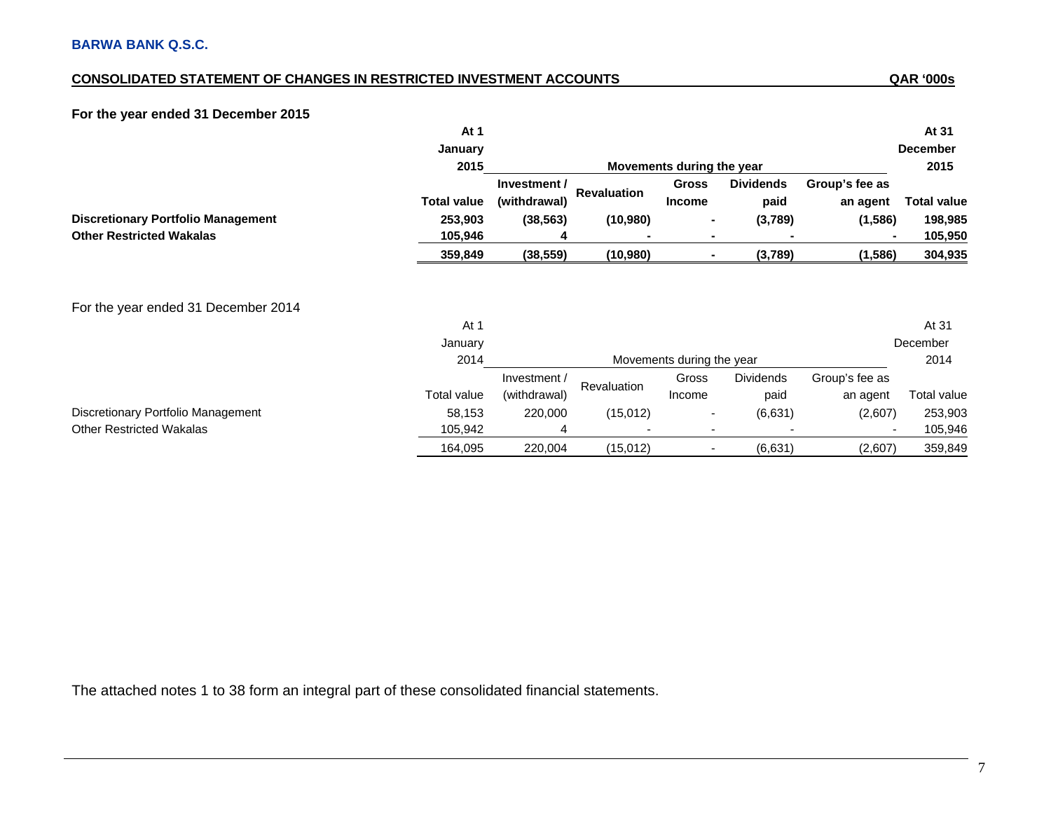**BARWA BANK Q.S.C.**

## CONSOLIDATED STATEMENT OF CHANGES IN RESTRICTED INVESTMENT ACCOUNTS

QAR '000s

### For the year ended 31 December 2015

| | At 1 January 2015 | Movements during the year | | | | | At 31 December 2015 |
|---|---|---|---|---|---|---|---|
| | Total value | Investment / (withdrawal) | Revaluation | Gross Income | Dividends paid | Group's fee as an agent | Total value |
| **Discretionary Portfolio Management** | **253,903** | **(38,563)** | **(10,980)** | **-** | **(3,789)** | **(1,586)** | **198,985** |
| **Other Restricted Wakalas** | **105,946** | **4** | **-** | **-** | **-** | **-** | **105,950** |
| | **359,849** | **(38,559)** | **(10,980)** | **-** | **(3,789)** | **(1,586)** | **304,935** |

For the year ended 31 December 2014

| | At 1 January 2014 | Movements during the year | | | | | At 31 December 2014 |
|---|---|---|---|---|---|---|---|
| | Total value | Investment / (withdrawal) | Revaluation | Gross Income | Dividends paid | Group's fee as an agent | Total value |
| Discretionary Portfolio Management | 58,153 | 220,000 | (15,012) | - | (6,631) | (2,607) | 253,903 |
| Other Restricted Wakalas | 105,942 | 4 | - | - | - | - | 105,946 |
| | 164,095 | 220,004 | (15,012) | - | (6,631) | (2,607) | 359,849 |

The attached notes 1 to 38 form an integral part of these consolidated financial statements.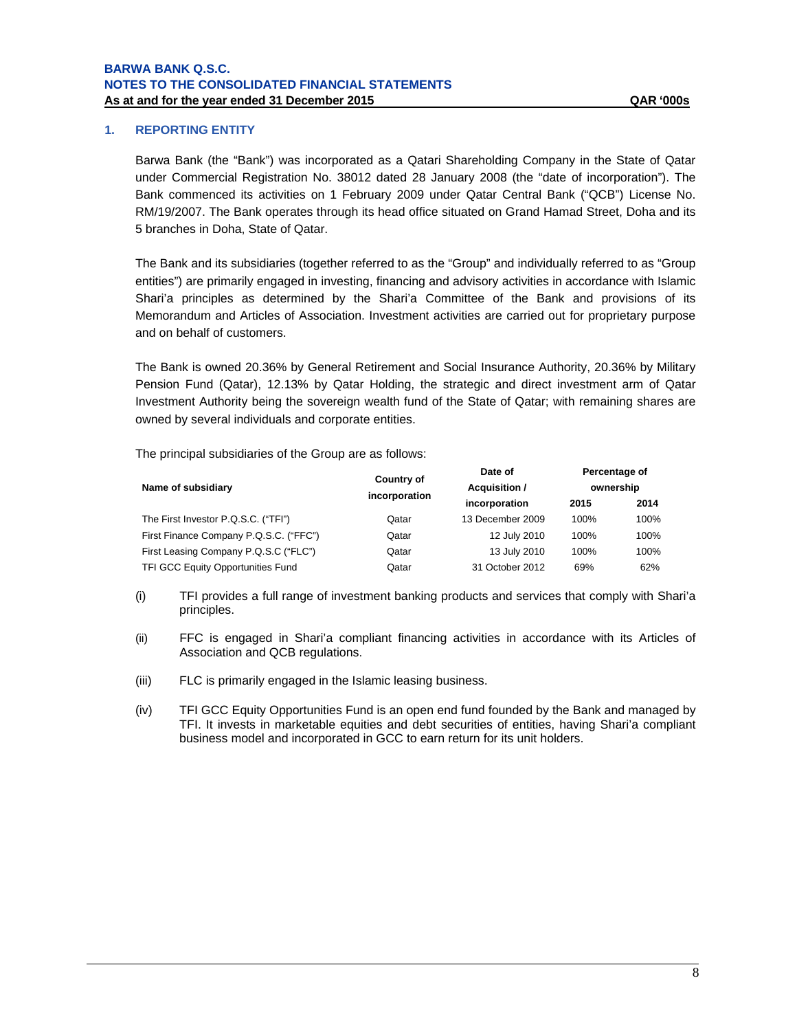## 1. REPORTING ENTITY

Barwa Bank (the "Bank") was incorporated as a Qatari Shareholding Company in the State of Qatar under Commercial Registration No. 38012 dated 28 January 2008 (the "date of incorporation"). The Bank commenced its activities on 1 February 2009 under Qatar Central Bank ("QCB") License No. RM/19/2007. The Bank operates through its head office situated on Grand Hamad Street, Doha and its 5 branches in Doha, State of Qatar.

The Bank and its subsidiaries (together referred to as the "Group" and individually referred to as "Group entities") are primarily engaged in investing, financing and advisory activities in accordance with Islamic Shari'a principles as determined by the Shari'a Committee of the Bank and provisions of its Memorandum and Articles of Association. Investment activities are carried out for proprietary purpose and on behalf of customers.

The Bank is owned 20.36% by General Retirement and Social Insurance Authority, 20.36% by Military Pension Fund (Qatar), 12.13% by Qatar Holding, the strategic and direct investment arm of Qatar Investment Authority being the sovereign wealth fund of the State of Qatar; with remaining shares are owned by several individuals and corporate entities.

The principal subsidiaries of the Group are as follows:

| Name of subsidiary | Country of incorporation | Date of Acquisition / incorporation | Percentage of ownership | |
|---|---|---|---|---|
| | | | 2015 | 2014 |
| The First Investor P.Q.S.C. ("TFI") | Qatar | 13 December 2009 | 100% | 100% |
| First Finance Company P.Q.S.C. ("FFC") | Qatar | 12 July 2010 | 100% | 100% |
| First Leasing Company P.Q.S.C ("FLC") | Qatar | 13 July 2010 | 100% | 100% |
| TFI GCC Equity Opportunities Fund | Qatar | 31 October 2012 | 69% | 62% |

(i) TFI provides a full range of investment banking products and services that comply with Shari'a principles.

(ii) FFC is engaged in Shari'a compliant financing activities in accordance with its Articles of Association and QCB regulations.

(iii) FLC is primarily engaged in the Islamic leasing business.

(iv) TFI GCC Equity Opportunities Fund is an open end fund founded by the Bank and managed by TFI. It invests in marketable equities and debt securities of entities, having Shari'a compliant business model and incorporated in GCC to earn return for its unit holders.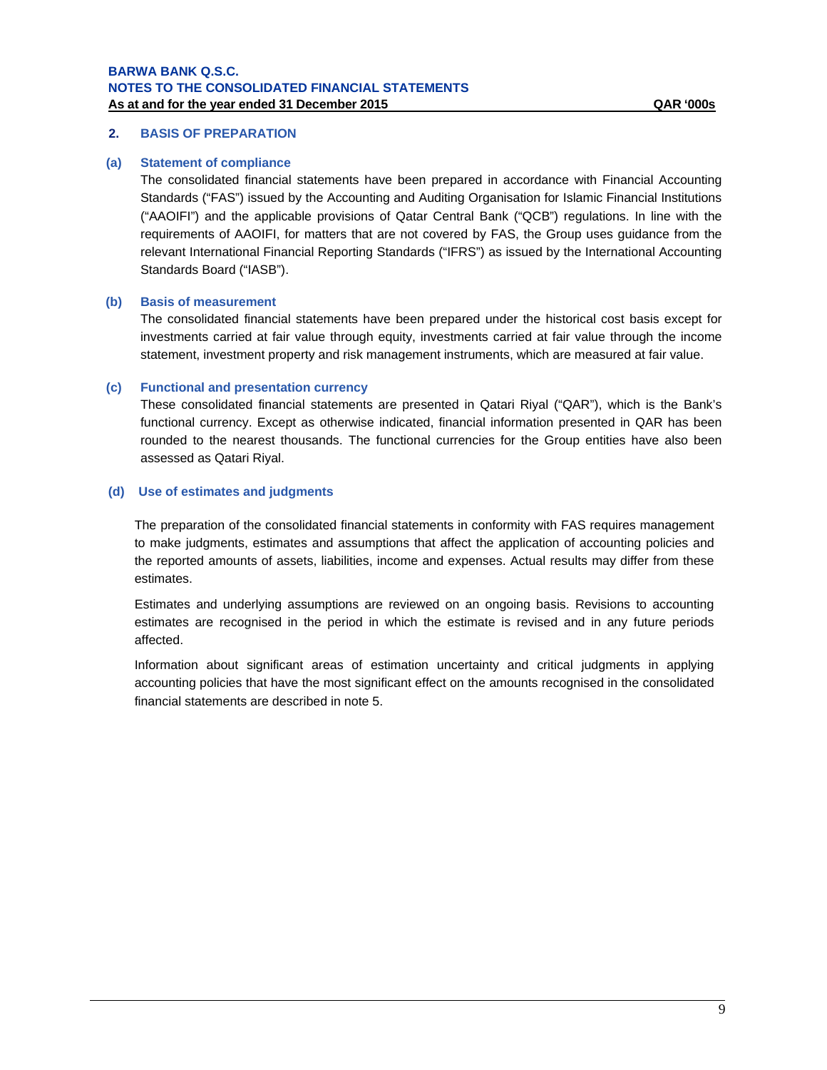## 2. BASIS OF PREPARATION

### (a) Statement of compliance

The consolidated financial statements have been prepared in accordance with Financial Accounting Standards ("FAS") issued by the Accounting and Auditing Organisation for Islamic Financial Institutions ("AAOIFI") and the applicable provisions of Qatar Central Bank ("QCB") regulations. In line with the requirements of AAOIFI, for matters that are not covered by FAS, the Group uses guidance from the relevant International Financial Reporting Standards ("IFRS") as issued by the International Accounting Standards Board ("IASB").

### (b) Basis of measurement

The consolidated financial statements have been prepared under the historical cost basis except for investments carried at fair value through equity, investments carried at fair value through the income statement, investment property and risk management instruments, which are measured at fair value.

### (c) Functional and presentation currency

These consolidated financial statements are presented in Qatari Riyal ("QAR"), which is the Bank's functional currency. Except as otherwise indicated, financial information presented in QAR has been rounded to the nearest thousands. The functional currencies for the Group entities have also been assessed as Qatari Riyal.

### (d) Use of estimates and judgments

The preparation of the consolidated financial statements in conformity with FAS requires management to make judgments, estimates and assumptions that affect the application of accounting policies and the reported amounts of assets, liabilities, income and expenses. Actual results may differ from these estimates.

Estimates and underlying assumptions are reviewed on an ongoing basis. Revisions to accounting estimates are recognised in the period in which the estimate is revised and in any future periods affected.

Information about significant areas of estimation uncertainty and critical judgments in applying accounting policies that have the most significant effect on the amounts recognised in the consolidated financial statements are described in note 5.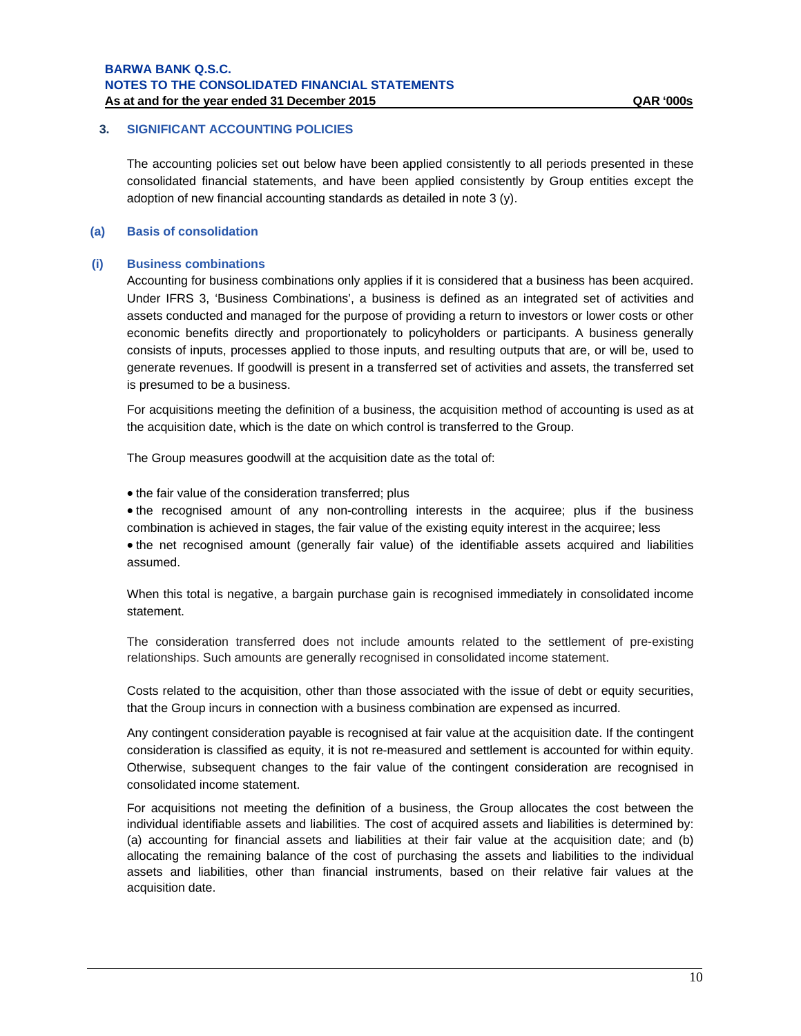## 3. SIGNIFICANT ACCOUNTING POLICIES

The accounting policies set out below have been applied consistently to all periods presented in these consolidated financial statements, and have been applied consistently by Group entities except the adoption of new financial accounting standards as detailed in note 3 (y).

### (a) Basis of consolidation

#### (i) Business combinations

Accounting for business combinations only applies if it is considered that a business has been acquired. Under IFRS 3, 'Business Combinations', a business is defined as an integrated set of activities and assets conducted and managed for the purpose of providing a return to investors or lower costs or other economic benefits directly and proportionately to policyholders or participants. A business generally consists of inputs, processes applied to those inputs, and resulting outputs that are, or will be, used to generate revenues. If goodwill is present in a transferred set of activities and assets, the transferred set is presumed to be a business.

For acquisitions meeting the definition of a business, the acquisition method of accounting is used as at the acquisition date, which is the date on which control is transferred to the Group.

The Group measures goodwill at the acquisition date as the total of:

- the fair value of the consideration transferred; plus
- the recognised amount of any non-controlling interests in the acquiree; plus if the business combination is achieved in stages, the fair value of the existing equity interest in the acquiree; less
- the net recognised amount (generally fair value) of the identifiable assets acquired and liabilities assumed.

When this total is negative, a bargain purchase gain is recognised immediately in consolidated income statement.

The consideration transferred does not include amounts related to the settlement of pre-existing relationships. Such amounts are generally recognised in consolidated income statement.

Costs related to the acquisition, other than those associated with the issue of debt or equity securities, that the Group incurs in connection with a business combination are expensed as incurred.

Any contingent consideration payable is recognised at fair value at the acquisition date. If the contingent consideration is classified as equity, it is not re-measured and settlement is accounted for within equity. Otherwise, subsequent changes to the fair value of the contingent consideration are recognised in consolidated income statement.

For acquisitions not meeting the definition of a business, the Group allocates the cost between the individual identifiable assets and liabilities. The cost of acquired assets and liabilities is determined by: (a) accounting for financial assets and liabilities at their fair value at the acquisition date; and (b) allocating the remaining balance of the cost of purchasing the assets and liabilities to the individual assets and liabilities, other than financial instruments, based on their relative fair values at the acquisition date.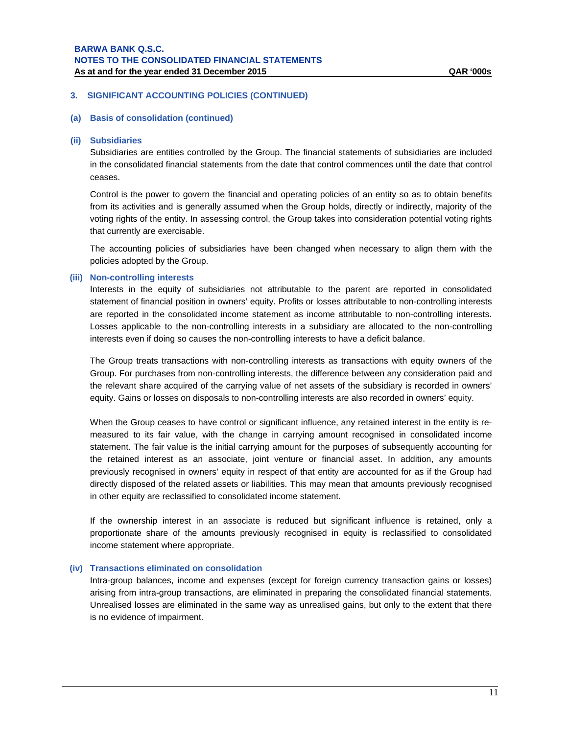## 3. SIGNIFICANT ACCOUNTING POLICIES (CONTINUED)

### (a) Basis of consolidation (continued)

#### (ii) Subsidiaries

Subsidiaries are entities controlled by the Group. The financial statements of subsidiaries are included in the consolidated financial statements from the date that control commences until the date that control ceases.

Control is the power to govern the financial and operating policies of an entity so as to obtain benefits from its activities and is generally assumed when the Group holds, directly or indirectly, majority of the voting rights of the entity. In assessing control, the Group takes into consideration potential voting rights that currently are exercisable.

The accounting policies of subsidiaries have been changed when necessary to align them with the policies adopted by the Group.

#### (iii) Non-controlling interests

Interests in the equity of subsidiaries not attributable to the parent are reported in consolidated statement of financial position in owners' equity. Profits or losses attributable to non-controlling interests are reported in the consolidated income statement as income attributable to non-controlling interests. Losses applicable to the non-controlling interests in a subsidiary are allocated to the non-controlling interests even if doing so causes the non-controlling interests to have a deficit balance.

The Group treats transactions with non-controlling interests as transactions with equity owners of the Group. For purchases from non-controlling interests, the difference between any consideration paid and the relevant share acquired of the carrying value of net assets of the subsidiary is recorded in owners' equity. Gains or losses on disposals to non-controlling interests are also recorded in owners' equity.

When the Group ceases to have control or significant influence, any retained interest in the entity is re-measured to its fair value, with the change in carrying amount recognised in consolidated income statement. The fair value is the initial carrying amount for the purposes of subsequently accounting for the retained interest as an associate, joint venture or financial asset. In addition, any amounts previously recognised in owners' equity in respect of that entity are accounted for as if the Group had directly disposed of the related assets or liabilities. This may mean that amounts previously recognised in other equity are reclassified to consolidated income statement.

If the ownership interest in an associate is reduced but significant influence is retained, only a proportionate share of the amounts previously recognised in equity is reclassified to consolidated income statement where appropriate.

#### (iv) Transactions eliminated on consolidation

Intra-group balances, income and expenses (except for foreign currency transaction gains or losses) arising from intra-group transactions, are eliminated in preparing the consolidated financial statements. Unrealised losses are eliminated in the same way as unrealised gains, but only to the extent that there is no evidence of impairment.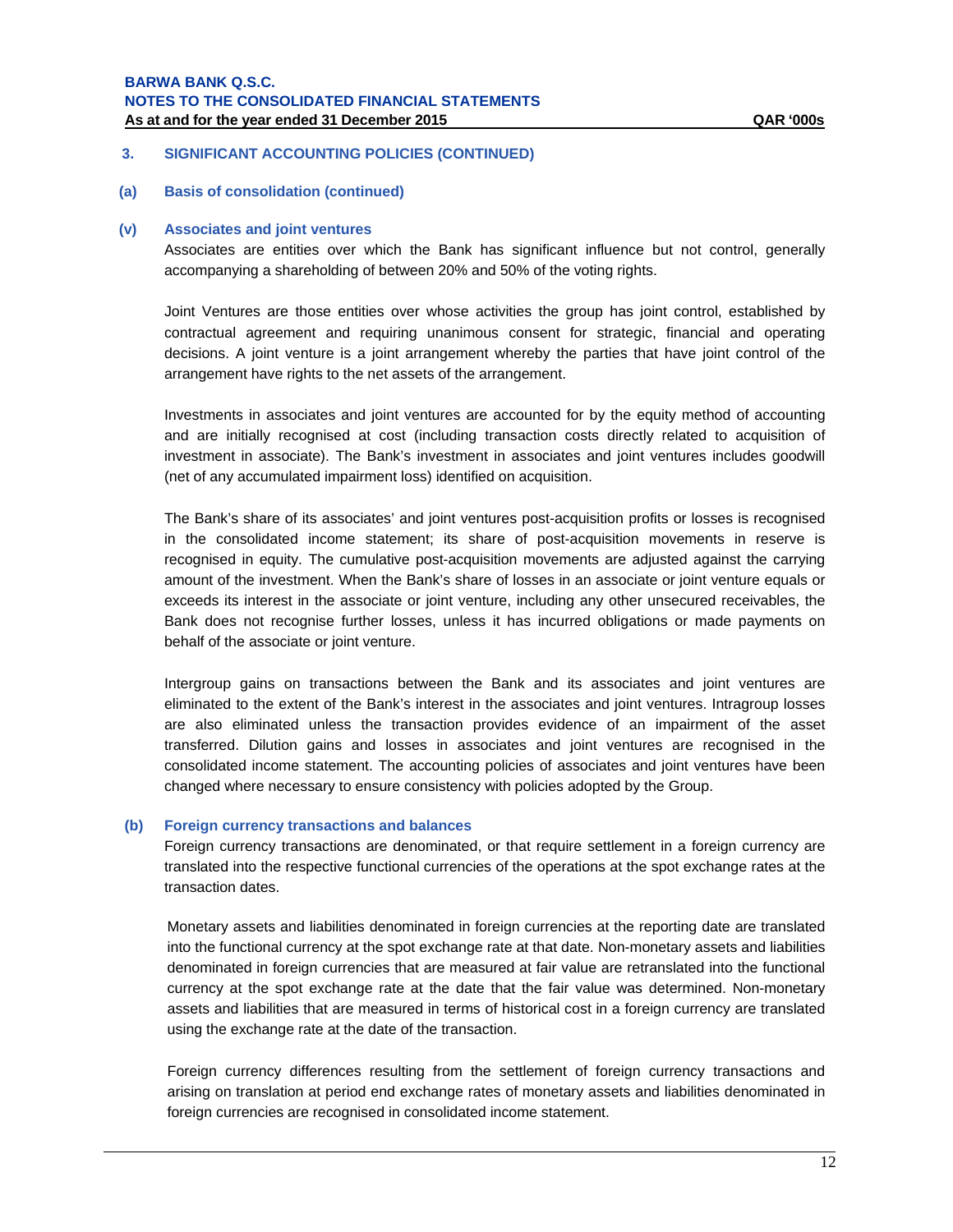## 3. SIGNIFICANT ACCOUNTING POLICIES (CONTINUED)

### (a) Basis of consolidation (continued)

#### (v) Associates and joint ventures

Associates are entities over which the Bank has significant influence but not control, generally accompanying a shareholding of between 20% and 50% of the voting rights.

Joint Ventures are those entities over whose activities the group has joint control, established by contractual agreement and requiring unanimous consent for strategic, financial and operating decisions. A joint venture is a joint arrangement whereby the parties that have joint control of the arrangement have rights to the net assets of the arrangement.

Investments in associates and joint ventures are accounted for by the equity method of accounting and are initially recognised at cost (including transaction costs directly related to acquisition of investment in associate). The Bank's investment in associates and joint ventures includes goodwill (net of any accumulated impairment loss) identified on acquisition.

The Bank's share of its associates' and joint ventures post-acquisition profits or losses is recognised in the consolidated income statement; its share of post-acquisition movements in reserve is recognised in equity. The cumulative post-acquisition movements are adjusted against the carrying amount of the investment. When the Bank's share of losses in an associate or joint venture equals or exceeds its interest in the associate or joint venture, including any other unsecured receivables, the Bank does not recognise further losses, unless it has incurred obligations or made payments on behalf of the associate or joint venture.

Intergroup gains on transactions between the Bank and its associates and joint ventures are eliminated to the extent of the Bank's interest in the associates and joint ventures. Intragroup losses are also eliminated unless the transaction provides evidence of an impairment of the asset transferred. Dilution gains and losses in associates and joint ventures are recognised in the consolidated income statement. The accounting policies of associates and joint ventures have been changed where necessary to ensure consistency with policies adopted by the Group.

### (b) Foreign currency transactions and balances

Foreign currency transactions are denominated, or that require settlement in a foreign currency are translated into the respective functional currencies of the operations at the spot exchange rates at the transaction dates.

Monetary assets and liabilities denominated in foreign currencies at the reporting date are translated into the functional currency at the spot exchange rate at that date. Non-monetary assets and liabilities denominated in foreign currencies that are measured at fair value are retranslated into the functional currency at the spot exchange rate at the date that the fair value was determined. Non-monetary assets and liabilities that are measured in terms of historical cost in a foreign currency are translated using the exchange rate at the date of the transaction.

Foreign currency differences resulting from the settlement of foreign currency transactions and arising on translation at period end exchange rates of monetary assets and liabilities denominated in foreign currencies are recognised in consolidated income statement.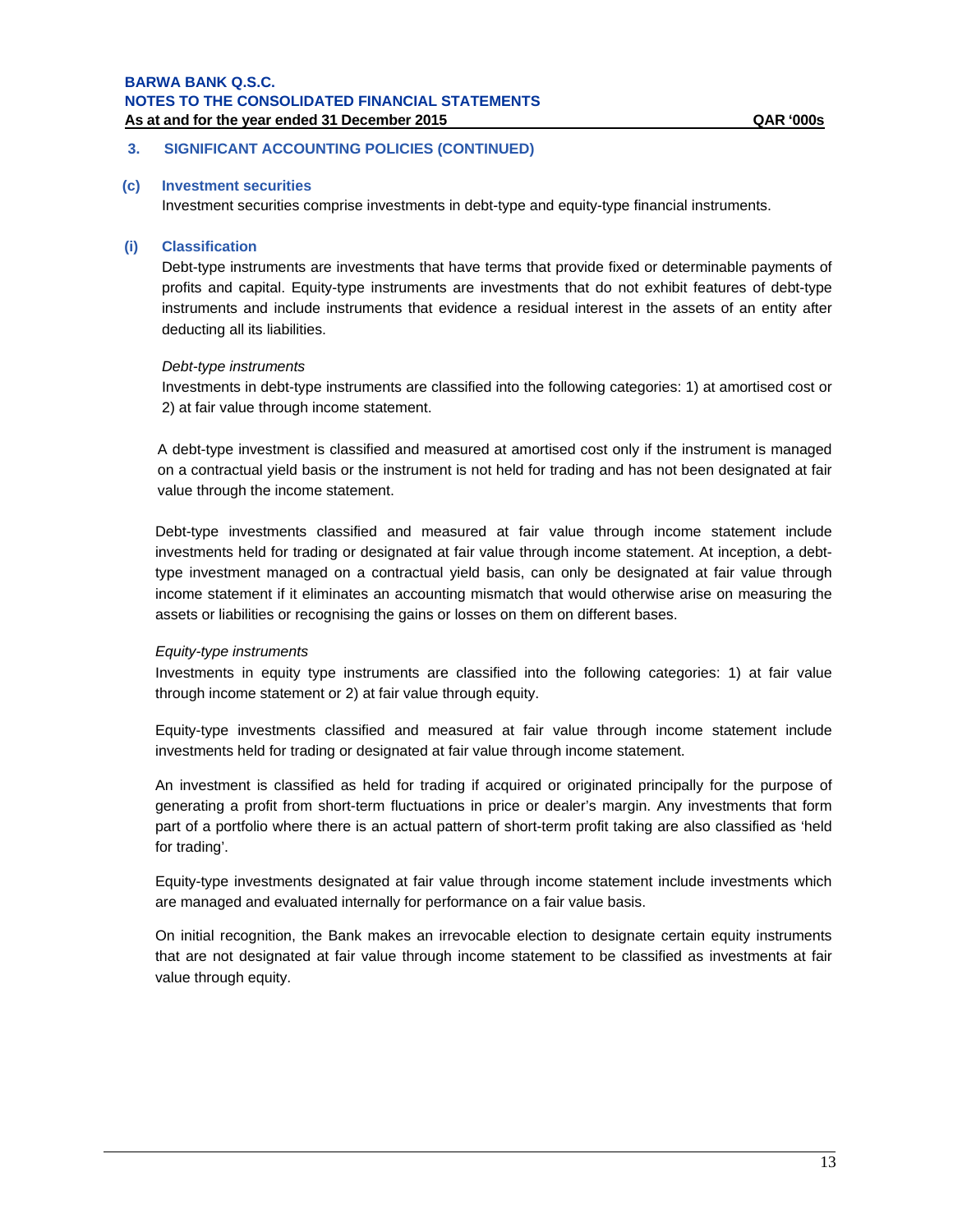## 3. SIGNIFICANT ACCOUNTING POLICIES (CONTINUED)

### (c) Investment securities

Investment securities comprise investments in debt-type and equity-type financial instruments.

### (i) Classification

Debt-type instruments are investments that have terms that provide fixed or determinable payments of profits and capital. Equity-type instruments are investments that do not exhibit features of debt-type instruments and include instruments that evidence a residual interest in the assets of an entity after deducting all its liabilities.

*Debt-type instruments*

Investments in debt-type instruments are classified into the following categories: 1) at amortised cost or 2) at fair value through income statement.

A debt-type investment is classified and measured at amortised cost only if the instrument is managed on a contractual yield basis or the instrument is not held for trading and has not been designated at fair value through the income statement.

Debt-type investments classified and measured at fair value through income statement include investments held for trading or designated at fair value through income statement. At inception, a debt-type investment managed on a contractual yield basis, can only be designated at fair value through income statement if it eliminates an accounting mismatch that would otherwise arise on measuring the assets or liabilities or recognising the gains or losses on them on different bases.

*Equity-type instruments*

Investments in equity type instruments are classified into the following categories: 1) at fair value through income statement or 2) at fair value through equity.

Equity-type investments classified and measured at fair value through income statement include investments held for trading or designated at fair value through income statement.

An investment is classified as held for trading if acquired or originated principally for the purpose of generating a profit from short-term fluctuations in price or dealer's margin. Any investments that form part of a portfolio where there is an actual pattern of short-term profit taking are also classified as 'held for trading'.

Equity-type investments designated at fair value through income statement include investments which are managed and evaluated internally for performance on a fair value basis.

On initial recognition, the Bank makes an irrevocable election to designate certain equity instruments that are not designated at fair value through income statement to be classified as investments at fair value through equity.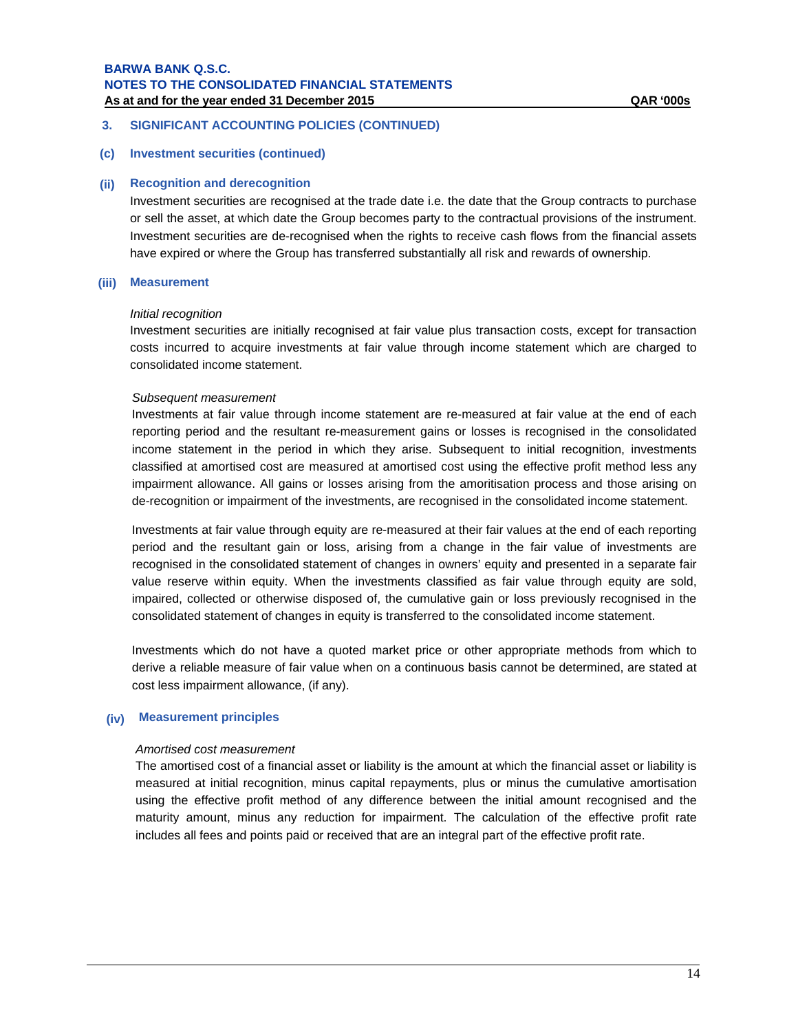## 3. SIGNIFICANT ACCOUNTING POLICIES (CONTINUED)

### (c) Investment securities (continued)

#### (ii) Recognition and derecognition

Investment securities are recognised at the trade date i.e. the date that the Group contracts to purchase or sell the asset, at which date the Group becomes party to the contractual provisions of the instrument. Investment securities are de-recognised when the rights to receive cash flows from the financial assets have expired or where the Group has transferred substantially all risk and rewards of ownership.

#### (iii) Measurement

*Initial recognition*

Investment securities are initially recognised at fair value plus transaction costs, except for transaction costs incurred to acquire investments at fair value through income statement which are charged to consolidated income statement.

*Subsequent measurement*

Investments at fair value through income statement are re-measured at fair value at the end of each reporting period and the resultant re-measurement gains or losses is recognised in the consolidated income statement in the period in which they arise. Subsequent to initial recognition, investments classified at amortised cost are measured at amortised cost using the effective profit method less any impairment allowance. All gains or losses arising from the amoritisation process and those arising on de-recognition or impairment of the investments, are recognised in the consolidated income statement.

Investments at fair value through equity are re-measured at their fair values at the end of each reporting period and the resultant gain or loss, arising from a change in the fair value of investments are recognised in the consolidated statement of changes in owners' equity and presented in a separate fair value reserve within equity. When the investments classified as fair value through equity are sold, impaired, collected or otherwise disposed of, the cumulative gain or loss previously recognised in the consolidated statement of changes in equity is transferred to the consolidated income statement.

Investments which do not have a quoted market price or other appropriate methods from which to derive a reliable measure of fair value when on a continuous basis cannot be determined, are stated at cost less impairment allowance, (if any).

#### (iv) Measurement principles

*Amortised cost measurement*

The amortised cost of a financial asset or liability is the amount at which the financial asset or liability is measured at initial recognition, minus capital repayments, plus or minus the cumulative amortisation using the effective profit method of any difference between the initial amount recognised and the maturity amount, minus any reduction for impairment. The calculation of the effective profit rate includes all fees and points paid or received that are an integral part of the effective profit rate.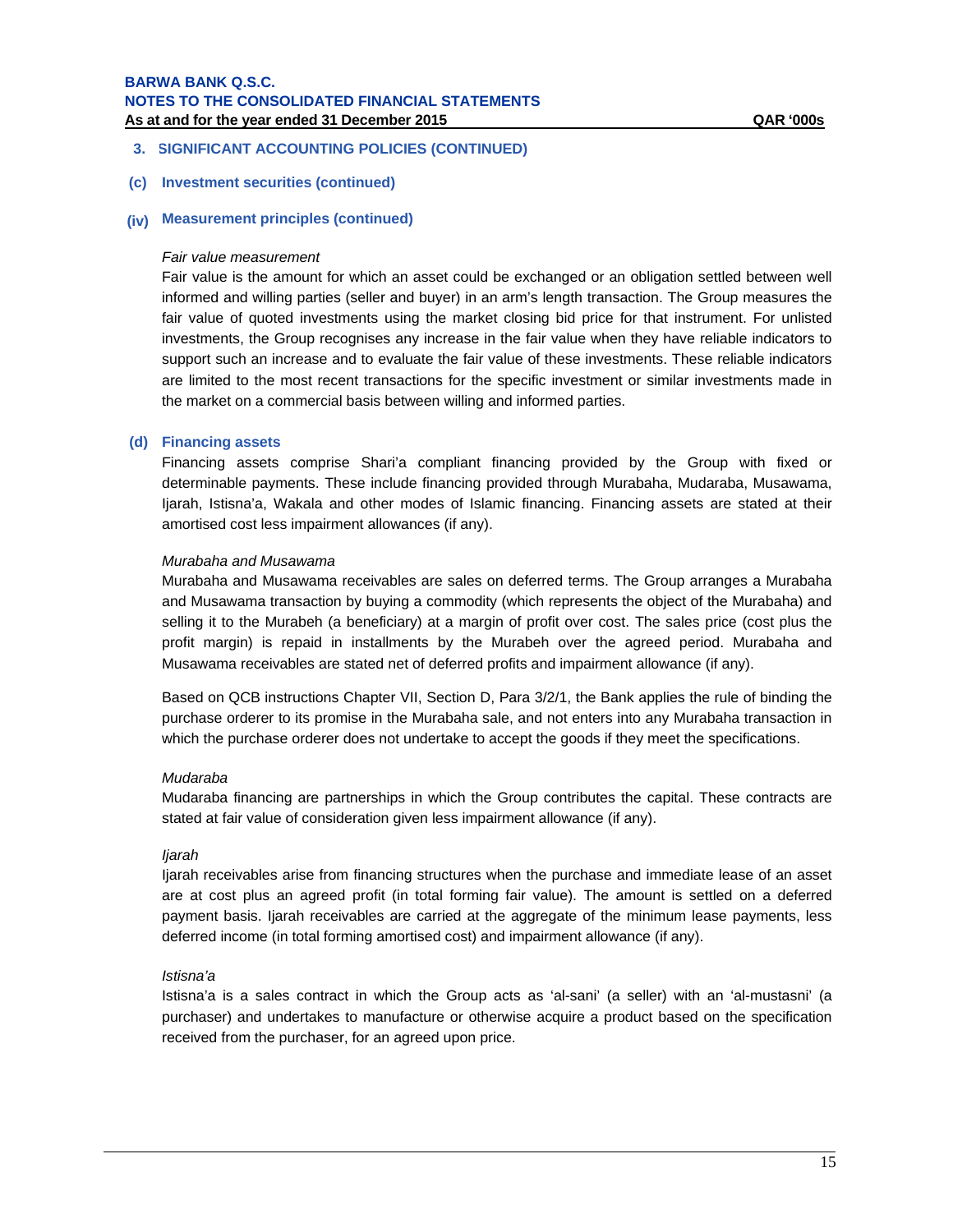## 3. SIGNIFICANT ACCOUNTING POLICIES (CONTINUED)

### (c) Investment securities (continued)

#### (iv) Measurement principles (continued)

*Fair value measurement*

Fair value is the amount for which an asset could be exchanged or an obligation settled between well informed and willing parties (seller and buyer) in an arm's length transaction. The Group measures the fair value of quoted investments using the market closing bid price for that instrument. For unlisted investments, the Group recognises any increase in the fair value when they have reliable indicators to support such an increase and to evaluate the fair value of these investments. These reliable indicators are limited to the most recent transactions for the specific investment or similar investments made in the market on a commercial basis between willing and informed parties.

### (d) Financing assets

Financing assets comprise Shari'a compliant financing provided by the Group with fixed or determinable payments. These include financing provided through Murabaha, Mudaraba, Musawama, Ijarah, Istisna'a, Wakala and other modes of Islamic financing. Financing assets are stated at their amortised cost less impairment allowances (if any).

*Murabaha and Musawama*

Murabaha and Musawama receivables are sales on deferred terms. The Group arranges a Murabaha and Musawama transaction by buying a commodity (which represents the object of the Murabaha) and selling it to the Murabeh (a beneficiary) at a margin of profit over cost. The sales price (cost plus the profit margin) is repaid in installments by the Murabeh over the agreed period. Murabaha and Musawama receivables are stated net of deferred profits and impairment allowance (if any).

Based on QCB instructions Chapter VII, Section D, Para 3/2/1, the Bank applies the rule of binding the purchase orderer to its promise in the Murabaha sale, and not enters into any Murabaha transaction in which the purchase orderer does not undertake to accept the goods if they meet the specifications.

*Mudaraba*

Mudaraba financing are partnerships in which the Group contributes the capital. These contracts are stated at fair value of consideration given less impairment allowance (if any).

*Ijarah*

Ijarah receivables arise from financing structures when the purchase and immediate lease of an asset are at cost plus an agreed profit (in total forming fair value). The amount is settled on a deferred payment basis. Ijarah receivables are carried at the aggregate of the minimum lease payments, less deferred income (in total forming amortised cost) and impairment allowance (if any).

*Istisna'a*

Istisna'a is a sales contract in which the Group acts as 'al-sani' (a seller) with an 'al-mustasni' (a purchaser) and undertakes to manufacture or otherwise acquire a product based on the specification received from the purchaser, for an agreed upon price.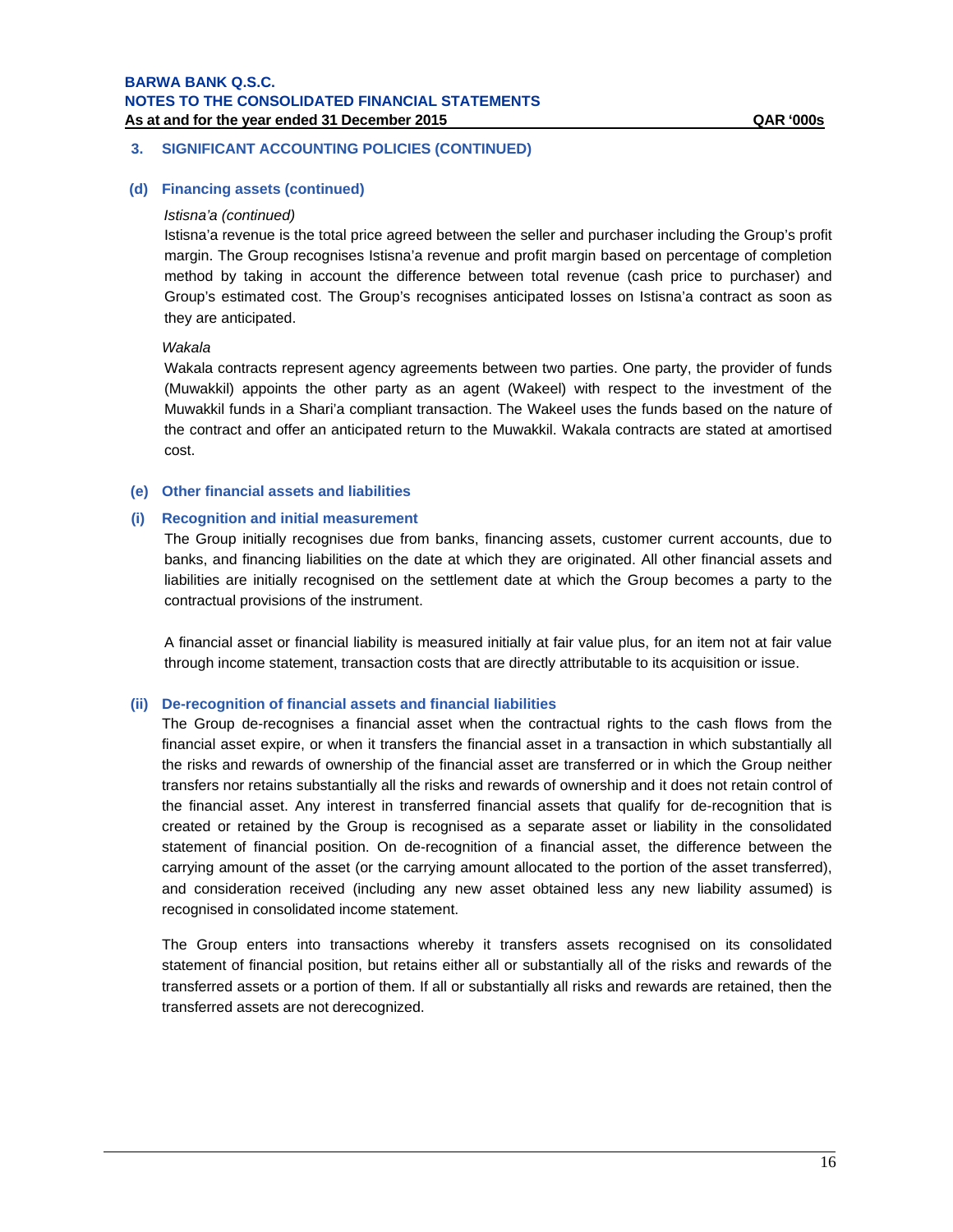## 3. SIGNIFICANT ACCOUNTING POLICIES (CONTINUED)

### (d) Financing assets (continued)

*Istisna'a (continued)*

Istisna'a revenue is the total price agreed between the seller and purchaser including the Group's profit margin. The Group recognises Istisna'a revenue and profit margin based on percentage of completion method by taking in account the difference between total revenue (cash price to purchaser) and Group's estimated cost. The Group's recognises anticipated losses on Istisna'a contract as soon as they are anticipated.

*Wakala*

Wakala contracts represent agency agreements between two parties. One party, the provider of funds (Muwakkil) appoints the other party as an agent (Wakeel) with respect to the investment of the Muwakkil funds in a Shari'a compliant transaction. The Wakeel uses the funds based on the nature of the contract and offer an anticipated return to the Muwakkil. Wakala contracts are stated at amortised cost.

### (e) Other financial assets and liabilities

#### (i) Recognition and initial measurement

The Group initially recognises due from banks, financing assets, customer current accounts, due to banks, and financing liabilities on the date at which they are originated. All other financial assets and liabilities are initially recognised on the settlement date at which the Group becomes a party to the contractual provisions of the instrument.

A financial asset or financial liability is measured initially at fair value plus, for an item not at fair value through income statement, transaction costs that are directly attributable to its acquisition or issue.

#### (ii) De-recognition of financial assets and financial liabilities

The Group de-recognises a financial asset when the contractual rights to the cash flows from the financial asset expire, or when it transfers the financial asset in a transaction in which substantially all the risks and rewards of ownership of the financial asset are transferred or in which the Group neither transfers nor retains substantially all the risks and rewards of ownership and it does not retain control of the financial asset. Any interest in transferred financial assets that qualify for de-recognition that is created or retained by the Group is recognised as a separate asset or liability in the consolidated statement of financial position. On de-recognition of a financial asset, the difference between the carrying amount of the asset (or the carrying amount allocated to the portion of the asset transferred), and consideration received (including any new asset obtained less any new liability assumed) is recognised in consolidated income statement.

The Group enters into transactions whereby it transfers assets recognised on its consolidated statement of financial position, but retains either all or substantially all of the risks and rewards of the transferred assets or a portion of them. If all or substantially all risks and rewards are retained, then the transferred assets are not derecognized.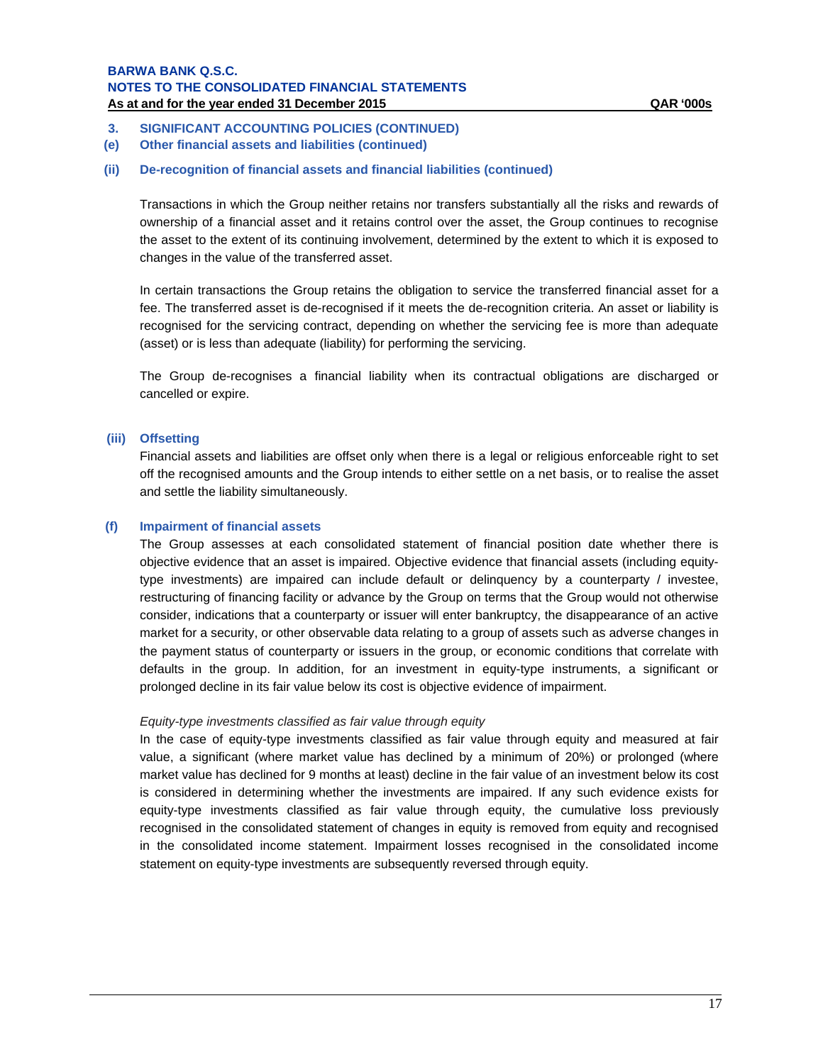### 3. SIGNIFICANT ACCOUNTING POLICIES (CONTINUED)

#### (e) Other financial assets and liabilities (continued)

#### (ii) De-recognition of financial assets and financial liabilities (continued)

Transactions in which the Group neither retains nor transfers substantially all the risks and rewards of ownership of a financial asset and it retains control over the asset, the Group continues to recognise the asset to the extent of its continuing involvement, determined by the extent to which it is exposed to changes in the value of the transferred asset.

In certain transactions the Group retains the obligation to service the transferred financial asset for a fee. The transferred asset is de-recognised if it meets the de-recognition criteria. An asset or liability is recognised for the servicing contract, depending on whether the servicing fee is more than adequate (asset) or is less than adequate (liability) for performing the servicing.

The Group de-recognises a financial liability when its contractual obligations are discharged or cancelled or expire.

#### (iii) Offsetting

Financial assets and liabilities are offset only when there is a legal or religious enforceable right to set off the recognised amounts and the Group intends to either settle on a net basis, or to realise the asset and settle the liability simultaneously.

#### (f) Impairment of financial assets

The Group assesses at each consolidated statement of financial position date whether there is objective evidence that an asset is impaired. Objective evidence that financial assets (including equity-type investments) are impaired can include default or delinquency by a counterparty / investee, restructuring of financing facility or advance by the Group on terms that the Group would not otherwise consider, indications that a counterparty or issuer will enter bankruptcy, the disappearance of an active market for a security, or other observable data relating to a group of assets such as adverse changes in the payment status of counterparty or issuers in the group, or economic conditions that correlate with defaults in the group. In addition, for an investment in equity-type instruments, a significant or prolonged decline in its fair value below its cost is objective evidence of impairment.

*Equity-type investments classified as fair value through equity*

In the case of equity-type investments classified as fair value through equity and measured at fair value, a significant (where market value has declined by a minimum of 20%) or prolonged (where market value has declined for 9 months at least) decline in the fair value of an investment below its cost is considered in determining whether the investments are impaired. If any such evidence exists for equity-type investments classified as fair value through equity, the cumulative loss previously recognised in the consolidated statement of changes in equity is removed from equity and recognised in the consolidated income statement. Impairment losses recognised in the consolidated income statement on equity-type investments are subsequently reversed through equity.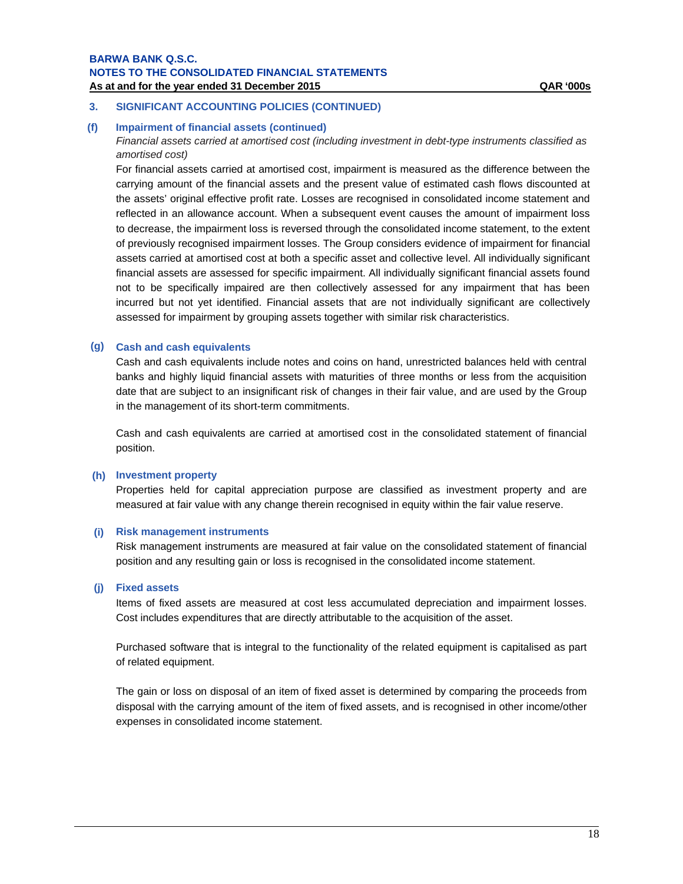## 3. SIGNIFICANT ACCOUNTING POLICIES (CONTINUED)

### (f) Impairment of financial assets (continued)

*Financial assets carried at amortised cost (including investment in debt-type instruments classified as amortised cost)*

For financial assets carried at amortised cost, impairment is measured as the difference between the carrying amount of the financial assets and the present value of estimated cash flows discounted at the assets' original effective profit rate. Losses are recognised in consolidated income statement and reflected in an allowance account. When a subsequent event causes the amount of impairment loss to decrease, the impairment loss is reversed through the consolidated income statement, to the extent of previously recognised impairment losses. The Group considers evidence of impairment for financial assets carried at amortised cost at both a specific asset and collective level. All individually significant financial assets are assessed for specific impairment. All individually significant financial assets found not to be specifically impaired are then collectively assessed for any impairment that has been incurred but not yet identified. Financial assets that are not individually significant are collectively assessed for impairment by grouping assets together with similar risk characteristics.

### (g) Cash and cash equivalents

Cash and cash equivalents include notes and coins on hand, unrestricted balances held with central banks and highly liquid financial assets with maturities of three months or less from the acquisition date that are subject to an insignificant risk of changes in their fair value, and are used by the Group in the management of its short-term commitments.

Cash and cash equivalents are carried at amortised cost in the consolidated statement of financial position.

### (h) Investment property

Properties held for capital appreciation purpose are classified as investment property and are measured at fair value with any change therein recognised in equity within the fair value reserve.

### (i) Risk management instruments

Risk management instruments are measured at fair value on the consolidated statement of financial position and any resulting gain or loss is recognised in the consolidated income statement.

### (j) Fixed assets

Items of fixed assets are measured at cost less accumulated depreciation and impairment losses. Cost includes expenditures that are directly attributable to the acquisition of the asset.

Purchased software that is integral to the functionality of the related equipment is capitalised as part of related equipment.

The gain or loss on disposal of an item of fixed asset is determined by comparing the proceeds from disposal with the carrying amount of the item of fixed assets, and is recognised in other income/other expenses in consolidated income statement.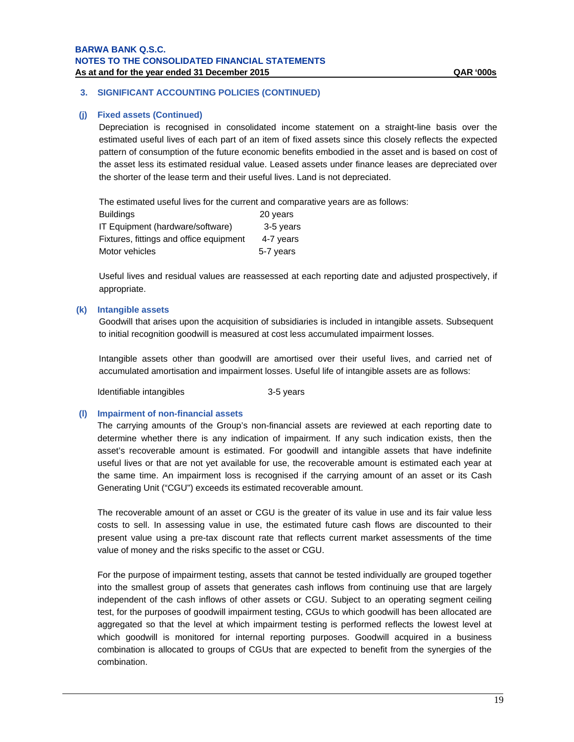## 3. SIGNIFICANT ACCOUNTING POLICIES (CONTINUED)

### (j) Fixed assets (Continued)

Depreciation is recognised in consolidated income statement on a straight-line basis over the estimated useful lives of each part of an item of fixed assets since this closely reflects the expected pattern of consumption of the future economic benefits embodied in the asset and is based on cost of the asset less its estimated residual value. Leased assets under finance leases are depreciated over the shorter of the lease term and their useful lives. Land is not depreciated.

The estimated useful lives for the current and comparative years are as follows:

| | |
|---|---|
| Buildings | 20 years |
| IT Equipment (hardware/software) | 3-5 years |
| Fixtures, fittings and office equipment | 4-7 years |
| Motor vehicles | 5-7 years |

Useful lives and residual values are reassessed at each reporting date and adjusted prospectively, if appropriate.

### (k) Intangible assets

Goodwill that arises upon the acquisition of subsidiaries is included in intangible assets. Subsequent to initial recognition goodwill is measured at cost less accumulated impairment losses.

Intangible assets other than goodwill are amortised over their useful lives, and carried net of accumulated amortisation and impairment losses. Useful life of intangible assets are as follows:

| | |
|---|---|
| Identifiable intangibles | 3-5 years |

### (l) Impairment of non-financial assets

The carrying amounts of the Group's non-financial assets are reviewed at each reporting date to determine whether there is any indication of impairment. If any such indication exists, then the asset's recoverable amount is estimated. For goodwill and intangible assets that have indefinite useful lives or that are not yet available for use, the recoverable amount is estimated each year at the same time. An impairment loss is recognised if the carrying amount of an asset or its Cash Generating Unit ("CGU") exceeds its estimated recoverable amount.

The recoverable amount of an asset or CGU is the greater of its value in use and its fair value less costs to sell. In assessing value in use, the estimated future cash flows are discounted to their present value using a pre-tax discount rate that reflects current market assessments of the time value of money and the risks specific to the asset or CGU.

For the purpose of impairment testing, assets that cannot be tested individually are grouped together into the smallest group of assets that generates cash inflows from continuing use that are largely independent of the cash inflows of other assets or CGU. Subject to an operating segment ceiling test, for the purposes of goodwill impairment testing, CGUs to which goodwill has been allocated are aggregated so that the level at which impairment testing is performed reflects the lowest level at which goodwill is monitored for internal reporting purposes. Goodwill acquired in a business combination is allocated to groups of CGUs that are expected to benefit from the synergies of the combination.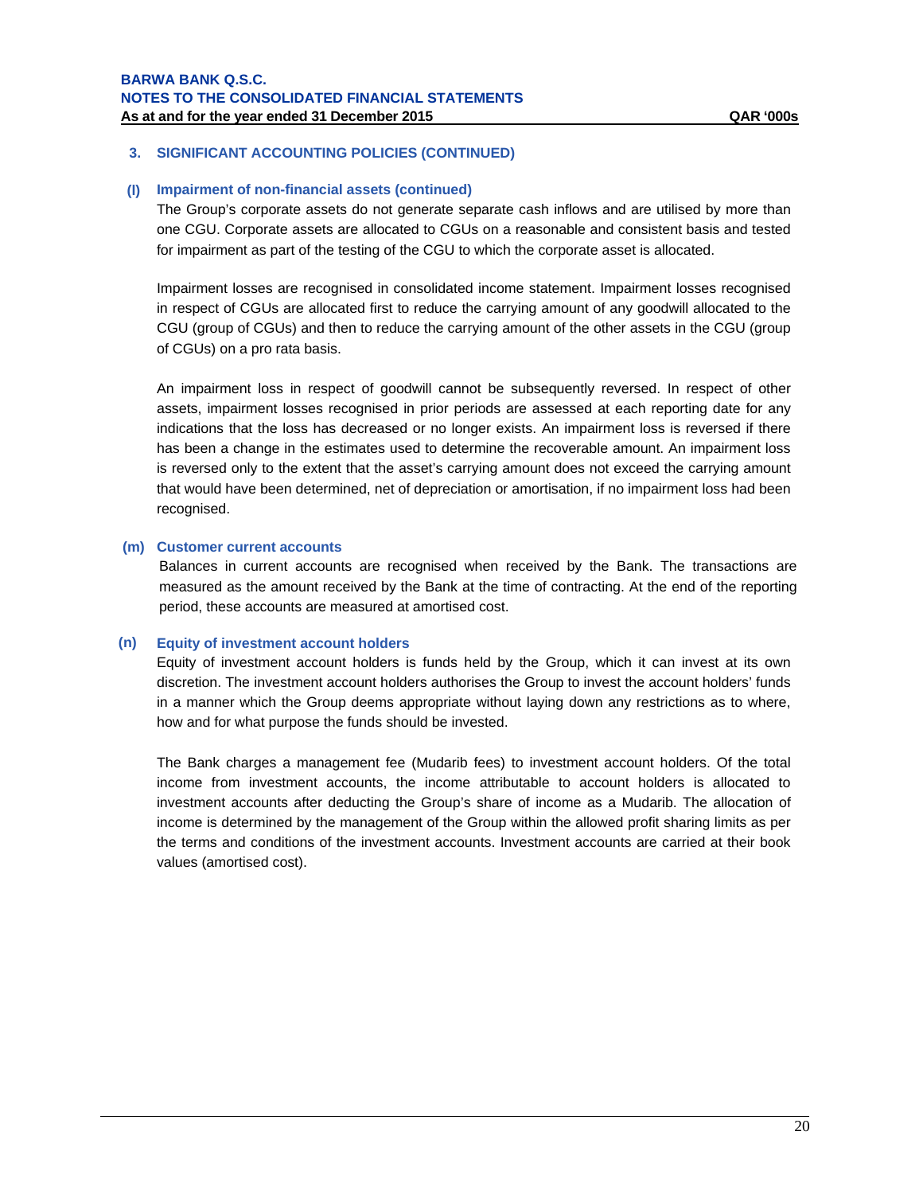## 3. SIGNIFICANT ACCOUNTING POLICIES (CONTINUED)

### (l) Impairment of non-financial assets (continued)

The Group's corporate assets do not generate separate cash inflows and are utilised by more than one CGU. Corporate assets are allocated to CGUs on a reasonable and consistent basis and tested for impairment as part of the testing of the CGU to which the corporate asset is allocated.

Impairment losses are recognised in consolidated income statement. Impairment losses recognised in respect of CGUs are allocated first to reduce the carrying amount of any goodwill allocated to the CGU (group of CGUs) and then to reduce the carrying amount of the other assets in the CGU (group of CGUs) on a pro rata basis.

An impairment loss in respect of goodwill cannot be subsequently reversed. In respect of other assets, impairment losses recognised in prior periods are assessed at each reporting date for any indications that the loss has decreased or no longer exists. An impairment loss is reversed if there has been a change in the estimates used to determine the recoverable amount. An impairment loss is reversed only to the extent that the asset's carrying amount does not exceed the carrying amount that would have been determined, net of depreciation or amortisation, if no impairment loss had been recognised.

### (m) Customer current accounts

Balances in current accounts are recognised when received by the Bank. The transactions are measured as the amount received by the Bank at the time of contracting. At the end of the reporting period, these accounts are measured at amortised cost.

### (n) Equity of investment account holders

Equity of investment account holders is funds held by the Group, which it can invest at its own discretion. The investment account holders authorises the Group to invest the account holders' funds in a manner which the Group deems appropriate without laying down any restrictions as to where, how and for what purpose the funds should be invested.

The Bank charges a management fee (Mudarib fees) to investment account holders. Of the total income from investment accounts, the income attributable to account holders is allocated to investment accounts after deducting the Group's share of income as a Mudarib. The allocation of income is determined by the management of the Group within the allowed profit sharing limits as per the terms and conditions of the investment accounts. Investment accounts are carried at their book values (amortised cost).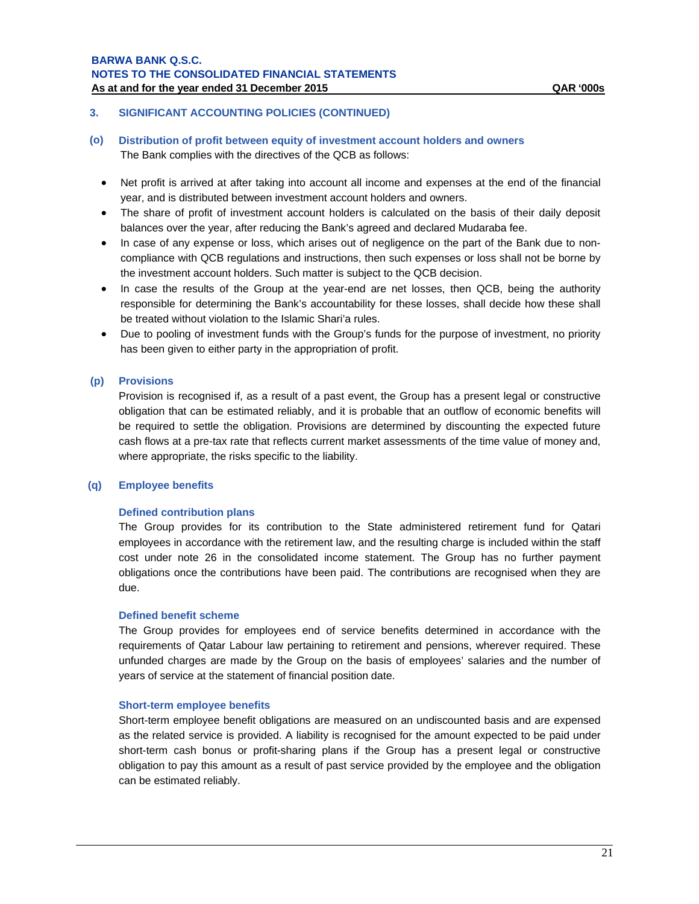## 3. SIGNIFICANT ACCOUNTING POLICIES (CONTINUED)

### (o) Distribution of profit between equity of investment account holders and owners

The Bank complies with the directives of the QCB as follows:

- Net profit is arrived at after taking into account all income and expenses at the end of the financial year, and is distributed between investment account holders and owners.
- The share of profit of investment account holders is calculated on the basis of their daily deposit balances over the year, after reducing the Bank's agreed and declared Mudaraba fee.
- In case of any expense or loss, which arises out of negligence on the part of the Bank due to non-compliance with QCB regulations and instructions, then such expenses or loss shall not be borne by the investment account holders. Such matter is subject to the QCB decision.
- In case the results of the Group at the year-end are net losses, then QCB, being the authority responsible for determining the Bank's accountability for these losses, shall decide how these shall be treated without violation to the Islamic Shari'a rules.
- Due to pooling of investment funds with the Group's funds for the purpose of investment, no priority has been given to either party in the appropriation of profit.

### (p) Provisions

Provision is recognised if, as a result of a past event, the Group has a present legal or constructive obligation that can be estimated reliably, and it is probable that an outflow of economic benefits will be required to settle the obligation. Provisions are determined by discounting the expected future cash flows at a pre-tax rate that reflects current market assessments of the time value of money and, where appropriate, the risks specific to the liability.

### (q) Employee benefits

#### Defined contribution plans

The Group provides for its contribution to the State administered retirement fund for Qatari employees in accordance with the retirement law, and the resulting charge is included within the staff cost under note 26 in the consolidated income statement. The Group has no further payment obligations once the contributions have been paid. The contributions are recognised when they are due.

#### Defined benefit scheme

The Group provides for employees end of service benefits determined in accordance with the requirements of Qatar Labour law pertaining to retirement and pensions, wherever required. These unfunded charges are made by the Group on the basis of employees' salaries and the number of years of service at the statement of financial position date.

#### Short-term employee benefits

Short-term employee benefit obligations are measured on an undiscounted basis and are expensed as the related service is provided. A liability is recognised for the amount expected to be paid under short-term cash bonus or profit-sharing plans if the Group has a present legal or constructive obligation to pay this amount as a result of past service provided by the employee and the obligation can be estimated reliably.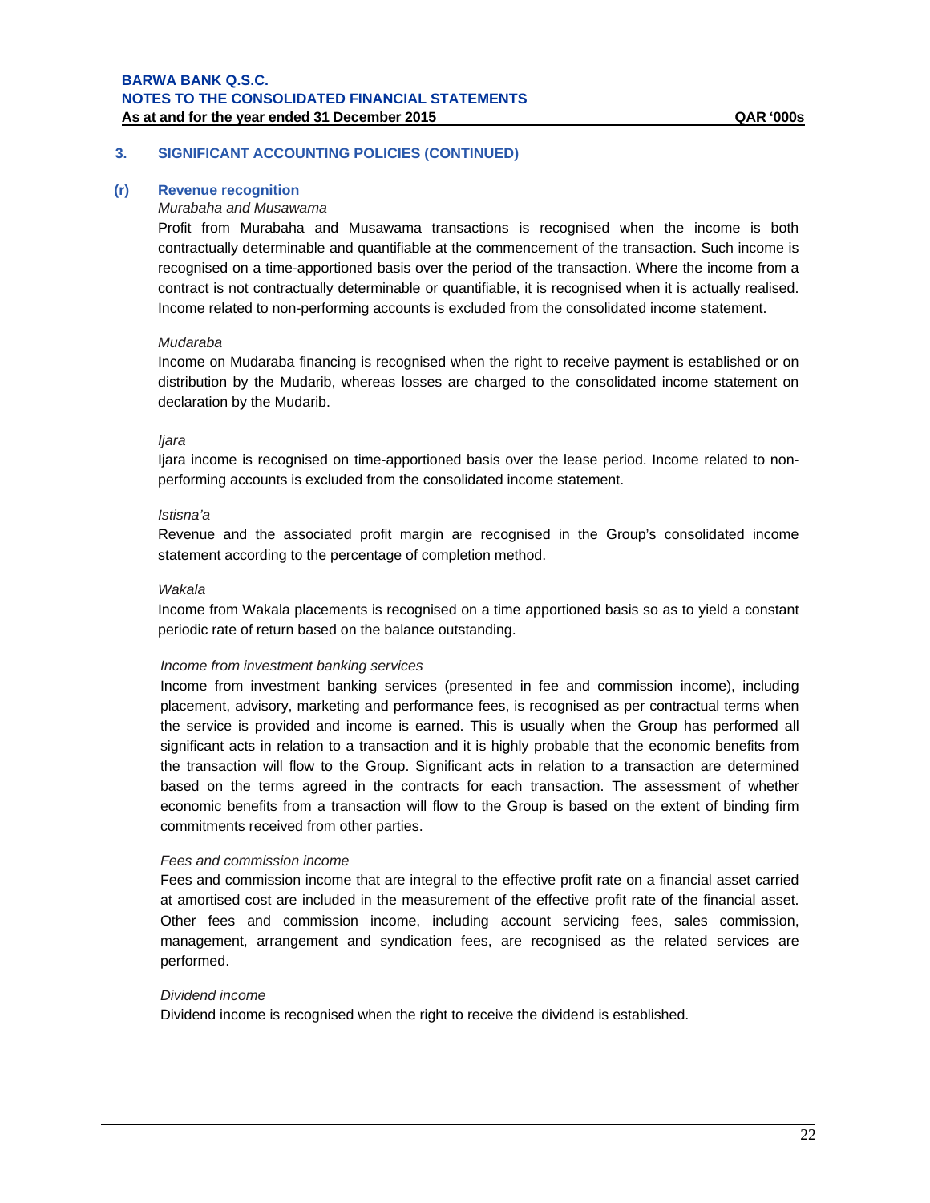## 3. SIGNIFICANT ACCOUNTING POLICIES (CONTINUED)

### (r) Revenue recognition

*Murabaha and Musawama*

Profit from Murabaha and Musawama transactions is recognised when the income is both contractually determinable and quantifiable at the commencement of the transaction. Such income is recognised on a time-apportioned basis over the period of the transaction. Where the income from a contract is not contractually determinable or quantifiable, it is recognised when it is actually realised. Income related to non-performing accounts is excluded from the consolidated income statement.

*Mudaraba*

Income on Mudaraba financing is recognised when the right to receive payment is established or on distribution by the Mudarib, whereas losses are charged to the consolidated income statement on declaration by the Mudarib.

*Ijara*

Ijara income is recognised on time-apportioned basis over the lease period. Income related to non-performing accounts is excluded from the consolidated income statement.

*Istisna'a*

Revenue and the associated profit margin are recognised in the Group's consolidated income statement according to the percentage of completion method.

*Wakala*

Income from Wakala placements is recognised on a time apportioned basis so as to yield a constant periodic rate of return based on the balance outstanding.

*Income from investment banking services*

Income from investment banking services (presented in fee and commission income), including placement, advisory, marketing and performance fees, is recognised as per contractual terms when the service is provided and income is earned. This is usually when the Group has performed all significant acts in relation to a transaction and it is highly probable that the economic benefits from the transaction will flow to the Group. Significant acts in relation to a transaction are determined based on the terms agreed in the contracts for each transaction. The assessment of whether economic benefits from a transaction will flow to the Group is based on the extent of binding firm commitments received from other parties.

*Fees and commission income*

Fees and commission income that are integral to the effective profit rate on a financial asset carried at amortised cost are included in the measurement of the effective profit rate of the financial asset. Other fees and commission income, including account servicing fees, sales commission, management, arrangement and syndication fees, are recognised as the related services are performed.

*Dividend income*

Dividend income is recognised when the right to receive the dividend is established.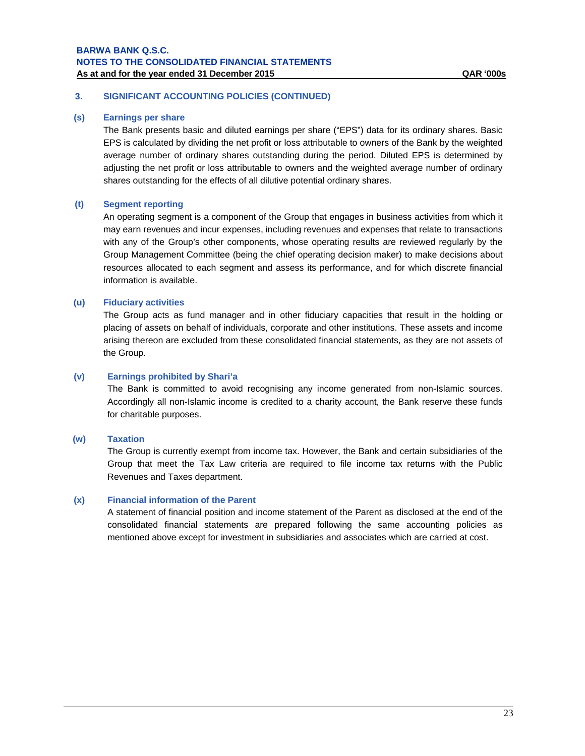## 3. SIGNIFICANT ACCOUNTING POLICIES (CONTINUED)

### (s) Earnings per share

The Bank presents basic and diluted earnings per share ("EPS") data for its ordinary shares. Basic EPS is calculated by dividing the net profit or loss attributable to owners of the Bank by the weighted average number of ordinary shares outstanding during the period. Diluted EPS is determined by adjusting the net profit or loss attributable to owners and the weighted average number of ordinary shares outstanding for the effects of all dilutive potential ordinary shares.

### (t) Segment reporting

An operating segment is a component of the Group that engages in business activities from which it may earn revenues and incur expenses, including revenues and expenses that relate to transactions with any of the Group's other components, whose operating results are reviewed regularly by the Group Management Committee (being the chief operating decision maker) to make decisions about resources allocated to each segment and assess its performance, and for which discrete financial information is available.

### (u) Fiduciary activities

The Group acts as fund manager and in other fiduciary capacities that result in the holding or placing of assets on behalf of individuals, corporate and other institutions. These assets and income arising thereon are excluded from these consolidated financial statements, as they are not assets of the Group.

### (v) Earnings prohibited by Shari'a

The Bank is committed to avoid recognising any income generated from non-Islamic sources. Accordingly all non-Islamic income is credited to a charity account, the Bank reserve these funds for charitable purposes.

### (w) Taxation

The Group is currently exempt from income tax. However, the Bank and certain subsidiaries of the Group that meet the Tax Law criteria are required to file income tax returns with the Public Revenues and Taxes department.

### (x) Financial information of the Parent

A statement of financial position and income statement of the Parent as disclosed at the end of the consolidated financial statements are prepared following the same accounting policies as mentioned above except for investment in subsidiaries and associates which are carried at cost.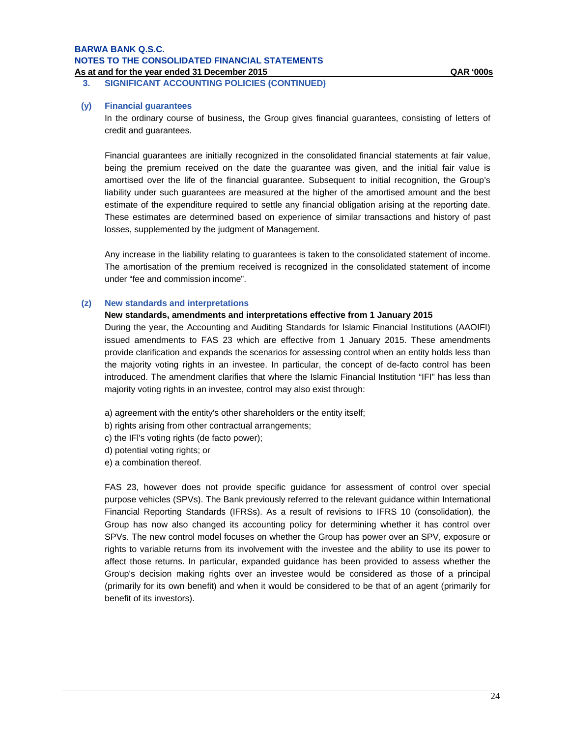## 3. SIGNIFICANT ACCOUNTING POLICIES (CONTINUED)

### (y) Financial guarantees

In the ordinary course of business, the Group gives financial guarantees, consisting of letters of credit and guarantees.

Financial guarantees are initially recognized in the consolidated financial statements at fair value, being the premium received on the date the guarantee was given, and the initial fair value is amortised over the life of the financial guarantee. Subsequent to initial recognition, the Group's liability under such guarantees are measured at the higher of the amortised amount and the best estimate of the expenditure required to settle any financial obligation arising at the reporting date. These estimates are determined based on experience of similar transactions and history of past losses, supplemented by the judgment of Management.

Any increase in the liability relating to guarantees is taken to the consolidated statement of income. The amortisation of the premium received is recognized in the consolidated statement of income under "fee and commission income".

### (z) New standards and interpretations

**New standards, amendments and interpretations effective from 1 January 2015**

During the year, the Accounting and Auditing Standards for Islamic Financial Institutions (AAOIFI) issued amendments to FAS 23 which are effective from 1 January 2015. These amendments provide clarification and expands the scenarios for assessing control when an entity holds less than the majority voting rights in an investee. In particular, the concept of de-facto control has been introduced. The amendment clarifies that where the Islamic Financial Institution "IFI" has less than majority voting rights in an investee, control may also exist through:

a) agreement with the entity's other shareholders or the entity itself;
b) rights arising from other contractual arrangements;
c) the IFI's voting rights (de facto power);
d) potential voting rights; or
e) a combination thereof.

FAS 23, however does not provide specific guidance for assessment of control over special purpose vehicles (SPVs). The Bank previously referred to the relevant guidance within International Financial Reporting Standards (IFRSs). As a result of revisions to IFRS 10 (consolidation), the Group has now also changed its accounting policy for determining whether it has control over SPVs. The new control model focuses on whether the Group has power over an SPV, exposure or rights to variable returns from its involvement with the investee and the ability to use its power to affect those returns. In particular, expanded guidance has been provided to assess whether the Group's decision making rights over an investee would be considered as those of a principal (primarily for its own benefit) and when it would be considered to be that of an agent (primarily for benefit of its investors).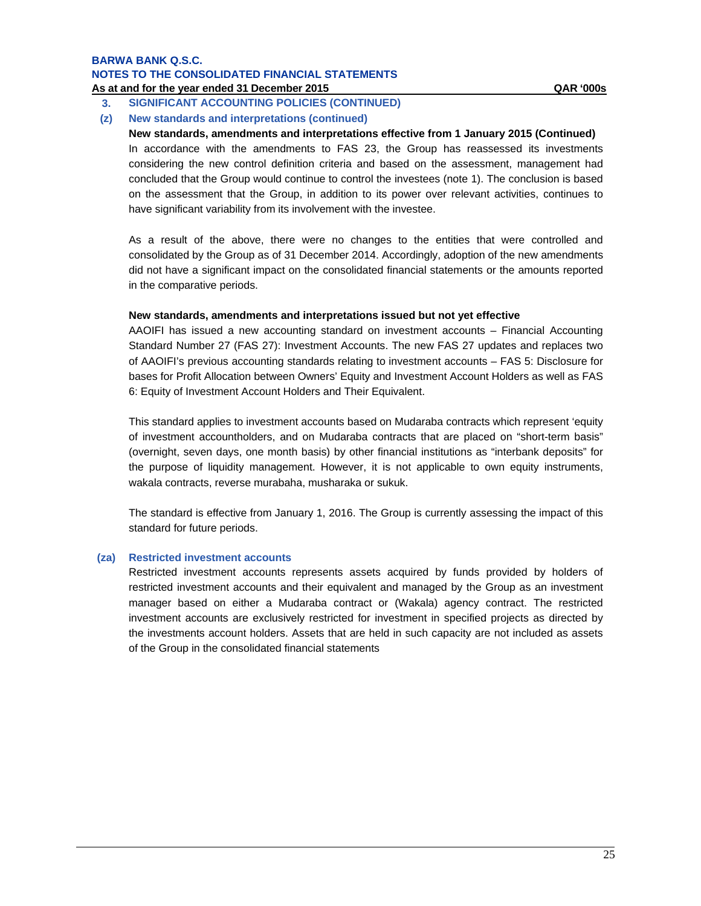## 3. SIGNIFICANT ACCOUNTING POLICIES (CONTINUED)

### (z) New standards and interpretations (continued)

**New standards, amendments and interpretations effective from 1 January 2015 (Continued)**

In accordance with the amendments to FAS 23, the Group has reassessed its investments considering the new control definition criteria and based on the assessment, management had concluded that the Group would continue to control the investees (note 1). The conclusion is based on the assessment that the Group, in addition to its power over relevant activities, continues to have significant variability from its involvement with the investee.

As a result of the above, there were no changes to the entities that were controlled and consolidated by the Group as of 31 December 2014. Accordingly, adoption of the new amendments did not have a significant impact on the consolidated financial statements or the amounts reported in the comparative periods.

**New standards, amendments and interpretations issued but not yet effective**

AAOIFI has issued a new accounting standard on investment accounts – Financial Accounting Standard Number 27 (FAS 27): Investment Accounts. The new FAS 27 updates and replaces two of AAOIFI's previous accounting standards relating to investment accounts – FAS 5: Disclosure for bases for Profit Allocation between Owners' Equity and Investment Account Holders as well as FAS 6: Equity of Investment Account Holders and Their Equivalent.

This standard applies to investment accounts based on Mudaraba contracts which represent 'equity of investment accountholders, and on Mudaraba contracts that are placed on "short-term basis" (overnight, seven days, one month basis) by other financial institutions as "interbank deposits" for the purpose of liquidity management. However, it is not applicable to own equity instruments, wakala contracts, reverse murabaha, musharaka or sukuk.

The standard is effective from January 1, 2016. The Group is currently assessing the impact of this standard for future periods.

### (za) Restricted investment accounts

Restricted investment accounts represents assets acquired by funds provided by holders of restricted investment accounts and their equivalent and managed by the Group as an investment manager based on either a Mudaraba contract or (Wakala) agency contract. The restricted investment accounts are exclusively restricted for investment in specified projects as directed by the investments account holders. Assets that are held in such capacity are not included as assets of the Group in the consolidated financial statements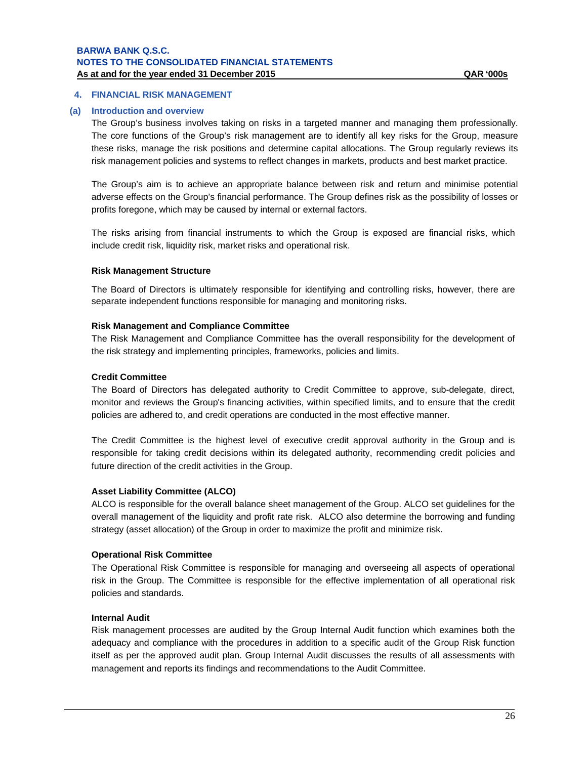## 4. FINANCIAL RISK MANAGEMENT

### (a) Introduction and overview

The Group's business involves taking on risks in a targeted manner and managing them professionally. The core functions of the Group's risk management are to identify all key risks for the Group, measure these risks, manage the risk positions and determine capital allocations. The Group regularly reviews its risk management policies and systems to reflect changes in markets, products and best market practice.

The Group's aim is to achieve an appropriate balance between risk and return and minimise potential adverse effects on the Group's financial performance. The Group defines risk as the possibility of losses or profits foregone, which may be caused by internal or external factors.

The risks arising from financial instruments to which the Group is exposed are financial risks, which include credit risk, liquidity risk, market risks and operational risk.

**Risk Management Structure**

The Board of Directors is ultimately responsible for identifying and controlling risks, however, there are separate independent functions responsible for managing and monitoring risks.

**Risk Management and Compliance Committee**

The Risk Management and Compliance Committee has the overall responsibility for the development of the risk strategy and implementing principles, frameworks, policies and limits.

**Credit Committee**

The Board of Directors has delegated authority to Credit Committee to approve, sub-delegate, direct, monitor and reviews the Group's financing activities, within specified limits, and to ensure that the credit policies are adhered to, and credit operations are conducted in the most effective manner.

The Credit Committee is the highest level of executive credit approval authority in the Group and is responsible for taking credit decisions within its delegated authority, recommending credit policies and future direction of the credit activities in the Group.

**Asset Liability Committee (ALCO)**

ALCO is responsible for the overall balance sheet management of the Group. ALCO set guidelines for the overall management of the liquidity and profit rate risk. ALCO also determine the borrowing and funding strategy (asset allocation) of the Group in order to maximize the profit and minimize risk.

**Operational Risk Committee**

The Operational Risk Committee is responsible for managing and overseeing all aspects of operational risk in the Group. The Committee is responsible for the effective implementation of all operational risk policies and standards.

**Internal Audit**

Risk management processes are audited by the Group Internal Audit function which examines both the adequacy and compliance with the procedures in addition to a specific audit of the Group Risk function itself as per the approved audit plan. Group Internal Audit discusses the results of all assessments with management and reports its findings and recommendations to the Audit Committee.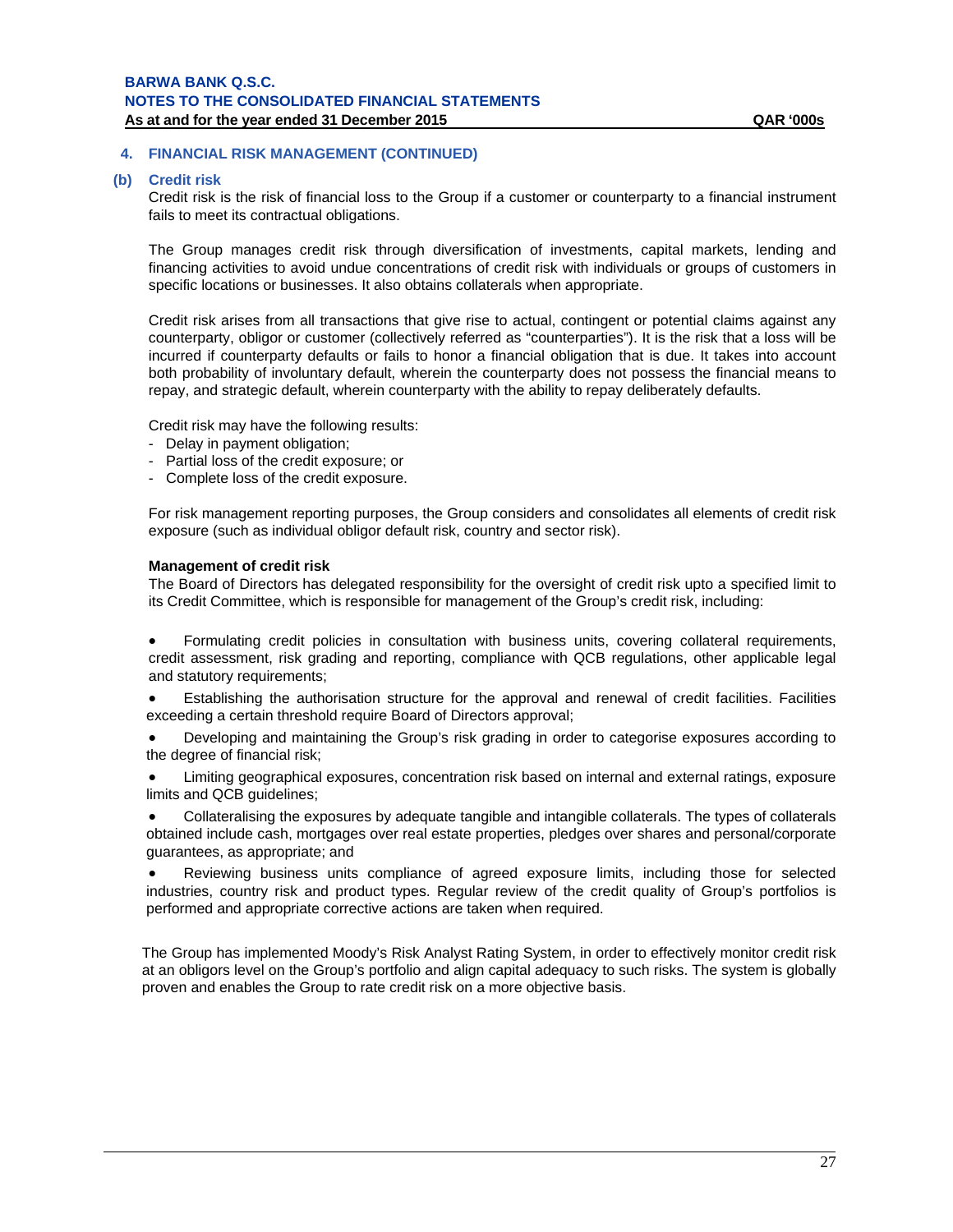## 4. FINANCIAL RISK MANAGEMENT (CONTINUED)

### (b) Credit risk

Credit risk is the risk of financial loss to the Group if a customer or counterparty to a financial instrument fails to meet its contractual obligations.

The Group manages credit risk through diversification of investments, capital markets, lending and financing activities to avoid undue concentrations of credit risk with individuals or groups of customers in specific locations or businesses. It also obtains collaterals when appropriate.

Credit risk arises from all transactions that give rise to actual, contingent or potential claims against any counterparty, obligor or customer (collectively referred as "counterparties"). It is the risk that a loss will be incurred if counterparty defaults or fails to honor a financial obligation that is due. It takes into account both probability of involuntary default, wherein the counterparty does not possess the financial means to repay, and strategic default, wherein counterparty with the ability to repay deliberately defaults.

Credit risk may have the following results:

- Delay in payment obligation;
- Partial loss of the credit exposure; or
- Complete loss of the credit exposure.

For risk management reporting purposes, the Group considers and consolidates all elements of credit risk exposure (such as individual obligor default risk, country and sector risk).

**Management of credit risk**

The Board of Directors has delegated responsibility for the oversight of credit risk upto a specified limit to its Credit Committee, which is responsible for management of the Group's credit risk, including:

- Formulating credit policies in consultation with business units, covering collateral requirements, credit assessment, risk grading and reporting, compliance with QCB regulations, other applicable legal and statutory requirements;
- Establishing the authorisation structure for the approval and renewal of credit facilities. Facilities exceeding a certain threshold require Board of Directors approval;
- Developing and maintaining the Group's risk grading in order to categorise exposures according to the degree of financial risk;
- Limiting geographical exposures, concentration risk based on internal and external ratings, exposure limits and QCB guidelines;
- Collateralising the exposures by adequate tangible and intangible collaterals. The types of collaterals obtained include cash, mortgages over real estate properties, pledges over shares and personal/corporate guarantees, as appropriate; and
- Reviewing business units compliance of agreed exposure limits, including those for selected industries, country risk and product types. Regular review of the credit quality of Group's portfolios is performed and appropriate corrective actions are taken when required.

The Group has implemented Moody's Risk Analyst Rating System, in order to effectively monitor credit risk at an obligors level on the Group's portfolio and align capital adequacy to such risks. The system is globally proven and enables the Group to rate credit risk on a more objective basis.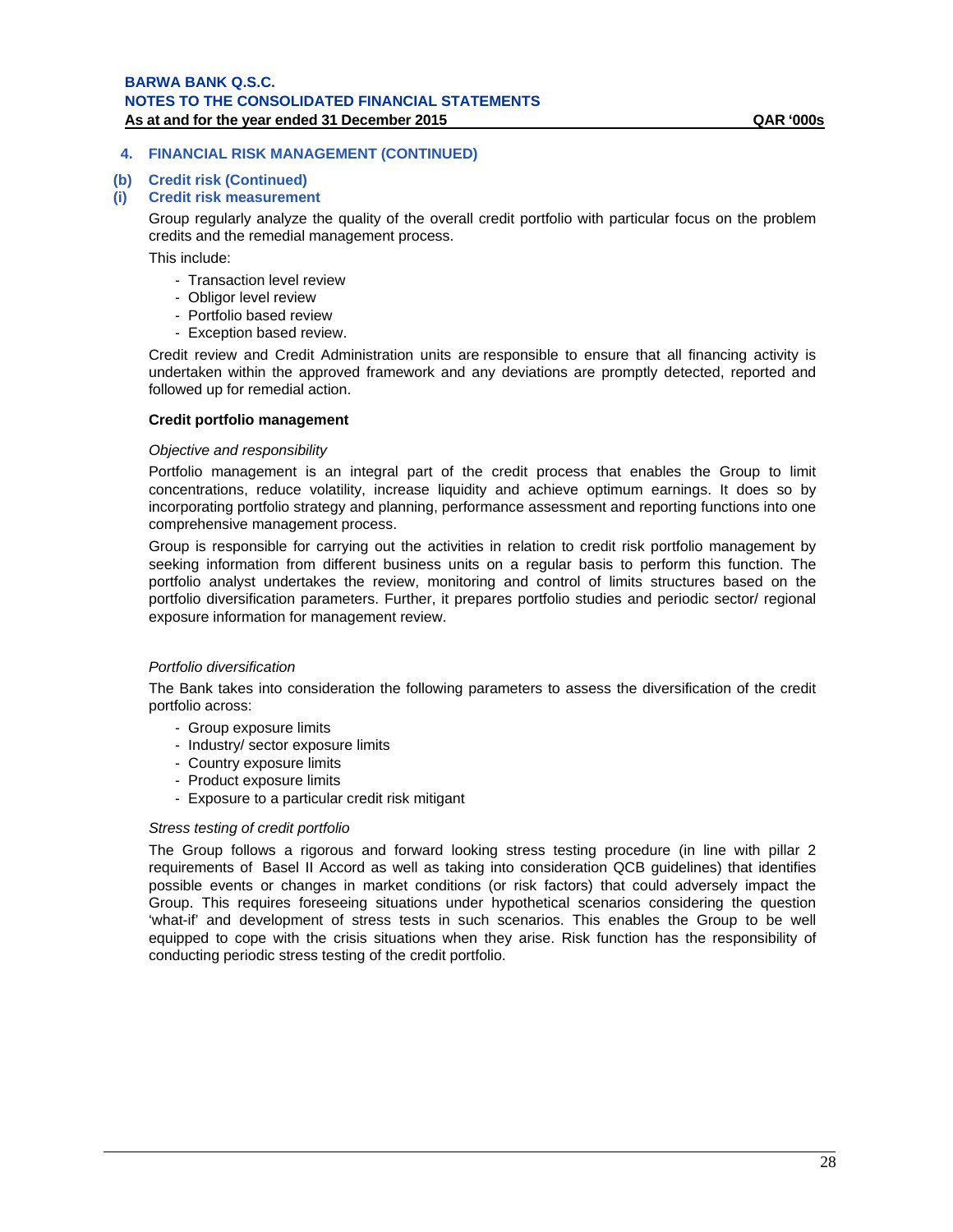## 4. FINANCIAL RISK MANAGEMENT (CONTINUED)

### (b) Credit risk (Continued)

### (i) Credit risk measurement

Group regularly analyze the quality of the overall credit portfolio with particular focus on the problem credits and the remedial management process.

This include:

- Transaction level review
- Obligor level review
- Portfolio based review
- Exception based review.

Credit review and Credit Administration units are responsible to ensure that all financing activity is undertaken within the approved framework and any deviations are promptly detected, reported and followed up for remedial action.

**Credit portfolio management**

*Objective and responsibility*

Portfolio management is an integral part of the credit process that enables the Group to limit concentrations, reduce volatility, increase liquidity and achieve optimum earnings. It does so by incorporating portfolio strategy and planning, performance assessment and reporting functions into one comprehensive management process.

Group is responsible for carrying out the activities in relation to credit risk portfolio management by seeking information from different business units on a regular basis to perform this function. The portfolio analyst undertakes the review, monitoring and control of limits structures based on the portfolio diversification parameters. Further, it prepares portfolio studies and periodic sector/ regional exposure information for management review.

*Portfolio diversification*

The Bank takes into consideration the following parameters to assess the diversification of the credit portfolio across:

- Group exposure limits
- Industry/ sector exposure limits
- Country exposure limits
- Product exposure limits
- Exposure to a particular credit risk mitigant

*Stress testing of credit portfolio*

The Group follows a rigorous and forward looking stress testing procedure (in line with pillar 2 requirements of Basel II Accord as well as taking into consideration QCB guidelines) that identifies possible events or changes in market conditions (or risk factors) that could adversely impact the Group. This requires foreseeing situations under hypothetical scenarios considering the question 'what-if' and development of stress tests in such scenarios. This enables the Group to be well equipped to cope with the crisis situations when they arise. Risk function has the responsibility of conducting periodic stress testing of the credit portfolio.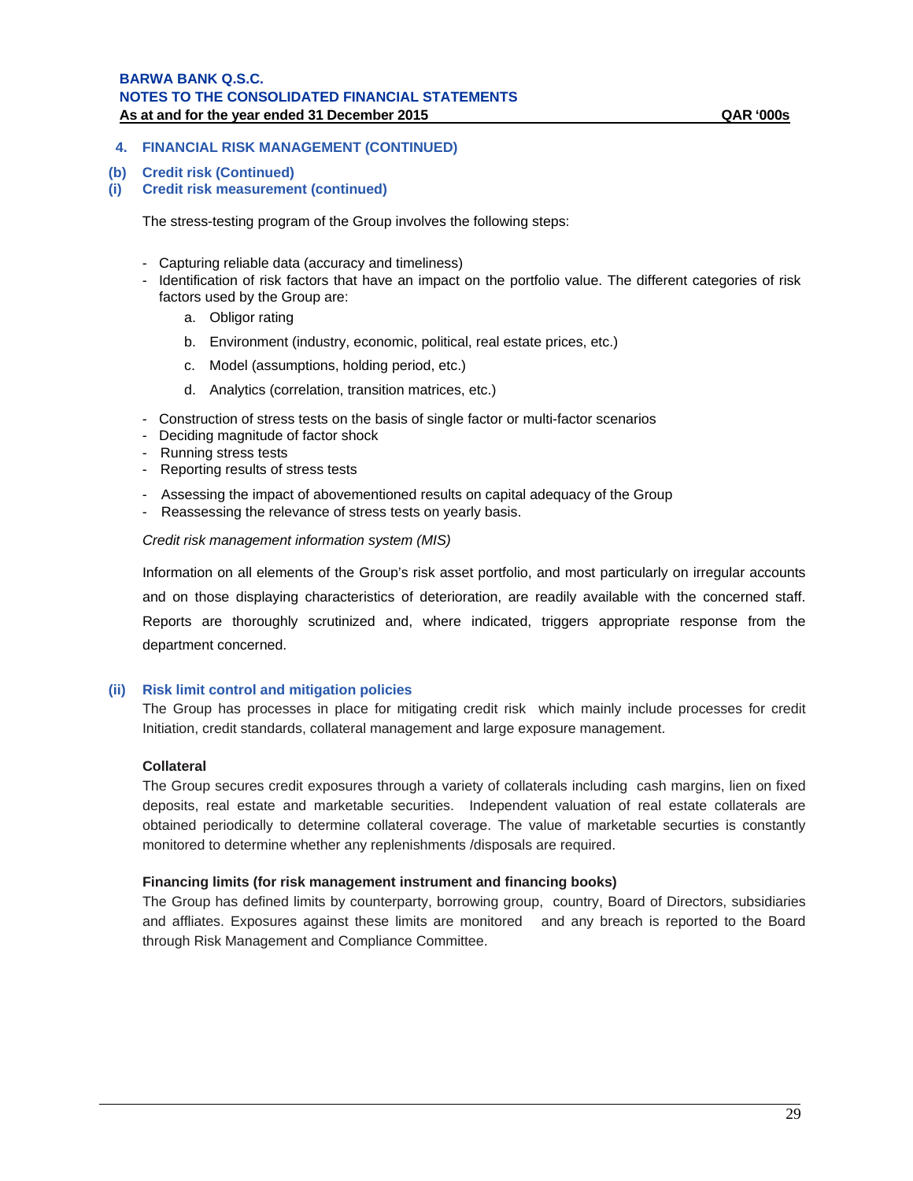## 4. FINANCIAL RISK MANAGEMENT (CONTINUED)

### (b) Credit risk (Continued)

### (i) Credit risk measurement (continued)

The stress-testing program of the Group involves the following steps:

- Capturing reliable data (accuracy and timeliness)
- Identification of risk factors that have an impact on the portfolio value. The different categories of risk factors used by the Group are:
  a. Obligor rating
  b. Environment (industry, economic, political, real estate prices, etc.)
  c. Model (assumptions, holding period, etc.)
  d. Analytics (correlation, transition matrices, etc.)
- Construction of stress tests on the basis of single factor or multi-factor scenarios
- Deciding magnitude of factor shock
- Running stress tests
- Reporting results of stress tests
- Assessing the impact of abovementioned results on capital adequacy of the Group
- Reassessing the relevance of stress tests on yearly basis.

*Credit risk management information system (MIS)*

Information on all elements of the Group's risk asset portfolio, and most particularly on irregular accounts and on those displaying characteristics of deterioration, are readily available with the concerned staff. Reports are thoroughly scrutinized and, where indicated, triggers appropriate response from the department concerned.

### (ii) Risk limit control and mitigation policies

The Group has processes in place for mitigating credit risk which mainly include processes for credit Initiation, credit standards, collateral management and large exposure management.

**Collateral**

The Group secures credit exposures through a variety of collaterals including cash margins, lien on fixed deposits, real estate and marketable securities. Independent valuation of real estate collaterals are obtained periodically to determine collateral coverage. The value of marketable securties is constantly monitored to determine whether any replenishments /disposals are required.

**Financing limits (for risk management instrument and financing books)**

The Group has defined limits by counterparty, borrowing group, country, Board of Directors, subsidiaries and affliates. Exposures against these limits are monitored and any breach is reported to the Board through Risk Management and Compliance Committee.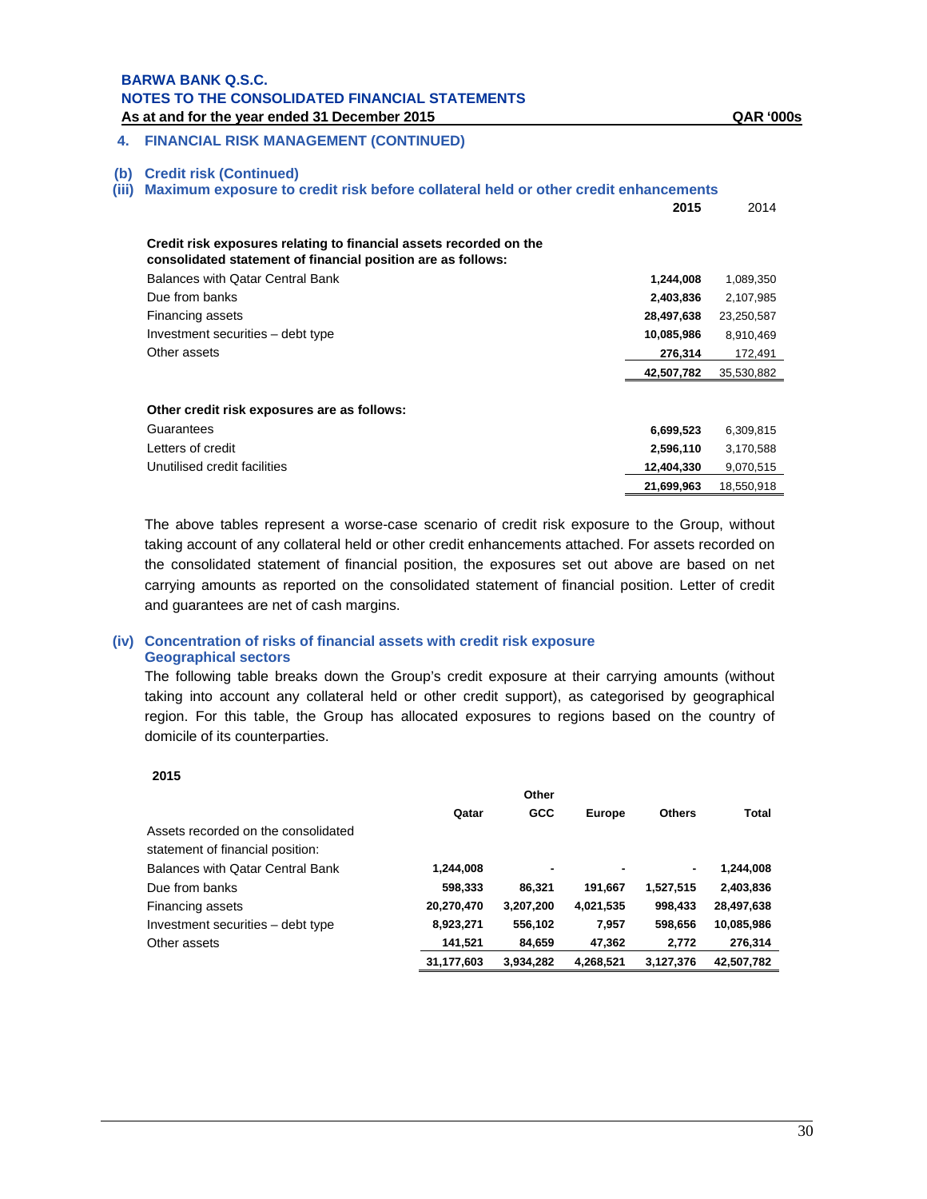**BARWA BANK Q.S.C.**
**NOTES TO THE CONSOLIDATED FINANCIAL STATEMENTS**
**As at and for the year ended 31 December 2015** **QAR '000s**

## 4. FINANCIAL RISK MANAGEMENT (CONTINUED)

### (b) Credit risk (Continued)

### (iii) Maximum exposure to credit risk before collateral held or other credit enhancements

| | **2015** | 2014 |
|---|---|---|
| **Credit risk exposures relating to financial assets recorded on the consolidated statement of financial position are as follows:** | | |
| Balances with Qatar Central Bank | **1,244,008** | 1,089,350 |
| Due from banks | **2,403,836** | 2,107,985 |
| Financing assets | **28,497,638** | 23,250,587 |
| Investment securities – debt type | **10,085,986** | 8,910,469 |
| Other assets | **276,314** | 172,491 |
| | **42,507,782** | 35,530,882 |
| **Other credit risk exposures are as follows:** | | |
| Guarantees | **6,699,523** | 6,309,815 |
| Letters of credit | **2,596,110** | 3,170,588 |
| Unutilised credit facilities | **12,404,330** | 9,070,515 |
| | **21,699,963** | 18,550,918 |

The above tables represent a worse-case scenario of credit risk exposure to the Group, without taking account of any collateral held or other credit enhancements attached. For assets recorded on the consolidated statement of financial position, the exposures set out above are based on net carrying amounts as reported on the consolidated statement of financial position. Letter of credit and guarantees are net of cash margins.

### (iv) Concentration of risks of financial assets with credit risk exposure

**Geographical sectors**

The following table breaks down the Group's credit exposure at their carrying amounts (without taking into account any collateral held or other credit support), as categorised by geographical region. For this table, the Group has allocated exposures to regions based on the country of domicile of its counterparties.

**2015**

| | **Qatar** | **Other GCC** | **Europe** | **Others** | **Total** |
|---|---|---|---|---|---|
| Assets recorded on the consolidated statement of financial position: | | | | | |
| Balances with Qatar Central Bank | **1,244,008** | **-** | **-** | **-** | **1,244,008** |
| Due from banks | **598,333** | **86,321** | **191,667** | **1,527,515** | **2,403,836** |
| Financing assets | **20,270,470** | **3,207,200** | **4,021,535** | **998,433** | **28,497,638** |
| Investment securities – debt type | **8,923,271** | **556,102** | **7,957** | **598,656** | **10,085,986** |
| Other assets | **141,521** | **84,659** | **47,362** | **2,772** | **276,314** |
| | **31,177,603** | **3,934,282** | **4,268,521** | **3,127,376** | **42,507,782** |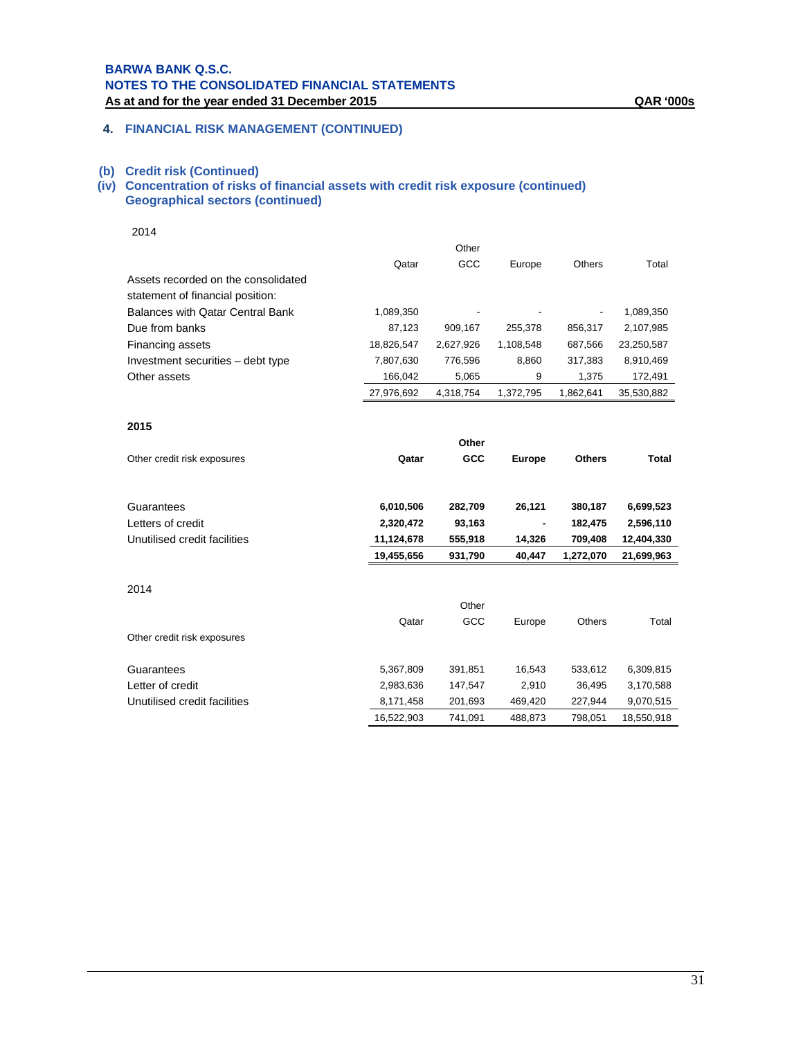## 4. FINANCIAL RISK MANAGEMENT (CONTINUED)

### (b) Credit risk (Continued)

### (iv) Concentration of risks of financial assets with credit risk exposure (continued)

### Geographical sectors (continued)

2014

| | Qatar | Other GCC | Europe | Others | Total |
|---|---|---|---|---|---|
| Assets recorded on the consolidated statement of financial position: | | | | | |
| Balances with Qatar Central Bank | 1,089,350 | - | - | - | 1,089,350 |
| Due from banks | 87,123 | 909,167 | 255,378 | 856,317 | 2,107,985 |
| Financing assets | 18,826,547 | 2,627,926 | 1,108,548 | 687,566 | 23,250,587 |
| Investment securities – debt type | 7,807,630 | 776,596 | 8,860 | 317,383 | 8,910,469 |
| Other assets | 166,042 | 5,065 | 9 | 1,375 | 172,491 |
| | 27,976,692 | 4,318,754 | 1,372,795 | 1,862,641 | 35,530,882 |

**2015**

| Other credit risk exposures | **Qatar** | **Other GCC** | **Europe** | **Others** | **Total** |
|---|---|---|---|---|---|
| Guarantees | **6,010,506** | **282,709** | **26,121** | **380,187** | **6,699,523** |
| Letters of credit | **2,320,472** | **93,163** | **-** | **182,475** | **2,596,110** |
| Unutilised credit facilities | **11,124,678** | **555,918** | **14,326** | **709,408** | **12,404,330** |
| | **19,455,656** | **931,790** | **40,447** | **1,272,070** | **21,699,963** |

2014

| Other credit risk exposures | Qatar | Other GCC | Europe | Others | Total |
|---|---|---|---|---|---|
| Guarantees | 5,367,809 | 391,851 | 16,543 | 533,612 | 6,309,815 |
| Letter of credit | 2,983,636 | 147,547 | 2,910 | 36,495 | 3,170,588 |
| Unutilised credit facilities | 8,171,458 | 201,693 | 469,420 | 227,944 | 9,070,515 |
| | 16,522,903 | 741,091 | 488,873 | 798,051 | 18,550,918 |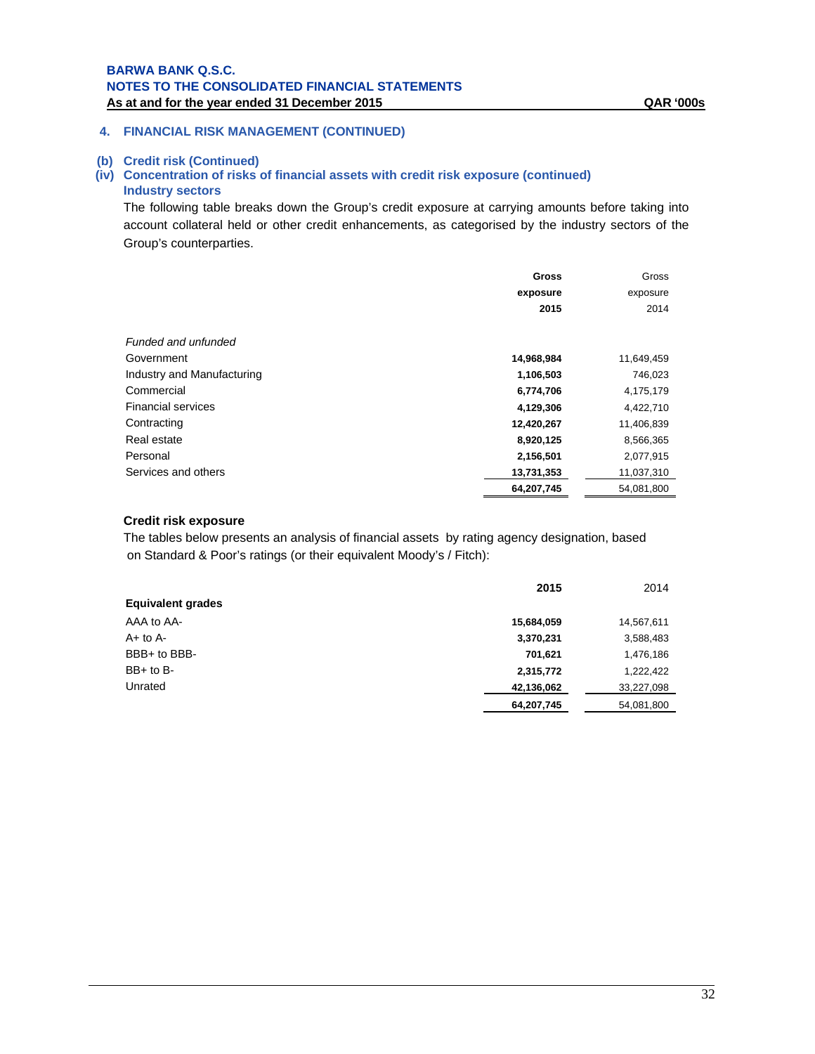**BARWA BANK Q.S.C.**
**NOTES TO THE CONSOLIDATED FINANCIAL STATEMENTS**
**As at and for the year ended 31 December 2015** **QAR '000s**

## 4. FINANCIAL RISK MANAGEMENT (CONTINUED)

### (b) Credit risk (Continued)

### (iv) Concentration of risks of financial assets with credit risk exposure (continued)

#### Industry sectors

The following table breaks down the Group's credit exposure at carrying amounts before taking into account collateral held or other credit enhancements, as categorised by the industry sectors of the Group's counterparties.

| | **Gross exposure 2015** | Gross exposure 2014 |
|---|---|---|
| *Funded and unfunded* | | |
| Government | **14,968,984** | 11,649,459 |
| Industry and Manufacturing | **1,106,503** | 746,023 |
| Commercial | **6,774,706** | 4,175,179 |
| Financial services | **4,129,306** | 4,422,710 |
| Contracting | **12,420,267** | 11,406,839 |
| Real estate | **8,920,125** | 8,566,365 |
| Personal | **2,156,501** | 2,077,915 |
| Services and others | **13,731,353** | 11,037,310 |
| | **64,207,745** | 54,081,800 |

**Credit risk exposure**

The tables below presents an analysis of financial assets by rating agency designation, based on Standard & Poor's ratings (or their equivalent Moody's / Fitch):

| | **2015** | 2014 |
|---|---|---|
| **Equivalent grades** | | |
| AAA to AA- | **15,684,059** | 14,567,611 |
| A+ to A- | **3,370,231** | 3,588,483 |
| BBB+ to BBB- | **701,621** | 1,476,186 |
| BB+ to B- | **2,315,772** | 1,222,422 |
| Unrated | **42,136,062** | 33,227,098 |
| | **64,207,745** | 54,081,800 |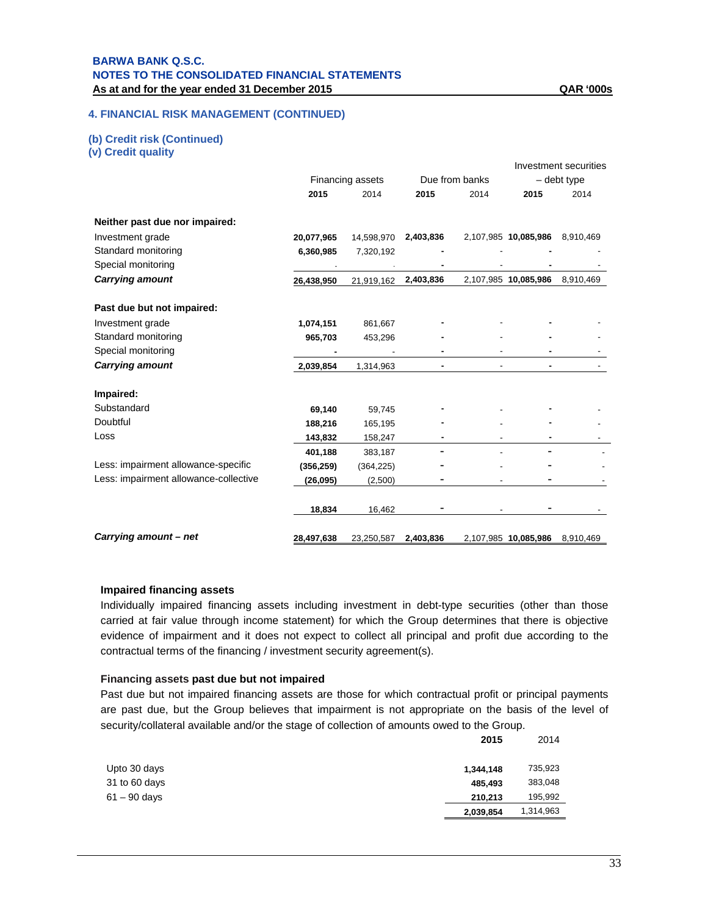## 4. FINANCIAL RISK MANAGEMENT (CONTINUED)

### (b) Credit risk (Continued)

### (v) Credit quality

| | Financing assets | | Due from banks | | Investment securities – debt type | |
|---|---|---|---|---|---|---|
| | **2015** | 2014 | **2015** | 2014 | **2015** | 2014 |
| **Neither past due nor impaired:** | | | | | | |
| Investment grade | **20,077,965** | 14,598,970 | **2,403,836** | 2,107,985 | **10,085,986** | 8,910,469 |
| Standard monitoring | **6,360,985** | 7,320,192 | **-** | - | **-** | - |
| Special monitoring | - | - | **-** | - | **-** | - |
| ***Carrying amount*** | **26,438,950** | 21,919,162 | **2,403,836** | 2,107,985 | **10,085,986** | 8,910,469 |
| **Past due but not impaired:** | | | | | | |
| Investment grade | **1,074,151** | 861,667 | **-** | - | **-** | - |
| Standard monitoring | **965,703** | 453,296 | **-** | - | **-** | - |
| Special monitoring | **-** | - | **-** | - | **-** | - |
| ***Carrying amount*** | **2,039,854** | 1,314,963 | **-** | - | **-** | - |
| **Impaired:** | | | | | | |
| Substandard | **69,140** | 59,745 | **-** | - | **-** | - |
| Doubtful | **188,216** | 165,195 | **-** | - | **-** | - |
| Loss | **143,832** | 158,247 | **-** | - | **-** | - |
| | **401,188** | 383,187 | **-** | - | **-** | - |
| Less: impairment allowance-specific | **(356,259)** | (364,225) | **-** | - | **-** | - |
| Less: impairment allowance-collective | **(26,095)** | (2,500) | **-** | - | **-** | - |
| | **18,834** | 16,462 | **-** | - | **-** | - |
| ***Carrying amount – net*** | **28,497,638** | 23,250,587 | **2,403,836** | 2,107,985 | **10,085,986** | 8,910,469 |

#### Impaired financing assets

Individually impaired financing assets including investment in debt-type securities (other than those carried at fair value through income statement) for which the Group determines that there is objective evidence of impairment and it does not expect to collect all principal and profit due according to the contractual terms of the financing / investment security agreement(s).

#### Financing assets past due but not impaired

Past due but not impaired financing assets are those for which contractual profit or principal payments are past due, but the Group believes that impairment is not appropriate on the basis of the level of security/collateral available and/or the stage of collection of amounts owed to the Group.

| | **2015** | 2014 |
|---|---|---|
| Upto 30 days | **1,344,148** | 735,923 |
| 31 to 60 days | **485,493** | 383,048 |
| 61 – 90 days | **210,213** | 195,992 |
| | **2,039,854** | 1,314,963 |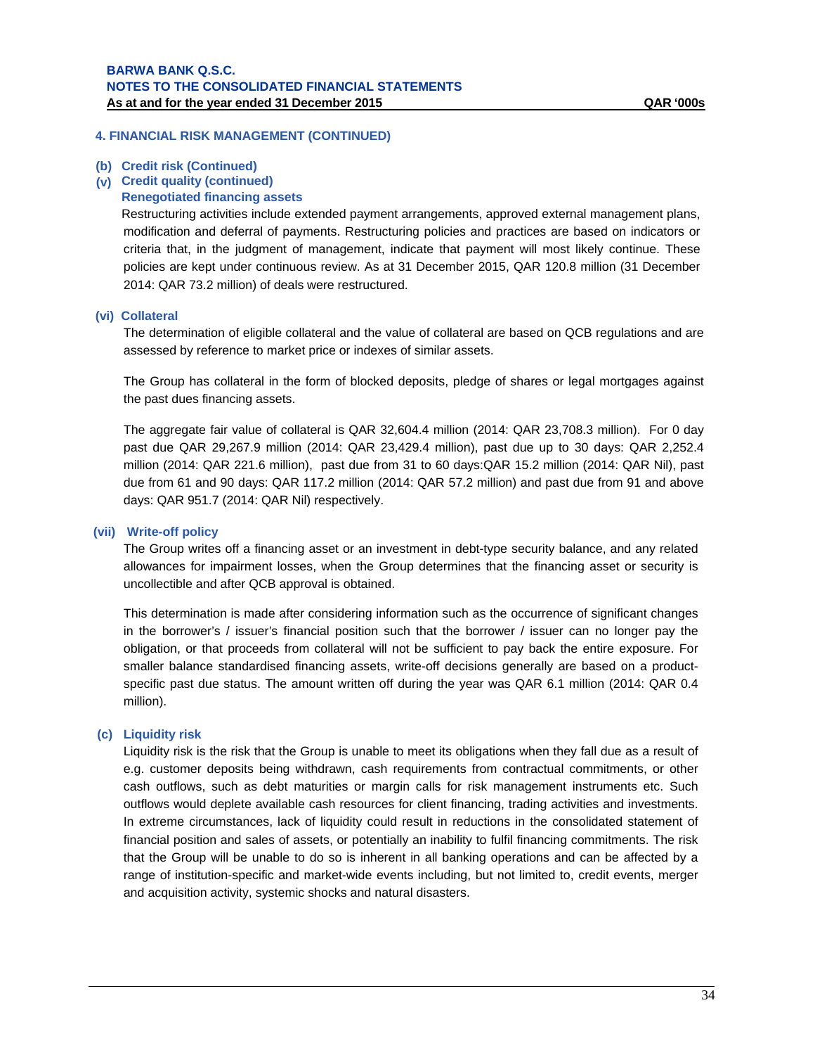## 4. FINANCIAL RISK MANAGEMENT (CONTINUED)

### (b) Credit risk (Continued)

### (v) Credit quality (continued)

**Renegotiated financing assets**

Restructuring activities include extended payment arrangements, approved external management plans, modification and deferral of payments. Restructuring policies and practices are based on indicators or criteria that, in the judgment of management, indicate that payment will most likely continue. These policies are kept under continuous review. As at 31 December 2015, QAR 120.8 million (31 December 2014: QAR 73.2 million) of deals were restructured.

### (vi) Collateral

The determination of eligible collateral and the value of collateral are based on QCB regulations and are assessed by reference to market price or indexes of similar assets.

The Group has collateral in the form of blocked deposits, pledge of shares or legal mortgages against the past dues financing assets.

The aggregate fair value of collateral is QAR 32,604.4 million (2014: QAR 23,708.3 million). For 0 day past due QAR 29,267.9 million (2014: QAR 23,429.4 million), past due up to 30 days: QAR 2,252.4 million (2014: QAR 221.6 million), past due from 31 to 60 days:QAR 15.2 million (2014: QAR Nil), past due from 61 and 90 days: QAR 117.2 million (2014: QAR 57.2 million) and past due from 91 and above days: QAR 951.7 (2014: QAR Nil) respectively.

### (vii) Write-off policy

The Group writes off a financing asset or an investment in debt-type security balance, and any related allowances for impairment losses, when the Group determines that the financing asset or security is uncollectible and after QCB approval is obtained.

This determination is made after considering information such as the occurrence of significant changes in the borrower's / issuer's financial position such that the borrower / issuer can no longer pay the obligation, or that proceeds from collateral will not be sufficient to pay back the entire exposure. For smaller balance standardised financing assets, write-off decisions generally are based on a product-specific past due status. The amount written off during the year was QAR 6.1 million (2014: QAR 0.4 million).

### (c) Liquidity risk

Liquidity risk is the risk that the Group is unable to meet its obligations when they fall due as a result of e.g. customer deposits being withdrawn, cash requirements from contractual commitments, or other cash outflows, such as debt maturities or margin calls for risk management instruments etc. Such outflows would deplete available cash resources for client financing, trading activities and investments. In extreme circumstances, lack of liquidity could result in reductions in the consolidated statement of financial position and sales of assets, or potentially an inability to fulfil financing commitments. The risk that the Group will be unable to do so is inherent in all banking operations and can be affected by a range of institution-specific and market-wide events including, but not limited to, credit events, merger and acquisition activity, systemic shocks and natural disasters.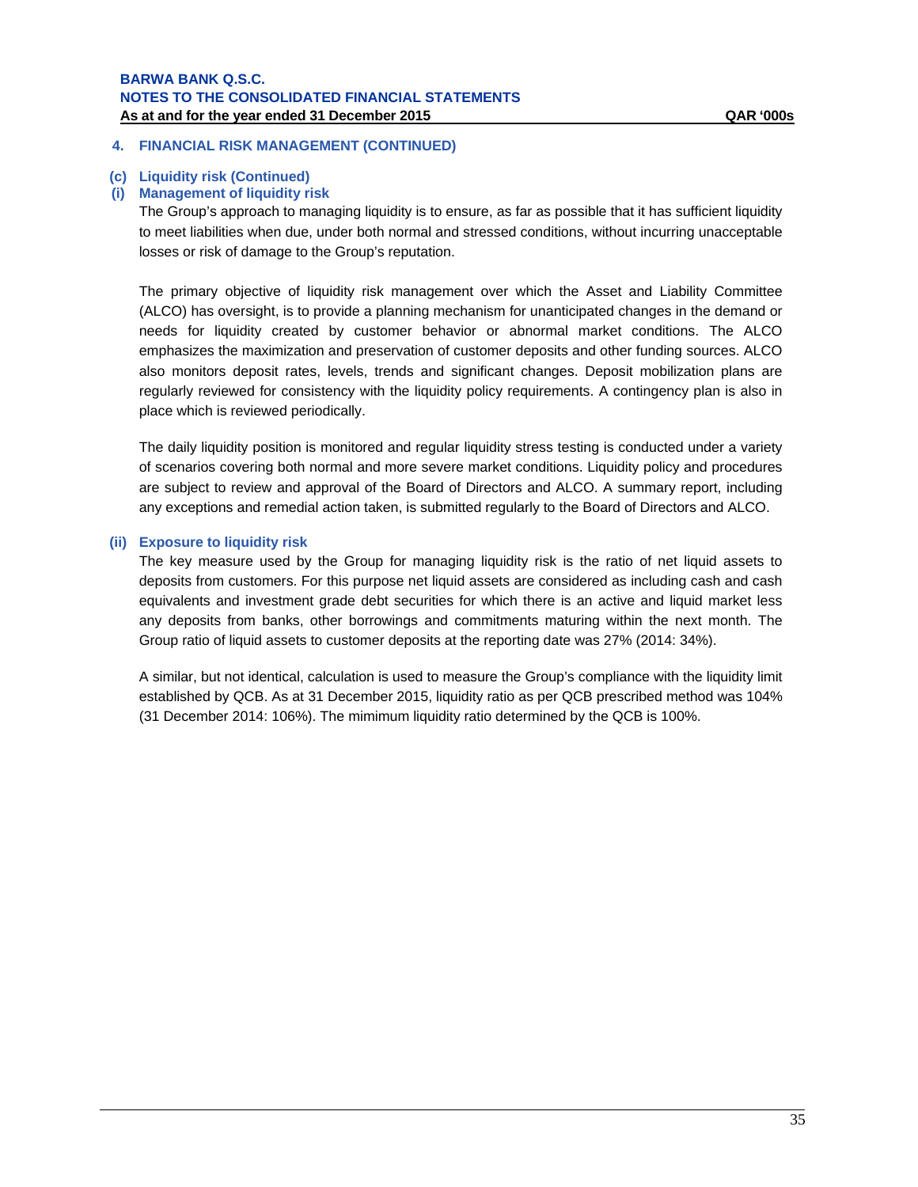## 4. FINANCIAL RISK MANAGEMENT (CONTINUED)

### (c) Liquidity risk (Continued)

#### (i) Management of liquidity risk

The Group's approach to managing liquidity is to ensure, as far as possible that it has sufficient liquidity to meet liabilities when due, under both normal and stressed conditions, without incurring unacceptable losses or risk of damage to the Group's reputation.

The primary objective of liquidity risk management over which the Asset and Liability Committee (ALCO) has oversight, is to provide a planning mechanism for unanticipated changes in the demand or needs for liquidity created by customer behavior or abnormal market conditions. The ALCO emphasizes the maximization and preservation of customer deposits and other funding sources. ALCO also monitors deposit rates, levels, trends and significant changes. Deposit mobilization plans are regularly reviewed for consistency with the liquidity policy requirements. A contingency plan is also in place which is reviewed periodically.

The daily liquidity position is monitored and regular liquidity stress testing is conducted under a variety of scenarios covering both normal and more severe market conditions. Liquidity policy and procedures are subject to review and approval of the Board of Directors and ALCO. A summary report, including any exceptions and remedial action taken, is submitted regularly to the Board of Directors and ALCO.

#### (ii) Exposure to liquidity risk

The key measure used by the Group for managing liquidity risk is the ratio of net liquid assets to deposits from customers. For this purpose net liquid assets are considered as including cash and cash equivalents and investment grade debt securities for which there is an active and liquid market less any deposits from banks, other borrowings and commitments maturing within the next month. The Group ratio of liquid assets to customer deposits at the reporting date was 27% (2014: 34%).

A similar, but not identical, calculation is used to measure the Group's compliance with the liquidity limit established by QCB. As at 31 December 2015, liquidity ratio as per QCB prescribed method was 104% (31 December 2014: 106%). The mimimum liquidity ratio determined by the QCB is 100%.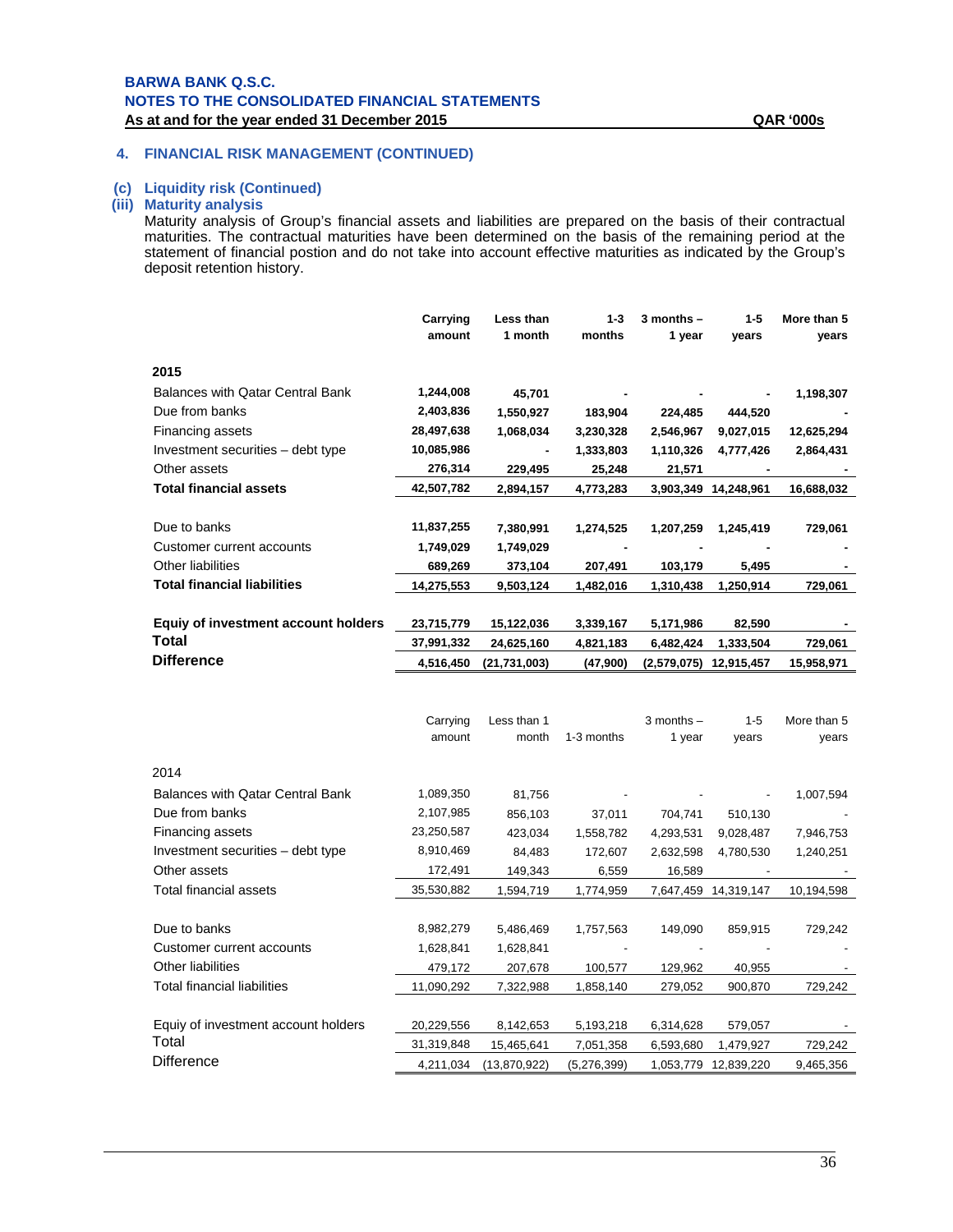## 4. FINANCIAL RISK MANAGEMENT (CONTINUED)

### (c) Liquidity risk (Continued)

### (iii) Maturity analysis

Maturity analysis of Group's financial assets and liabilities are prepared on the basis of their contractual maturities. The contractual maturities have been determined on the basis of the remaining period at the statement of financial postion and do not take into account effective maturities as indicated by the Group's deposit retention history.

| | Carrying amount | Less than 1 month | 1-3 months | 3 months – 1 year | 1-5 years | More than 5 years |
|---|---|---|---|---|---|---|
| **2015** | | | | | | |
| Balances with Qatar Central Bank | **1,244,008** | **45,701** | **-** | **-** | **-** | **1,198,307** |
| Due from banks | **2,403,836** | **1,550,927** | **183,904** | **224,485** | **444,520** | **-** |
| Financing assets | **28,497,638** | **1,068,034** | **3,230,328** | **2,546,967** | **9,027,015** | **12,625,294** |
| Investment securities – debt type | **10,085,986** | **-** | **1,333,803** | **1,110,326** | **4,777,426** | **2,864,431** |
| Other assets | **276,314** | **229,495** | **25,248** | **21,571** | **-** | **-** |
| **Total financial assets** | **42,507,782** | **2,894,157** | **4,773,283** | **3,903,349** | **14,248,961** | **16,688,032** |
| | | | | | | |
| Due to banks | **11,837,255** | **7,380,991** | **1,274,525** | **1,207,259** | **1,245,419** | **729,061** |
| Customer current accounts | **1,749,029** | **1,749,029** | **-** | **-** | **-** | **-** |
| Other liabilities | **689,269** | **373,104** | **207,491** | **103,179** | **5,495** | **-** |
| **Total financial liabilities** | **14,275,553** | **9,503,124** | **1,482,016** | **1,310,438** | **1,250,914** | **729,061** |
| | | | | | | |
| **Equiy of investment account holders** | **23,715,779** | **15,122,036** | **3,339,167** | **5,171,986** | **82,590** | **-** |
| **Total** | **37,991,332** | **24,625,160** | **4,821,183** | **6,482,424** | **1,333,504** | **729,061** |
| **Difference** | **4,516,450** | **(21,731,003)** | **(47,900)** | **(2,579,075)** | **12,915,457** | **15,958,971** |

| | Carrying amount | Less than 1 month | 1-3 months | 3 months – 1 year | 1-5 years | More than 5 years |
|---|---|---|---|---|---|---|
| 2014 | | | | | | |
| Balances with Qatar Central Bank | 1,089,350 | 81,756 | - | - | - | 1,007,594 |
| Due from banks | 2,107,985 | 856,103 | 37,011 | 704,741 | 510,130 | - |
| Financing assets | 23,250,587 | 423,034 | 1,558,782 | 4,293,531 | 9,028,487 | 7,946,753 |
| Investment securities – debt type | 8,910,469 | 84,483 | 172,607 | 2,632,598 | 4,780,530 | 1,240,251 |
| Other assets | 172,491 | 149,343 | 6,559 | 16,589 | - | - |
| Total financial assets | 35,530,882 | 1,594,719 | 1,774,959 | 7,647,459 | 14,319,147 | 10,194,598 |
| | | | | | | |
| Due to banks | 8,982,279 | 5,486,469 | 1,757,563 | 149,090 | 859,915 | 729,242 |
| Customer current accounts | 1,628,841 | 1,628,841 | - | - | - | - |
| Other liabilities | 479,172 | 207,678 | 100,577 | 129,962 | 40,955 | - |
| Total financial liabilities | 11,090,292 | 7,322,988 | 1,858,140 | 279,052 | 900,870 | 729,242 |
| | | | | | | |
| Equiy of investment account holders | 20,229,556 | 8,142,653 | 5,193,218 | 6,314,628 | 579,057 | - |
| Total | 31,319,848 | 15,465,641 | 7,051,358 | 6,593,680 | 1,479,927 | 729,242 |
| Difference | 4,211,034 | (13,870,922) | (5,276,399) | 1,053,779 | 12,839,220 | 9,465,356 |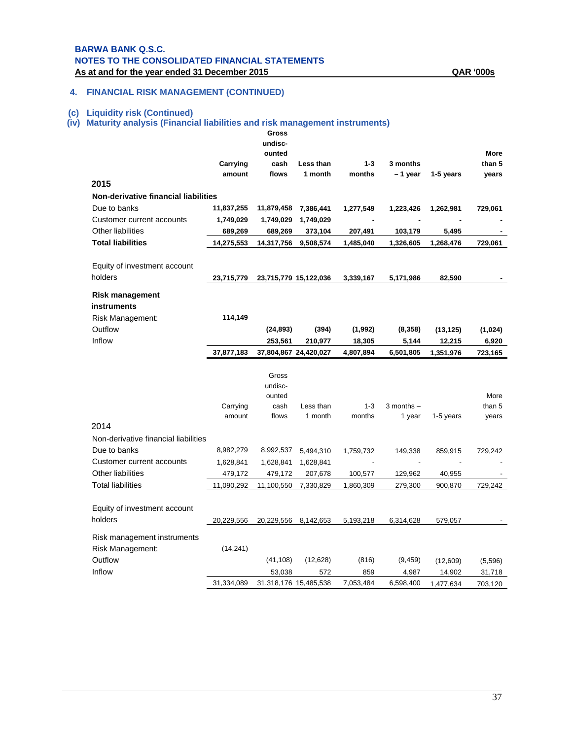## 4. FINANCIAL RISK MANAGEMENT (CONTINUED)

### (c) Liquidity risk (Continued)

### (iv) Maturity analysis (Financial liabilities and risk management instruments)

| | Carrying amount | Gross undisc-ounted cash flows | Less than 1 month | 1-3 months | 3 months – 1 year | 1-5 years | More than 5 years |
|---|---|---|---|---|---|---|---|
| **2015** | | | | | | | |
| **Non-derivative financial liabilities** | | | | | | | |
| Due to banks | **11,837,255** | **11,879,458** | **7,386,441** | **1,277,549** | **1,223,426** | **1,262,981** | **729,061** |
| Customer current accounts | **1,749,029** | **1,749,029** | **1,749,029** | **-** | **-** | **-** | **-** |
| Other liabilities | **689,269** | **689,269** | **373,104** | **207,491** | **103,179** | **5,495** | **-** |
| **Total liabilities** | **14,275,553** | **14,317,756** | **9,508,574** | **1,485,040** | **1,326,605** | **1,268,476** | **729,061** |
| Equity of investment account holders | **23,715,779** | **23,715,779** | **15,122,036** | **3,339,167** | **5,171,986** | **82,590** | **-** |
| **Risk management instruments** | | | | | | | |
| Risk Management: | **114,149** | | | | | | |
| Outflow | | **(24,893)** | **(394)** | **(1,992)** | **(8,358)** | **(13,125)** | **(1,024)** |
| Inflow | | **253,561** | **210,977** | **18,305** | **5,144** | **12,215** | **6,920** |
| | **37,877,183** | **37,804,867** | **24,420,027** | **4,807,894** | **6,501,805** | **1,351,976** | **723,165** |

| | Carrying amount | Gross undisc-ounted cash flows | Less than 1 month | 1-3 months | 3 months – 1 year | 1-5 years | More than 5 years |
|---|---|---|---|---|---|---|---|
| 2014 | | | | | | | |
| Non-derivative financial liabilities | | | | | | | |
| Due to banks | 8,982,279 | 8,992,537 | 5,494,310 | 1,759,732 | 149,338 | 859,915 | 729,242 |
| Customer current accounts | 1,628,841 | 1,628,841 | 1,628,841 | - | - | - | - |
| Other liabilities | 479,172 | 479,172 | 207,678 | 100,577 | 129,962 | 40,955 | - |
| Total liabilities | 11,090,292 | 11,100,550 | 7,330,829 | 1,860,309 | 279,300 | 900,870 | 729,242 |
| Equity of investment account holders | 20,229,556 | 20,229,556 | 8,142,653 | 5,193,218 | 6,314,628 | 579,057 | - |
| Risk management instruments | | | | | | | |
| Risk Management: | (14,241) | | | | | | |
| Outflow | | (41,108) | (12,628) | (816) | (9,459) | (12,609) | (5,596) |
| Inflow | | 53,038 | 572 | 859 | 4,987 | 14,902 | 31,718 |
| | 31,334,089 | 31,318,176 | 15,485,538 | 7,053,484 | 6,598,400 | 1,477,634 | 703,120 |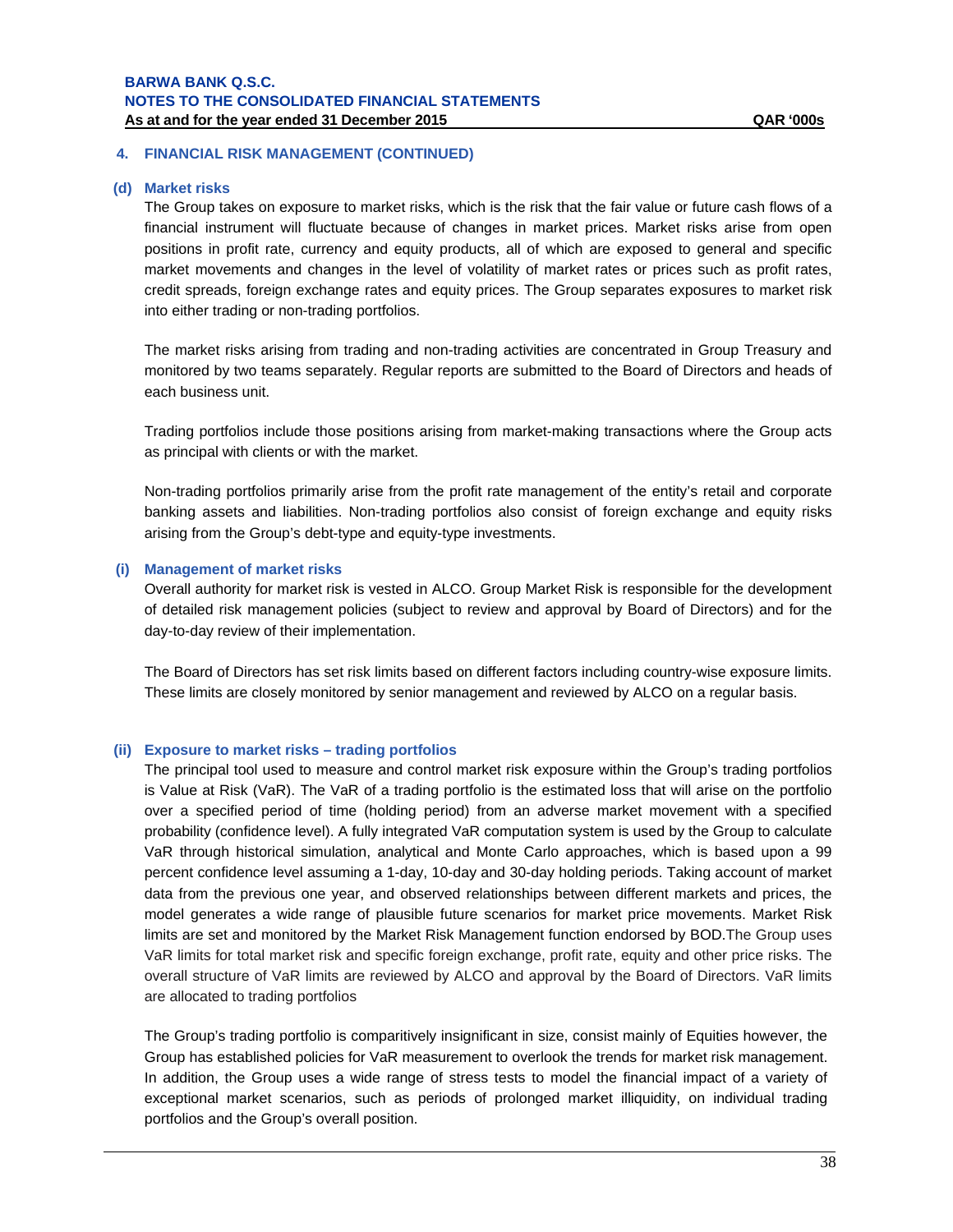## 4. FINANCIAL RISK MANAGEMENT (CONTINUED)

### (d) Market risks

The Group takes on exposure to market risks, which is the risk that the fair value or future cash flows of a financial instrument will fluctuate because of changes in market prices. Market risks arise from open positions in profit rate, currency and equity products, all of which are exposed to general and specific market movements and changes in the level of volatility of market rates or prices such as profit rates, credit spreads, foreign exchange rates and equity prices. The Group separates exposures to market risk into either trading or non-trading portfolios.

The market risks arising from trading and non-trading activities are concentrated in Group Treasury and monitored by two teams separately. Regular reports are submitted to the Board of Directors and heads of each business unit.

Trading portfolios include those positions arising from market-making transactions where the Group acts as principal with clients or with the market.

Non-trading portfolios primarily arise from the profit rate management of the entity's retail and corporate banking assets and liabilities. Non-trading portfolios also consist of foreign exchange and equity risks arising from the Group's debt-type and equity-type investments.

### (i) Management of market risks

Overall authority for market risk is vested in ALCO. Group Market Risk is responsible for the development of detailed risk management policies (subject to review and approval by Board of Directors) and for the day-to-day review of their implementation.

The Board of Directors has set risk limits based on different factors including country-wise exposure limits. These limits are closely monitored by senior management and reviewed by ALCO on a regular basis.

### (ii) Exposure to market risks – trading portfolios

The principal tool used to measure and control market risk exposure within the Group's trading portfolios is Value at Risk (VaR). The VaR of a trading portfolio is the estimated loss that will arise on the portfolio over a specified period of time (holding period) from an adverse market movement with a specified probability (confidence level). A fully integrated VaR computation system is used by the Group to calculate VaR through historical simulation, analytical and Monte Carlo approaches, which is based upon a 99 percent confidence level assuming a 1-day, 10-day and 30-day holding periods. Taking account of market data from the previous one year, and observed relationships between different markets and prices, the model generates a wide range of plausible future scenarios for market price movements. Market Risk limits are set and monitored by the Market Risk Management function endorsed by BOD.The Group uses VaR limits for total market risk and specific foreign exchange, profit rate, equity and other price risks. The overall structure of VaR limits are reviewed by ALCO and approval by the Board of Directors. VaR limits are allocated to trading portfolios

The Group's trading portfolio is comparitively insignificant in size, consist mainly of Equities however, the Group has established policies for VaR measurement to overlook the trends for market risk management. In addition, the Group uses a wide range of stress tests to model the financial impact of a variety of exceptional market scenarios, such as periods of prolonged market illiquidity, on individual trading portfolios and the Group's overall position.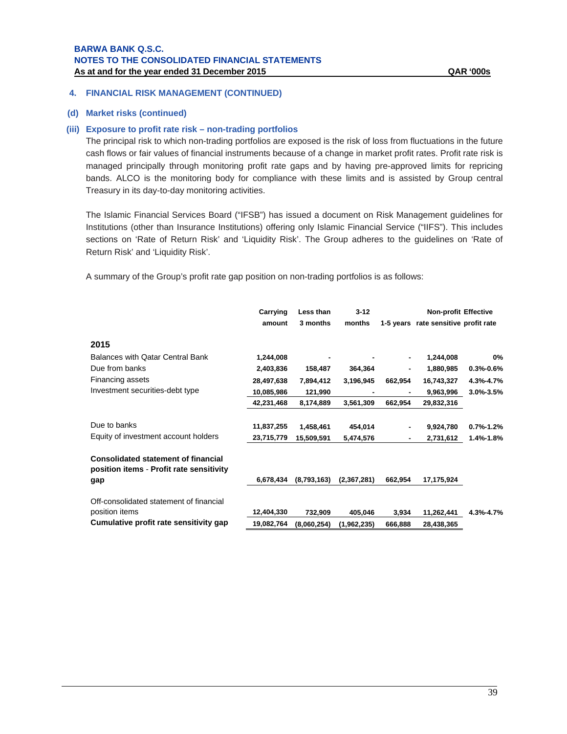**BARWA BANK Q.S.C.**
**NOTES TO THE CONSOLIDATED FINANCIAL STATEMENTS**
**As at and for the year ended 31 December 2015** **QAR '000s**

## 4. FINANCIAL RISK MANAGEMENT (CONTINUED)

### (d) Market risks (continued)

#### (iii) Exposure to profit rate risk – non-trading portfolios

The principal risk to which non-trading portfolios are exposed is the risk of loss from fluctuations in the future cash flows or fair values of financial instruments because of a change in market profit rates. Profit rate risk is managed principally through monitoring profit rate gaps and by having pre-approved limits for repricing bands. ALCO is the monitoring body for compliance with these limits and is assisted by Group central Treasury in its day-to-day monitoring activities.

The Islamic Financial Services Board ("IFSB") has issued a document on Risk Management guidelines for Institutions (other than Insurance Institutions) offering only Islamic Financial Service ("IIFS"). This includes sections on 'Rate of Return Risk' and 'Liquidity Risk'. The Group adheres to the guidelines on 'Rate of Return Risk' and 'Liquidity Risk'.

A summary of the Group's profit rate gap position on non-trading portfolios is as follows:

| | Carrying amount | Less than 3 months | 3-12 months | 1-5 years | Non-profit rate sensitive | Effective profit rate |
|---|---|---|---|---|---|---|
| **2015** | | | | | | |
| Balances with Qatar Central Bank | 1,244,008 | - | - | - | 1,244,008 | 0% |
| Due from banks | 2,403,836 | 158,487 | 364,364 | - | 1,880,985 | 0.3%-0.6% |
| Financing assets | 28,497,638 | 7,894,412 | 3,196,945 | 662,954 | 16,743,327 | 4.3%-4.7% |
| Investment securities-debt type | 10,085,986 | 121,990 | - | - | 9,963,996 | 3.0%-3.5% |
| | 42,231,468 | 8,174,889 | 3,561,309 | 662,954 | 29,832,316 | |
| Due to banks | 11,837,255 | 1,458,461 | 454,014 | - | 9,924,780 | 0.7%-1.2% |
| Equity of investment account holders | 23,715,779 | 15,509,591 | 5,474,576 | - | 2,731,612 | 1.4%-1.8% |
| **Consolidated statement of financial position items - Profit rate sensitivity gap** | 6,678,434 | (8,793,163) | (2,367,281) | 662,954 | 17,175,924 | |
| Off-consolidated statement of financial position items | 12,404,330 | 732,909 | 405,046 | 3,934 | 11,262,441 | 4.3%-4.7% |
| **Cumulative profit rate sensitivity gap** | 19,082,764 | (8,060,254) | (1,962,235) | 666,888 | 28,438,365 | |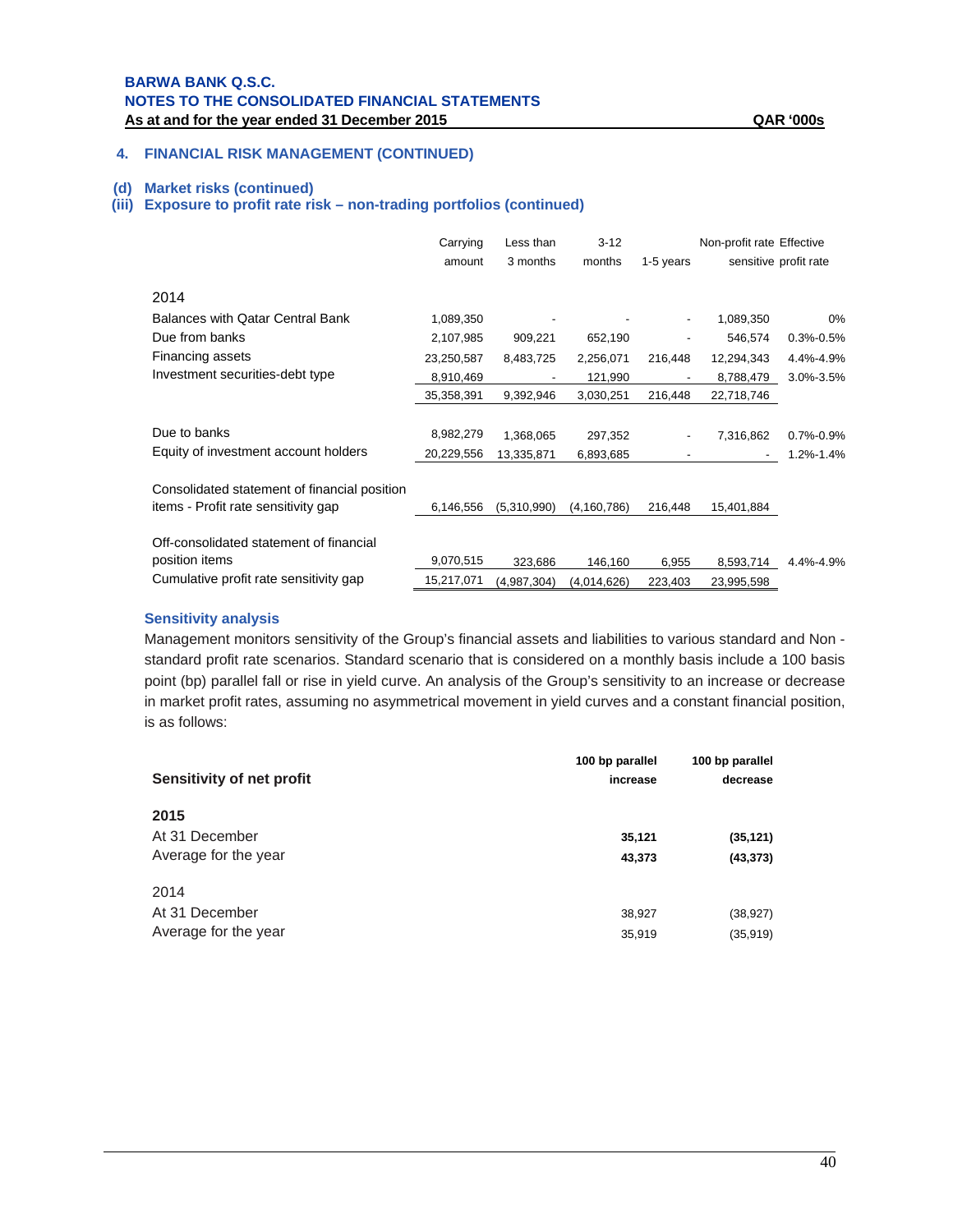BARWA BANK Q.S.C.
NOTES TO THE CONSOLIDATED FINANCIAL STATEMENTS
As at and for the year ended 31 December 2015 QAR '000s

## 4. FINANCIAL RISK MANAGEMENT (CONTINUED)

### (d) Market risks (continued)

### (iii) Exposure to profit rate risk – non-trading portfolios (continued)

| | Carrying amount | Less than 3 months | 3-12 months | 1-5 years | Non-profit rate sensitive | Effective profit rate |
|---|---|---|---|---|---|---|
| **2014** | | | | | | |
| Balances with Qatar Central Bank | 1,089,350 | - | - | - | 1,089,350 | 0% |
| Due from banks | 2,107,985 | 909,221 | 652,190 | - | 546,574 | 0.3%-0.5% |
| Financing assets | 23,250,587 | 8,483,725 | 2,256,071 | 216,448 | 12,294,343 | 4.4%-4.9% |
| Investment securities-debt type | 8,910,469 | - | 121,990 | - | 8,788,479 | 3.0%-3.5% |
| | 35,358,391 | 9,392,946 | 3,030,251 | 216,448 | 22,718,746 | |
| Due to banks | 8,982,279 | 1,368,065 | 297,352 | - | 7,316,862 | 0.7%-0.9% |
| Equity of investment account holders | 20,229,556 | 13,335,871 | 6,893,685 | - | - | 1.2%-1.4% |
| Consolidated statement of financial position items - Profit rate sensitivity gap | 6,146,556 | (5,310,990) | (4,160,786) | 216,448 | 15,401,884 | |
| Off-consolidated statement of financial position items | 9,070,515 | 323,686 | 146,160 | 6,955 | 8,593,714 | 4.4%-4.9% |
| Cumulative profit rate sensitivity gap | 15,217,071 | (4,987,304) | (4,014,626) | 223,403 | 23,995,598 | |

### Sensitivity analysis

Management monitors sensitivity of the Group's financial assets and liabilities to various standard and Non - standard profit rate scenarios. Standard scenario that is considered on a monthly basis include a 100 basis point (bp) parallel fall or rise in yield curve. An analysis of the Group's sensitivity to an increase or decrease in market profit rates, assuming no asymmetrical movement in yield curves and a constant financial position, is as follows:

| **Sensitivity of net profit** | **100 bp parallel increase** | **100 bp parallel decrease** |
|---|---|---|
| **2015** | | |
| At 31 December | **35,121** | **(35,121)** |
| Average for the year | **43,373** | **(43,373)** |
| 2014 | | |
| At 31 December | 38,927 | (38,927) |
| Average for the year | 35,919 | (35,919) |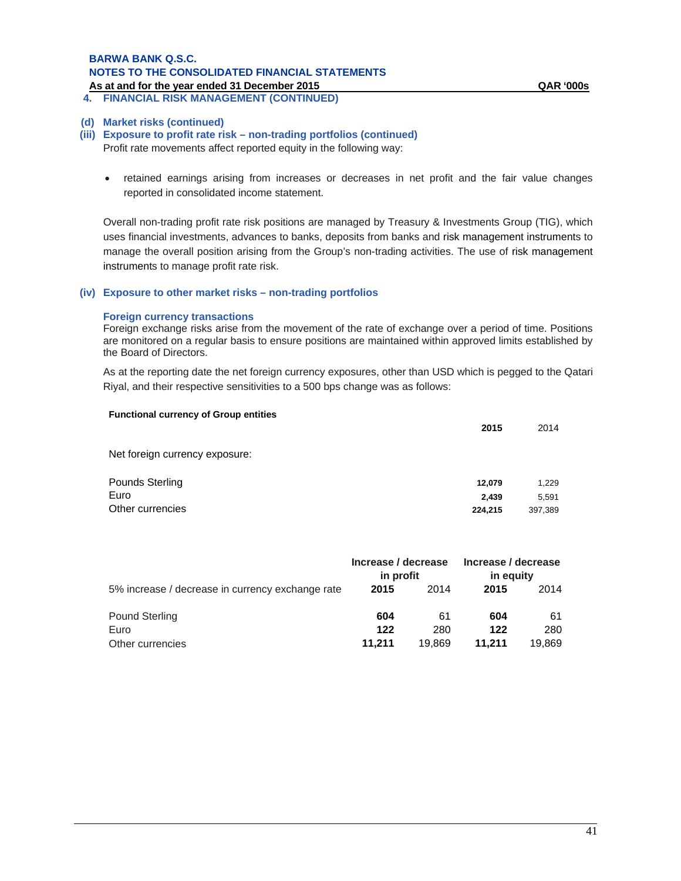## 4. FINANCIAL RISK MANAGEMENT (CONTINUED)

### (d) Market risks (continued)

### (iii) Exposure to profit rate risk – non-trading portfolios (continued)

Profit rate movements affect reported equity in the following way:

- retained earnings arising from increases or decreases in net profit and the fair value changes reported in consolidated income statement.

Overall non-trading profit rate risk positions are managed by Treasury & Investments Group (TIG), which uses financial investments, advances to banks, deposits from banks and risk management instruments to manage the overall position arising from the Group's non-trading activities. The use of risk management instruments to manage profit rate risk.

### (iv) Exposure to other market risks – non-trading portfolios

#### Foreign currency transactions

Foreign exchange risks arise from the movement of the rate of exchange over a period of time. Positions are monitored on a regular basis to ensure positions are maintained within approved limits established by the Board of Directors.

As at the reporting date the net foreign currency exposures, other than USD which is pegged to the Qatari Riyal, and their respective sensitivities to a 500 bps change was as follows:

| Functional currency of Group entities | 2015 | 2014 |
|---|---|---|
| Net foreign currency exposure: | | |
| Pounds Sterling | **12,079** | 1,229 |
| Euro | **2,439** | 5,591 |
| Other currencies | **224,215** | 397,389 |

| | Increase / decrease in profit | | Increase / decrease in equity | |
|---|---|---|---|---|
| 5% increase / decrease in currency exchange rate | **2015** | 2014 | **2015** | 2014 |
| Pound Sterling | **604** | 61 | **604** | 61 |
| Euro | **122** | 280 | **122** | 280 |
| Other currencies | **11,211** | 19,869 | **11,211** | 19,869 |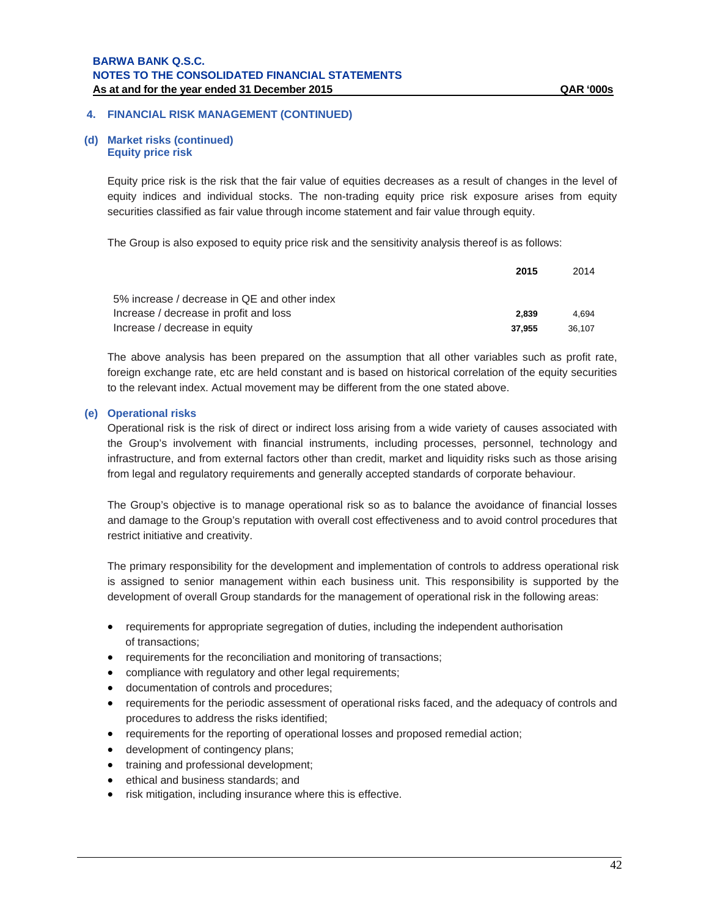## 4. FINANCIAL RISK MANAGEMENT (CONTINUED)

### (d) Market risks (continued)

**Equity price risk**

Equity price risk is the risk that the fair value of equities decreases as a result of changes in the level of equity indices and individual stocks. The non-trading equity price risk exposure arises from equity securities classified as fair value through income statement and fair value through equity.

The Group is also exposed to equity price risk and the sensitivity analysis thereof is as follows:

| | **2015** | 2014 |
|---|---|---|
| 5% increase / decrease in QE and other index | | |
| Increase / decrease in profit and loss | **2,839** | 4,694 |
| Increase / decrease in equity | **37,955** | 36,107 |

The above analysis has been prepared on the assumption that all other variables such as profit rate, foreign exchange rate, etc are held constant and is based on historical correlation of the equity securities to the relevant index. Actual movement may be different from the one stated above.

### (e) Operational risks

Operational risk is the risk of direct or indirect loss arising from a wide variety of causes associated with the Group's involvement with financial instruments, including processes, personnel, technology and infrastructure, and from external factors other than credit, market and liquidity risks such as those arising from legal and regulatory requirements and generally accepted standards of corporate behaviour.

The Group's objective is to manage operational risk so as to balance the avoidance of financial losses and damage to the Group's reputation with overall cost effectiveness and to avoid control procedures that restrict initiative and creativity.

The primary responsibility for the development and implementation of controls to address operational risk is assigned to senior management within each business unit. This responsibility is supported by the development of overall Group standards for the management of operational risk in the following areas:

- requirements for appropriate segregation of duties, including the independent authorisation of transactions;
- requirements for the reconciliation and monitoring of transactions;
- compliance with regulatory and other legal requirements;
- documentation of controls and procedures;
- requirements for the periodic assessment of operational risks faced, and the adequacy of controls and procedures to address the risks identified;
- requirements for the reporting of operational losses and proposed remedial action;
- development of contingency plans;
- training and professional development;
- ethical and business standards; and
- risk mitigation, including insurance where this is effective.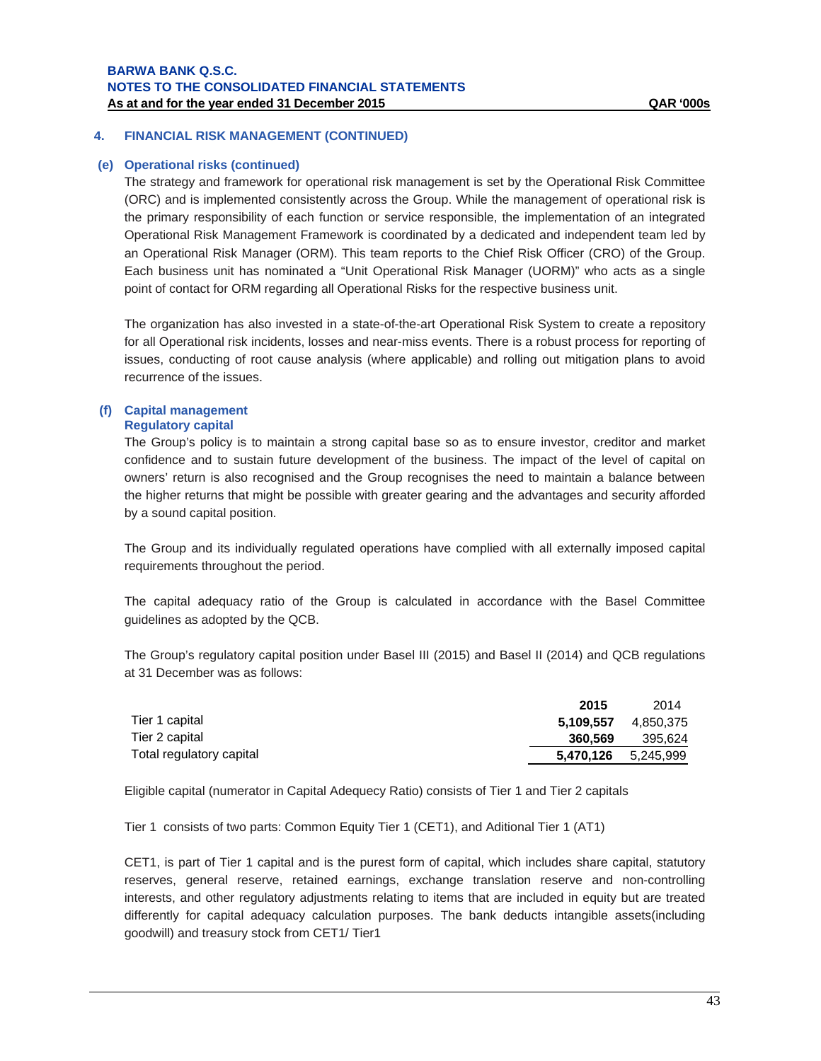## 4. FINANCIAL RISK MANAGEMENT (CONTINUED)

### (e) Operational risks (continued)

The strategy and framework for operational risk management is set by the Operational Risk Committee (ORC) and is implemented consistently across the Group. While the management of operational risk is the primary responsibility of each function or service responsible, the implementation of an integrated Operational Risk Management Framework is coordinated by a dedicated and independent team led by an Operational Risk Manager (ORM). This team reports to the Chief Risk Officer (CRO) of the Group. Each business unit has nominated a "Unit Operational Risk Manager (UORM)" who acts as a single point of contact for ORM regarding all Operational Risks for the respective business unit.

The organization has also invested in a state-of-the-art Operational Risk System to create a repository for all Operational risk incidents, losses and near-miss events. There is a robust process for reporting of issues, conducting of root cause analysis (where applicable) and rolling out mitigation plans to avoid recurrence of the issues.

### (f) Capital management

**Regulatory capital**

The Group's policy is to maintain a strong capital base so as to ensure investor, creditor and market confidence and to sustain future development of the business. The impact of the level of capital on owners' return is also recognised and the Group recognises the need to maintain a balance between the higher returns that might be possible with greater gearing and the advantages and security afforded by a sound capital position.

The Group and its individually regulated operations have complied with all externally imposed capital requirements throughout the period.

The capital adequacy ratio of the Group is calculated in accordance with the Basel Committee guidelines as adopted by the QCB.

The Group's regulatory capital position under Basel III (2015) and Basel II (2014) and QCB regulations at 31 December was as follows:

| | **2015** | 2014 |
|---|---|---|
| Tier 1 capital | **5,109,557** | 4,850,375 |
| Tier 2 capital | **360,569** | 395,624 |
| Total regulatory capital | **5,470,126** | 5,245,999 |

Eligible capital (numerator in Capital Adequecy Ratio) consists of Tier 1 and Tier 2 capitals

Tier 1 consists of two parts: Common Equity Tier 1 (CET1), and Aditional Tier 1 (AT1)

CET1, is part of Tier 1 capital and is the purest form of capital, which includes share capital, statutory reserves, general reserve, retained earnings, exchange translation reserve and non-controlling interests, and other regulatory adjustments relating to items that are included in equity but are treated differently for capital adequacy calculation purposes. The bank deducts intangible assets(including goodwill) and treasury stock from CET1/ Tier1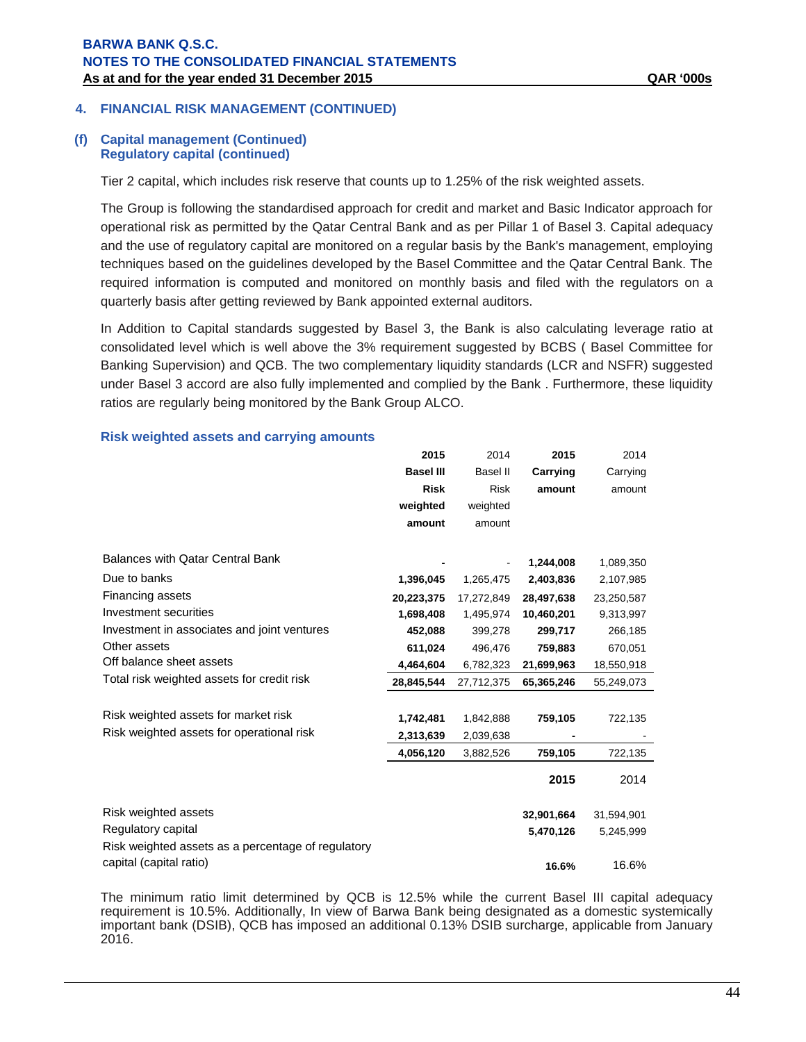## 4. FINANCIAL RISK MANAGEMENT (CONTINUED)

### (f) Capital management (Continued)
### Regulatory capital (continued)

Tier 2 capital, which includes risk reserve that counts up to 1.25% of the risk weighted assets.

The Group is following the standardised approach for credit and market and Basic Indicator approach for operational risk as permitted by the Qatar Central Bank and as per Pillar 1 of Basel 3. Capital adequacy and the use of regulatory capital are monitored on a regular basis by the Bank's management, employing techniques based on the guidelines developed by the Basel Committee and the Qatar Central Bank. The required information is computed and monitored on monthly basis and filed with the regulators on a quarterly basis after getting reviewed by Bank appointed external auditors.

In Addition to Capital standards suggested by Basel 3, the Bank is also calculating leverage ratio at consolidated level which is well above the 3% requirement suggested by BCBS ( Basel Committee for Banking Supervision) and QCB. The two complementary liquidity standards (LCR and NSFR) suggested under Basel 3 accord are also fully implemented and complied by the Bank . Furthermore, these liquidity ratios are regularly being monitored by the Bank Group ALCO.

**Risk weighted assets and carrying amounts**

| | 2015 Basel III Risk weighted amount | 2014 Basel II Risk weighted amount | 2015 Carrying amount | 2014 Carrying amount |
|---|---|---|---|---|
| Balances with Qatar Central Bank | - | - | 1,244,008 | 1,089,350 |
| Due to banks | 1,396,045 | 1,265,475 | 2,403,836 | 2,107,985 |
| Financing assets | 20,223,375 | 17,272,849 | 28,497,638 | 23,250,587 |
| Investment securities | 1,698,408 | 1,495,974 | 10,460,201 | 9,313,997 |
| Investment in associates and joint ventures | 452,088 | 399,278 | 299,717 | 266,185 |
| Other assets | 611,024 | 496,476 | 759,883 | 670,051 |
| Off balance sheet assets | 4,464,604 | 6,782,323 | 21,699,963 | 18,550,918 |
| Total risk weighted assets for credit risk | 28,845,544 | 27,712,375 | 65,365,246 | 55,249,073 |
| | | | | |
| Risk weighted assets for market risk | 1,742,481 | 1,842,888 | 759,105 | 722,135 |
| Risk weighted assets for operational risk | 2,313,639 | 2,039,638 | - | - |
| | 4,056,120 | 3,882,526 | 759,105 | 722,135 |

| | 2015 | 2014 |
|---|---|---|
| Risk weighted assets | 32,901,664 | 31,594,901 |
| Regulatory capital | 5,470,126 | 5,245,999 |
| Risk weighted assets as a percentage of regulatory capital (capital ratio) | 16.6% | 16.6% |

The minimum ratio limit determined by QCB is 12.5% while the current Basel III capital adequacy requirement is 10.5%. Additionally, In view of Barwa Bank being designated as a domestic systemically important bank (DSIB), QCB has imposed an additional 0.13% DSIB surcharge, applicable from January 2016.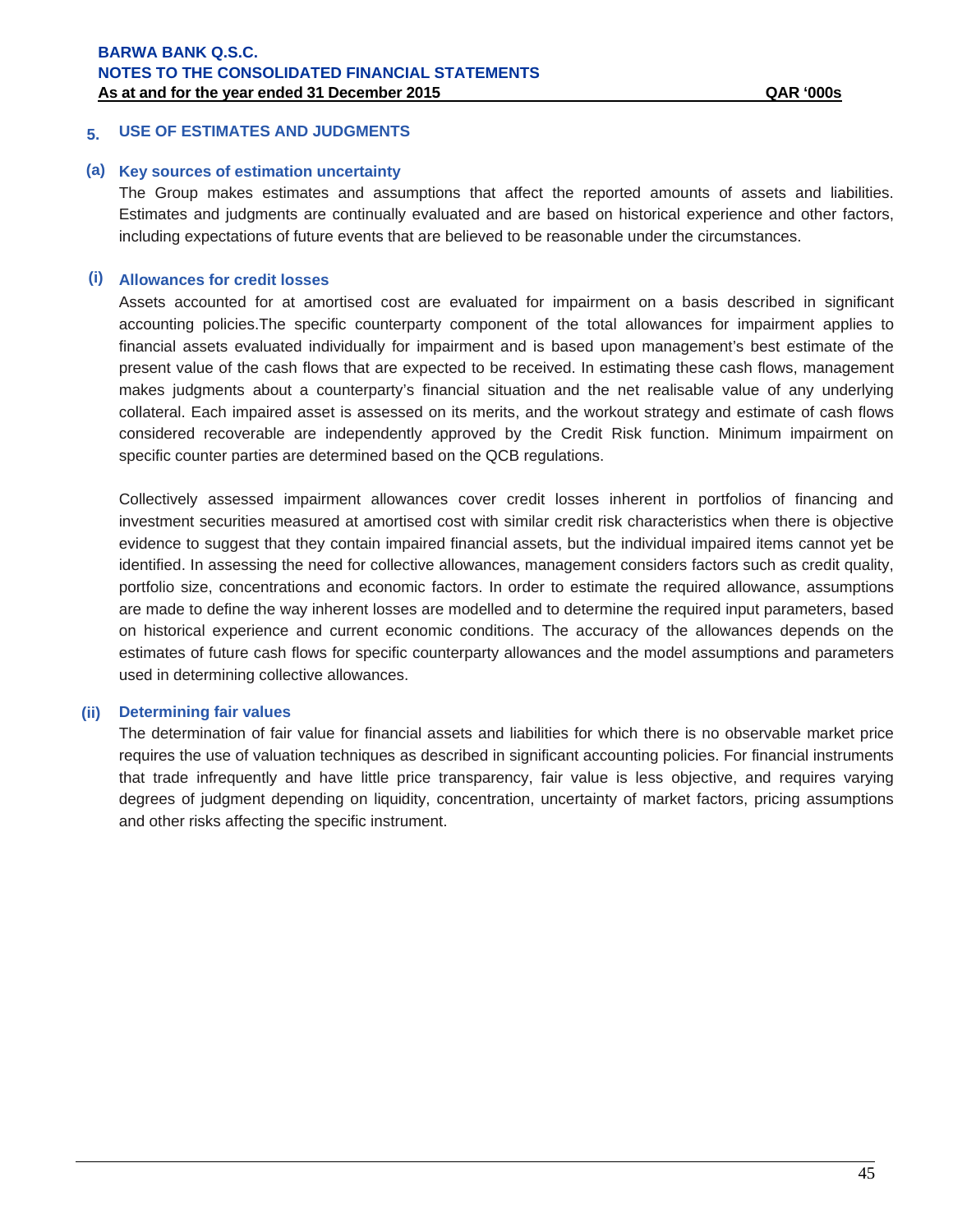## 5. USE OF ESTIMATES AND JUDGMENTS

### (a) Key sources of estimation uncertainty

The Group makes estimates and assumptions that affect the reported amounts of assets and liabilities. Estimates and judgments are continually evaluated and are based on historical experience and other factors, including expectations of future events that are believed to be reasonable under the circumstances.

#### (i) Allowances for credit losses

Assets accounted for at amortised cost are evaluated for impairment on a basis described in significant accounting policies.The specific counterparty component of the total allowances for impairment applies to financial assets evaluated individually for impairment and is based upon management's best estimate of the present value of the cash flows that are expected to be received. In estimating these cash flows, management makes judgments about a counterparty's financial situation and the net realisable value of any underlying collateral. Each impaired asset is assessed on its merits, and the workout strategy and estimate of cash flows considered recoverable are independently approved by the Credit Risk function. Minimum impairment on specific counter parties are determined based on the QCB regulations.

Collectively assessed impairment allowances cover credit losses inherent in portfolios of financing and investment securities measured at amortised cost with similar credit risk characteristics when there is objective evidence to suggest that they contain impaired financial assets, but the individual impaired items cannot yet be identified. In assessing the need for collective allowances, management considers factors such as credit quality, portfolio size, concentrations and economic factors. In order to estimate the required allowance, assumptions are made to define the way inherent losses are modelled and to determine the required input parameters, based on historical experience and current economic conditions. The accuracy of the allowances depends on the estimates of future cash flows for specific counterparty allowances and the model assumptions and parameters used in determining collective allowances.

#### (ii) Determining fair values

The determination of fair value for financial assets and liabilities for which there is no observable market price requires the use of valuation techniques as described in significant accounting policies. For financial instruments that trade infrequently and have little price transparency, fair value is less objective, and requires varying degrees of judgment depending on liquidity, concentration, uncertainty of market factors, pricing assumptions and other risks affecting the specific instrument.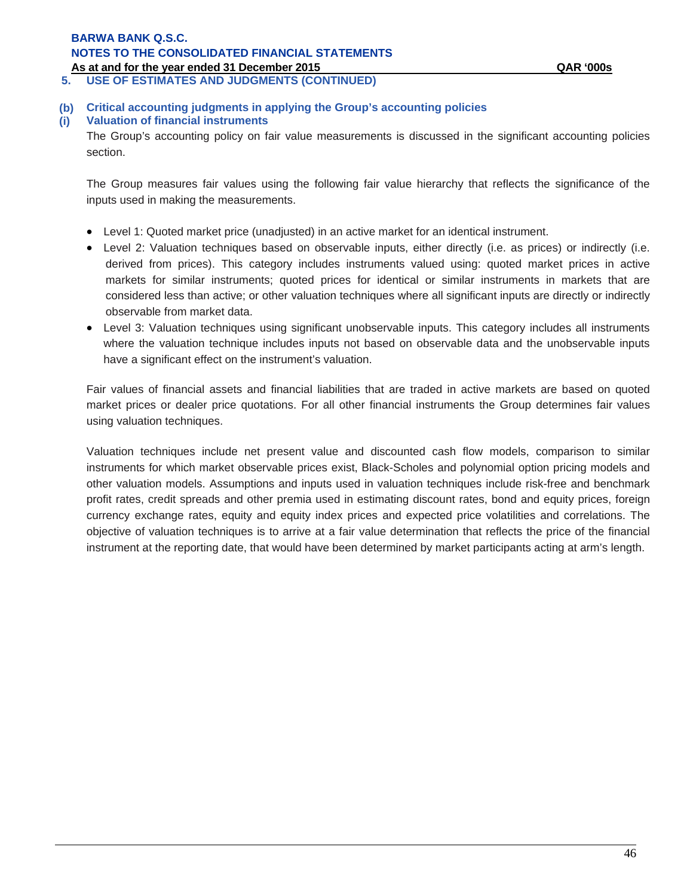## 5. USE OF ESTIMATES AND JUDGMENTS (CONTINUED)

### (b) Critical accounting judgments in applying the Group's accounting policies

### (i) Valuation of financial instruments

The Group's accounting policy on fair value measurements is discussed in the significant accounting policies section.

The Group measures fair values using the following fair value hierarchy that reflects the significance of the inputs used in making the measurements.

- Level 1: Quoted market price (unadjusted) in an active market for an identical instrument.
- Level 2: Valuation techniques based on observable inputs, either directly (i.e. as prices) or indirectly (i.e. derived from prices). This category includes instruments valued using: quoted market prices in active markets for similar instruments; quoted prices for identical or similar instruments in markets that are considered less than active; or other valuation techniques where all significant inputs are directly or indirectly observable from market data.
- Level 3: Valuation techniques using significant unobservable inputs. This category includes all instruments where the valuation technique includes inputs not based on observable data and the unobservable inputs have a significant effect on the instrument's valuation.

Fair values of financial assets and financial liabilities that are traded in active markets are based on quoted market prices or dealer price quotations. For all other financial instruments the Group determines fair values using valuation techniques.

Valuation techniques include net present value and discounted cash flow models, comparison to similar instruments for which market observable prices exist, Black-Scholes and polynomial option pricing models and other valuation models. Assumptions and inputs used in valuation techniques include risk-free and benchmark profit rates, credit spreads and other premia used in estimating discount rates, bond and equity prices, foreign currency exchange rates, equity and equity index prices and expected price volatilities and correlations. The objective of valuation techniques is to arrive at a fair value determination that reflects the price of the financial instrument at the reporting date, that would have been determined by market participants acting at arm's length.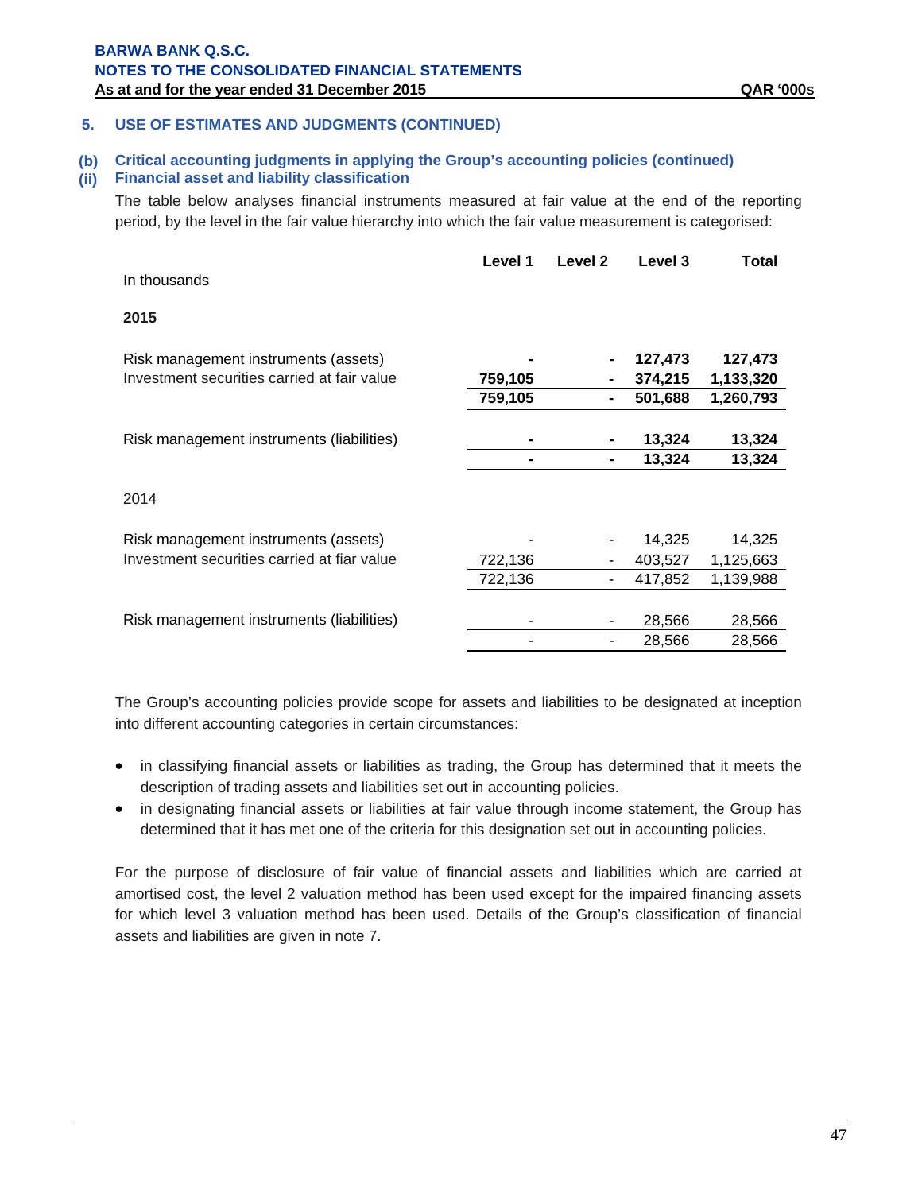## 5. USE OF ESTIMATES AND JUDGMENTS (CONTINUED)

### (b) Critical accounting judgments in applying the Group's accounting policies (continued)

### (ii) Financial asset and liability classification

The table below analyses financial instruments measured at fair value at the end of the reporting period, by the level in the fair value hierarchy into which the fair value measurement is categorised:

| In thousands | Level 1 | Level 2 | Level 3 | Total |
|---|---|---|---|---|
| **2015** | | | | |
| Risk management instruments (assets) | **-** | **-** | **127,473** | **127,473** |
| Investment securities carried at fair value | **759,105** | **-** | **374,215** | **1,133,320** |
| | **759,105** | **-** | **501,688** | **1,260,793** |
| Risk management instruments (liabilities) | **-** | **-** | **13,324** | **13,324** |
| | **-** | **-** | **13,324** | **13,324** |
| 2014 | | | | |
| Risk management instruments (assets) | - | - | 14,325 | 14,325 |
| Investment securities carried at fiar value | 722,136 | - | 403,527 | 1,125,663 |
| | 722,136 | - | 417,852 | 1,139,988 |
| Risk management instruments (liabilities) | - | - | 28,566 | 28,566 |
| | - | - | 28,566 | 28,566 |

The Group's accounting policies provide scope for assets and liabilities to be designated at inception into different accounting categories in certain circumstances:

- in classifying financial assets or liabilities as trading, the Group has determined that it meets the description of trading assets and liabilities set out in accounting policies.
- in designating financial assets or liabilities at fair value through income statement, the Group has determined that it has met one of the criteria for this designation set out in accounting policies.

For the purpose of disclosure of fair value of financial assets and liabilities which are carried at amortised cost, the level 2 valuation method has been used except for the impaired financing assets for which level 3 valuation method has been used. Details of the Group's classification of financial assets and liabilities are given in note 7.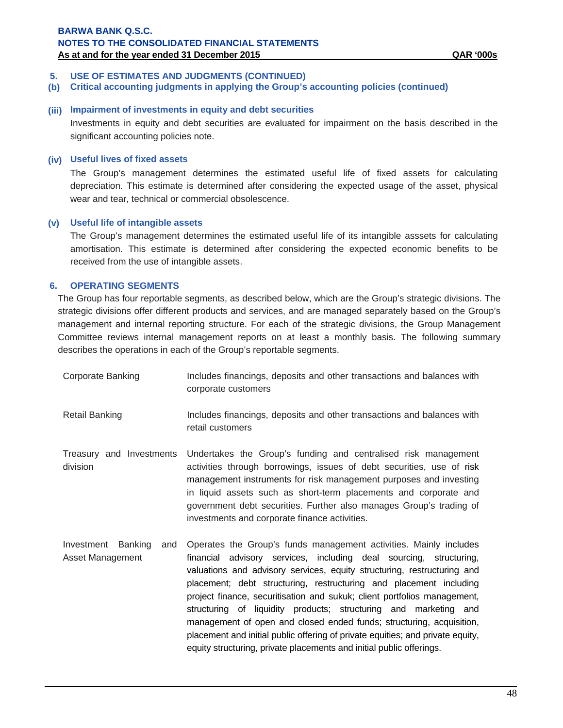## 5. USE OF ESTIMATES AND JUDGMENTS (CONTINUED)

### (b) Critical accounting judgments in applying the Group's accounting policies (continued)

#### (iii) Impairment of investments in equity and debt securities

Investments in equity and debt securities are evaluated for impairment on the basis described in the significant accounting policies note.

#### (iv) Useful lives of fixed assets

The Group's management determines the estimated useful life of fixed assets for calculating depreciation. This estimate is determined after considering the expected usage of the asset, physical wear and tear, technical or commercial obsolescence.

#### (v) Useful life of intangible assets

The Group's management determines the estimated useful life of its intangible asssets for calculating amortisation. This estimate is determined after considering the expected economic benefits to be received from the use of intangible assets.

## 6. OPERATING SEGMENTS

The Group has four reportable segments, as described below, which are the Group's strategic divisions. The strategic divisions offer different products and services, and are managed separately based on the Group's management and internal reporting structure. For each of the strategic divisions, the Group Management Committee reviews internal management reports on at least a monthly basis. The following summary describes the operations in each of the Group's reportable segments.

| Segment | Description |
|---|---|
| Corporate Banking | Includes financings, deposits and other transactions and balances with corporate customers |
| Retail Banking | Includes financings, deposits and other transactions and balances with retail customers |
| Treasury and Investments division | Undertakes the Group's funding and centralised risk management activities through borrowings, issues of debt securities, use of risk management instruments for risk management purposes and investing in liquid assets such as short-term placements and corporate and government debt securities. Further also manages Group's trading of investments and corporate finance activities. |
| Investment Banking and Asset Management | Operates the Group's funds management activities. Mainly includes financial advisory services, including deal sourcing, structuring, valuations and advisory services, equity structuring, restructuring and placement; debt structuring, restructuring and placement including project finance, securitisation and sukuk; client portfolios management, structuring of liquidity products; structuring and marketing and management of open and closed ended funds; structuring, acquisition, placement and initial public offering of private equities; and private equity, equity structuring, private placements and initial public offerings. |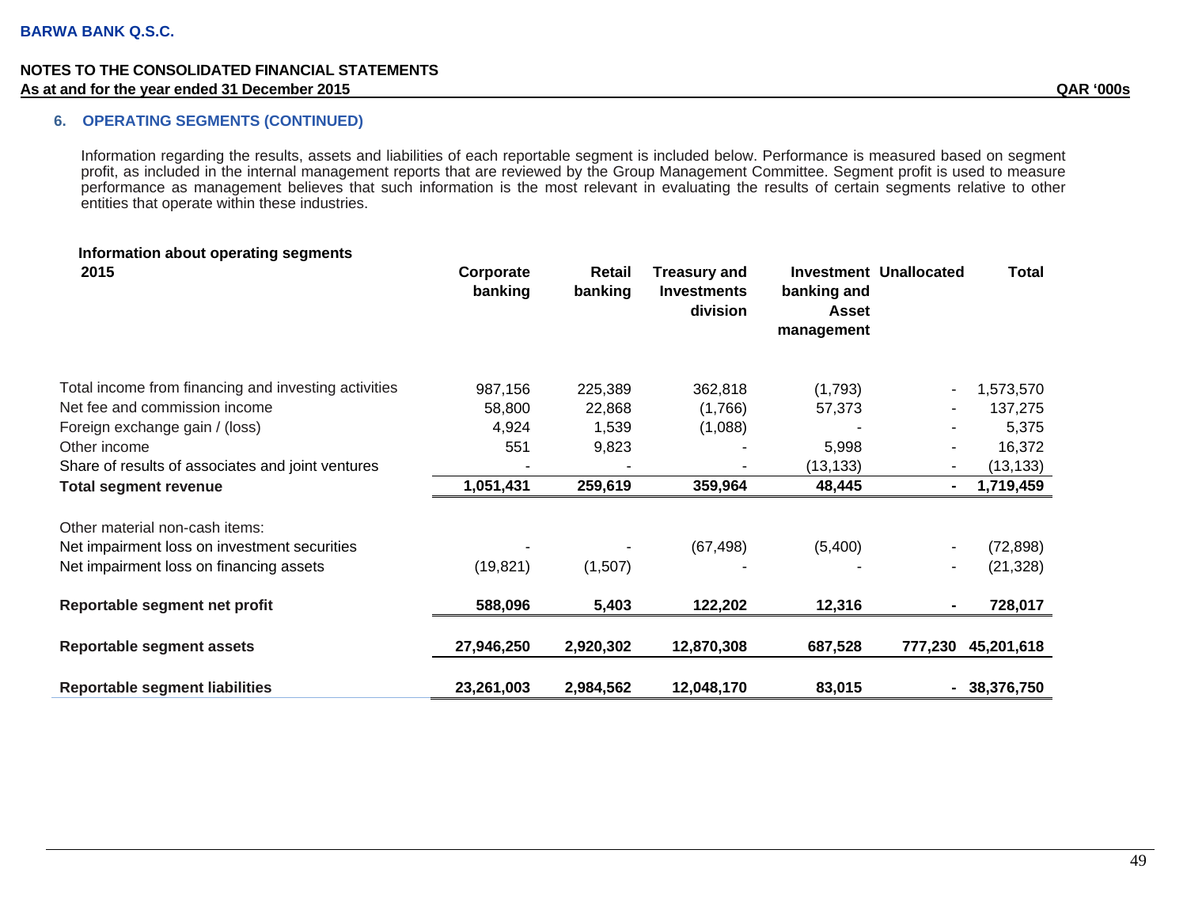## 6. OPERATING SEGMENTS (CONTINUED)

Information regarding the results, assets and liabilities of each reportable segment is included below. Performance is measured based on segment profit, as included in the internal management reports that are reviewed by the Group Management Committee. Segment profit is used to measure performance as management believes that such information is the most relevant in evaluating the results of certain segments relative to other entities that operate within these industries.

**Information about operating segments**

QAR '000s

| 2015 | Corporate banking | Retail banking | Treasury and Investments division | Investment banking and Asset management | Unallocated | Total |
|---|---|---|---|---|---|---|
| Total income from financing and investing activities | 987,156 | 225,389 | 362,818 | (1,793) | - | 1,573,570 |
| Net fee and commission income | 58,800 | 22,868 | (1,766) | 57,373 | - | 137,275 |
| Foreign exchange gain / (loss) | 4,924 | 1,539 | (1,088) | - | - | 5,375 |
| Other income | 551 | 9,823 | - | 5,998 | - | 16,372 |
| Share of results of associates and joint ventures | - | - | - | (13,133) | - | (13,133) |
| **Total segment revenue** | **1,051,431** | **259,619** | **359,964** | **48,445** | **-** | **1,719,459** |
| Other material non-cash items: | | | | | | |
| Net impairment loss on investment securities | - | - | (67,498) | (5,400) | - | (72,898) |
| Net impairment loss on financing assets | (19,821) | (1,507) | - | - | - | (21,328) |
| **Reportable segment net profit** | **588,096** | **5,403** | **122,202** | **12,316** | **-** | **728,017** |
| **Reportable segment assets** | **27,946,250** | **2,920,302** | **12,870,308** | **687,528** | **777,230** | **45,201,618** |
| **Reportable segment liabilities** | **23,261,003** | **2,984,562** | **12,048,170** | **83,015** | **-** | **38,376,750** |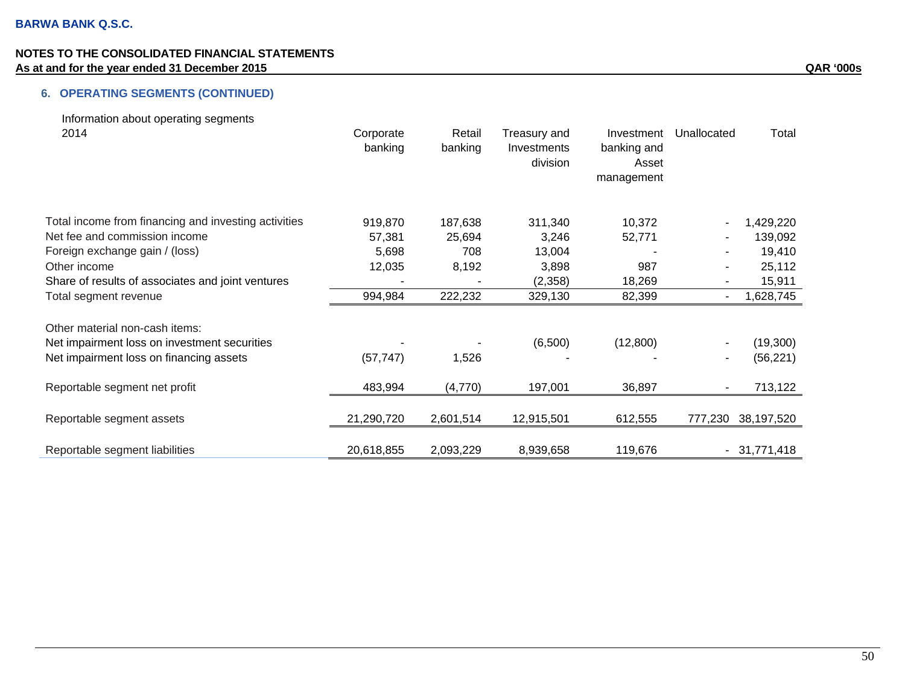BARWA BANK Q.S.C.

NOTES TO THE CONSOLIDATED FINANCIAL STATEMENTS
As at and for the year ended 31 December 2015 QAR '000s

## 6. OPERATING SEGMENTS (CONTINUED)

Information about operating segments

| 2014 | Corporate banking | Retail banking | Treasury and Investments division | Investment banking and Asset management | Unallocated | Total |
|---|---|---|---|---|---|---|
| Total income from financing and investing activities | 919,870 | 187,638 | 311,340 | 10,372 | - | 1,429,220 |
| Net fee and commission income | 57,381 | 25,694 | 3,246 | 52,771 | - | 139,092 |
| Foreign exchange gain / (loss) | 5,698 | 708 | 13,004 | - | - | 19,410 |
| Other income | 12,035 | 8,192 | 3,898 | 987 | - | 25,112 |
| Share of results of associates and joint ventures | - | - | (2,358) | 18,269 | - | 15,911 |
| Total segment revenue | 994,984 | 222,232 | 329,130 | 82,399 | - | 1,628,745 |
| Other material non-cash items: | | | | | | |
| Net impairment loss on investment securities | - | - | (6,500) | (12,800) | - | (19,300) |
| Net impairment loss on financing assets | (57,747) | 1,526 | - | - | - | (56,221) |
| Reportable segment net profit | 483,994 | (4,770) | 197,001 | 36,897 | - | 713,122 |
| Reportable segment assets | 21,290,720 | 2,601,514 | 12,915,501 | 612,555 | 777,230 | 38,197,520 |
| Reportable segment liabilities | 20,618,855 | 2,093,229 | 8,939,658 | 119,676 | - | 31,771,418 |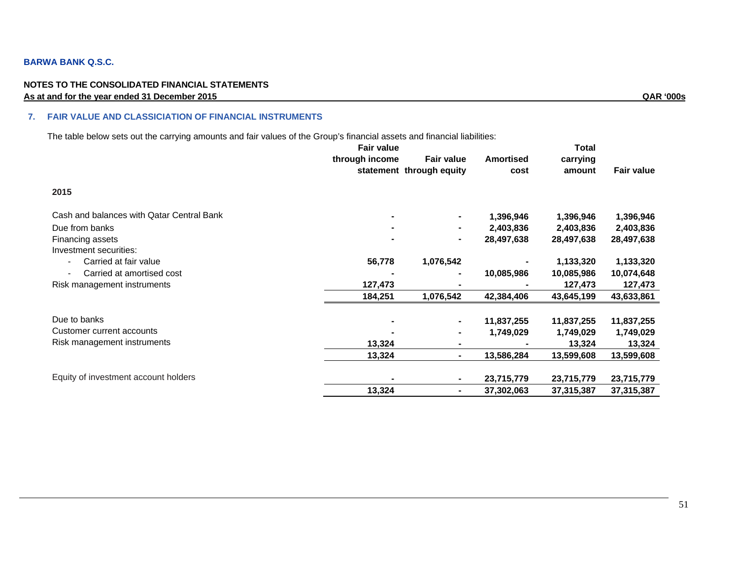BARWA BANK Q.S.C.

NOTES TO THE CONSOLIDATED FINANCIAL STATEMENTS

As at and for the year ended 31 December 2015 QAR '000s

## 7. FAIR VALUE AND CLASSICIATION OF FINANCIAL INSTRUMENTS

The table below sets out the carrying amounts and fair values of the Group's financial assets and financial liabilities:

| | Fair value through income statement | Fair value through equity | Amortised cost | Total carrying amount | Fair value |
|---|---|---|---|---|---|
| **2015** | | | | | |
| Cash and balances with Qatar Central Bank | - | - | 1,396,946 | 1,396,946 | 1,396,946 |
| Due from banks | - | - | 2,403,836 | 2,403,836 | 2,403,836 |
| Financing assets | - | - | 28,497,638 | 28,497,638 | 28,497,638 |
| Investment securities: | | | | | |
| - Carried at fair value | 56,778 | 1,076,542 | - | 1,133,320 | 1,133,320 |
| - Carried at amortised cost | - | - | 10,085,986 | 10,085,986 | 10,074,648 |
| Risk management instruments | 127,473 | - | - | 127,473 | 127,473 |
| | 184,251 | 1,076,542 | 42,384,406 | 43,645,199 | 43,633,861 |
| Due to banks | - | - | 11,837,255 | 11,837,255 | 11,837,255 |
| Customer current accounts | - | - | 1,749,029 | 1,749,029 | 1,749,029 |
| Risk management instruments | 13,324 | - | - | 13,324 | 13,324 |
| | 13,324 | - | 13,586,284 | 13,599,608 | 13,599,608 |
| Equity of investment account holders | - | - | 23,715,779 | 23,715,779 | 23,715,779 |
| | 13,324 | - | 37,302,063 | 37,315,387 | 37,315,387 |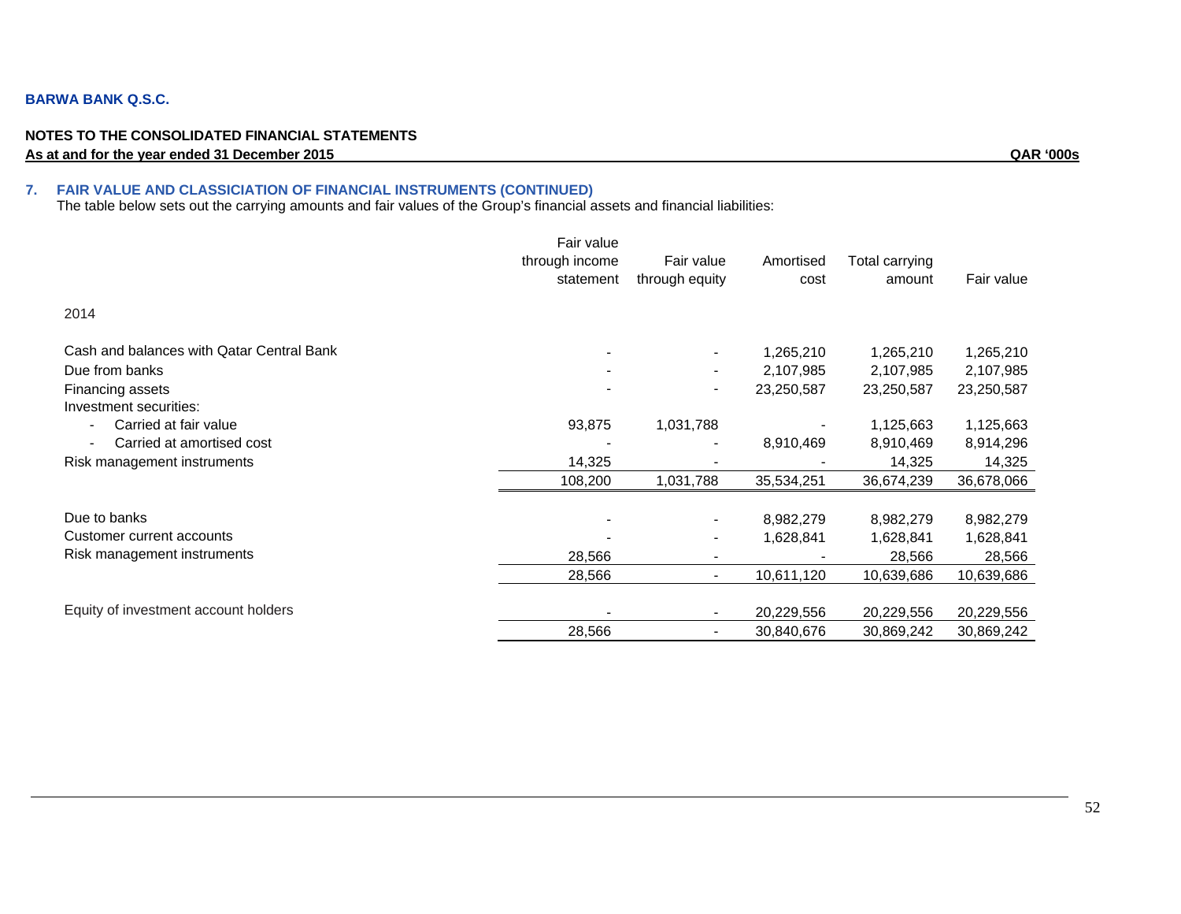**BARWA BANK Q.S.C.**

**NOTES TO THE CONSOLIDATED FINANCIAL STATEMENTS**
**As at and for the year ended 31 December 2015** **QAR '000s**

## 7. FAIR VALUE AND CLASSICIATION OF FINANCIAL INSTRUMENTS (CONTINUED)

The table below sets out the carrying amounts and fair values of the Group's financial assets and financial liabilities:

| | Fair value through income statement | Fair value through equity | Amortised cost | Total carrying amount | Fair value |
|---|---|---|---|---|---|
| 2014 | | | | | |
| Cash and balances with Qatar Central Bank | - | - | 1,265,210 | 1,265,210 | 1,265,210 |
| Due from banks | - | - | 2,107,985 | 2,107,985 | 2,107,985 |
| Financing assets | - | - | 23,250,587 | 23,250,587 | 23,250,587 |
| Investment securities: | | | | | |
| - Carried at fair value | 93,875 | 1,031,788 | - | 1,125,663 | 1,125,663 |
| - Carried at amortised cost | - | - | 8,910,469 | 8,910,469 | 8,914,296 |
| Risk management instruments | 14,325 | - | - | 14,325 | 14,325 |
| | 108,200 | 1,031,788 | 35,534,251 | 36,674,239 | 36,678,066 |
| Due to banks | - | - | 8,982,279 | 8,982,279 | 8,982,279 |
| Customer current accounts | - | - | 1,628,841 | 1,628,841 | 1,628,841 |
| Risk management instruments | 28,566 | - | - | 28,566 | 28,566 |
| | 28,566 | - | 10,611,120 | 10,639,686 | 10,639,686 |
| Equity of investment account holders | - | - | 20,229,556 | 20,229,556 | 20,229,556 |
| | 28,566 | - | 30,840,676 | 30,869,242 | 30,869,242 |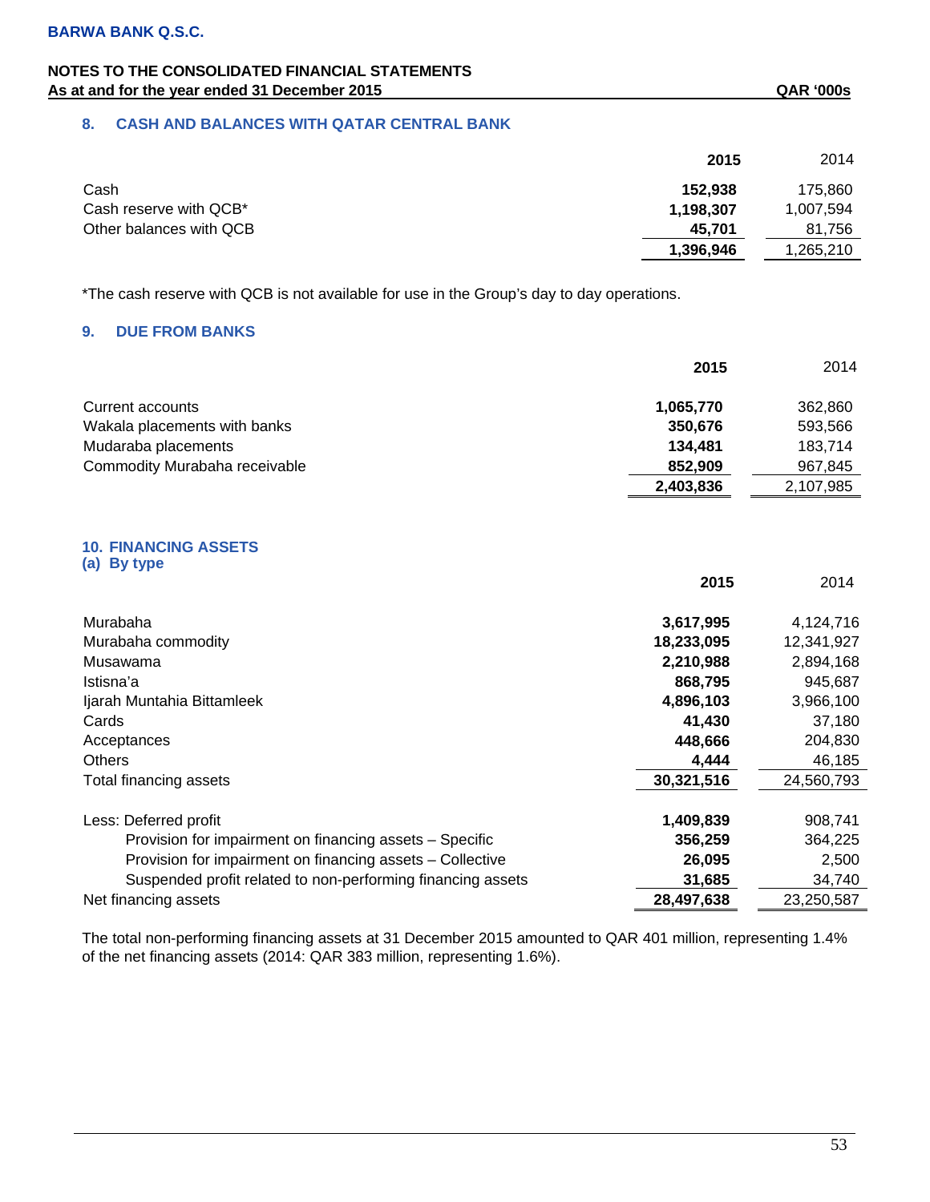## 8. CASH AND BALANCES WITH QATAR CENTRAL BANK

| | 2015 | 2014 |
|---|---|---|
| Cash | 152,938 | 175,860 |
| Cash reserve with QCB* | 1,198,307 | 1,007,594 |
| Other balances with QCB | 45,701 | 81,756 |
| | 1,396,946 | 1,265,210 |

*The cash reserve with QCB is not available for use in the Group's day to day operations.

## 9. DUE FROM BANKS

| | 2015 | 2014 |
|---|---|---|
| Current accounts | 1,065,770 | 362,860 |
| Wakala placements with banks | 350,676 | 593,566 |
| Mudaraba placements | 134,481 | 183,714 |
| Commodity Murabaha receivable | 852,909 | 967,845 |
| | 2,403,836 | 2,107,985 |

## 10. FINANCING ASSETS

### (a) By type

| | 2015 | 2014 |
|---|---|---|
| Murabaha | 3,617,995 | 4,124,716 |
| Murabaha commodity | 18,233,095 | 12,341,927 |
| Musawama | 2,210,988 | 2,894,168 |
| Istisna'a | 868,795 | 945,687 |
| Ijarah Muntahia Bittamleek | 4,896,103 | 3,966,100 |
| Cards | 41,430 | 37,180 |
| Acceptances | 448,666 | 204,830 |
| Others | 4,444 | 46,185 |
| Total financing assets | 30,321,516 | 24,560,793 |
| | | |
| Less: Deferred profit | 1,409,839 | 908,741 |
| Provision for impairment on financing assets – Specific | 356,259 | 364,225 |
| Provision for impairment on financing assets – Collective | 26,095 | 2,500 |
| Suspended profit related to non-performing financing assets | 31,685 | 34,740 |
| Net financing assets | 28,497,638 | 23,250,587 |

The total non-performing financing assets at 31 December 2015 amounted to QAR 401 million, representing 1.4% of the net financing assets (2014: QAR 383 million, representing 1.6%).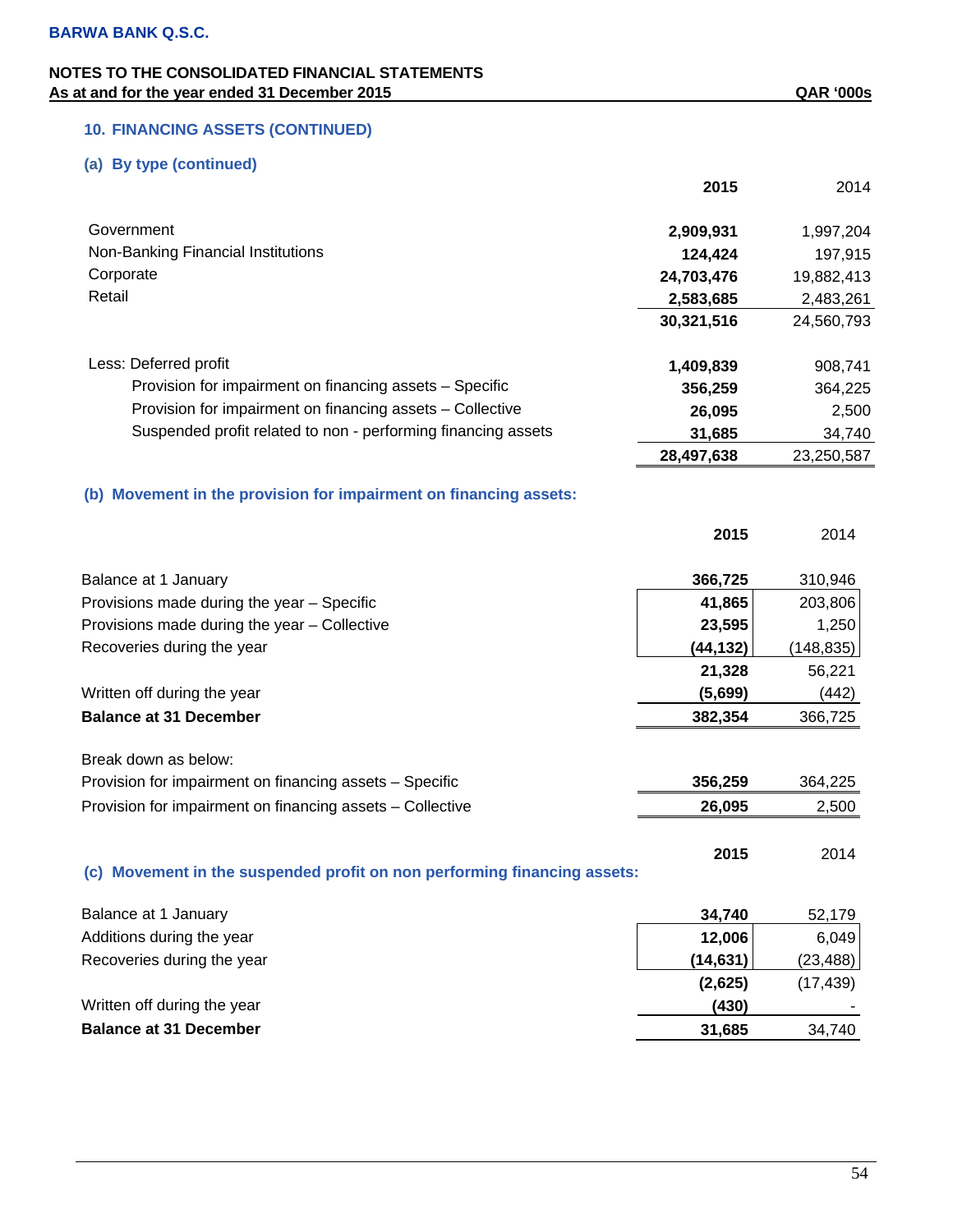**BARWA BANK Q.S.C.**

**NOTES TO THE CONSOLIDATED FINANCIAL STATEMENTS**
**As at and for the year ended 31 December 2015** **QAR '000s**

## 10. FINANCING ASSETS (CONTINUED)

### (a) By type (continued)

| | **2015** | 2014 |
|---|---|---|
| Government | **2,909,931** | 1,997,204 |
| Non-Banking Financial Institutions | **124,424** | 197,915 |
| Corporate | **24,703,476** | 19,882,413 |
| Retail | **2,583,685** | 2,483,261 |
| | **30,321,516** | 24,560,793 |
| Less: Deferred profit | **1,409,839** | 908,741 |
| Provision for impairment on financing assets – Specific | **356,259** | 364,225 |
| Provision for impairment on financing assets – Collective | **26,095** | 2,500 |
| Suspended profit related to non - performing financing assets | **31,685** | 34,740 |
| | **28,497,638** | 23,250,587 |

### (b) Movement in the provision for impairment on financing assets:

| | **2015** | 2014 |
|---|---|---|
| Balance at 1 January | **366,725** | 310,946 |
| Provisions made during the year – Specific | **41,865** | 203,806 |
| Provisions made during the year – Collective | **23,595** | 1,250 |
| Recoveries during the year | **(44,132)** | (148,835) |
| | **21,328** | 56,221 |
| Written off during the year | **(5,699)** | (442) |
| **Balance at 31 December** | **382,354** | 366,725 |
| Break down as below: | | |
| Provision for impairment on financing assets – Specific | **356,259** | 364,225 |
| Provision for impairment on financing assets – Collective | **26,095** | 2,500 |

### (c) Movement in the suspended profit on non performing financing assets:

| | **2015** | 2014 |
|---|---|---|
| Balance at 1 January | **34,740** | 52,179 |
| Additions during the year | **12,006** | 6,049 |
| Recoveries during the year | **(14,631)** | (23,488) |
| | **(2,625)** | (17,439) |
| Written off during the year | **(430)** | - |
| **Balance at 31 December** | **31,685** | 34,740 |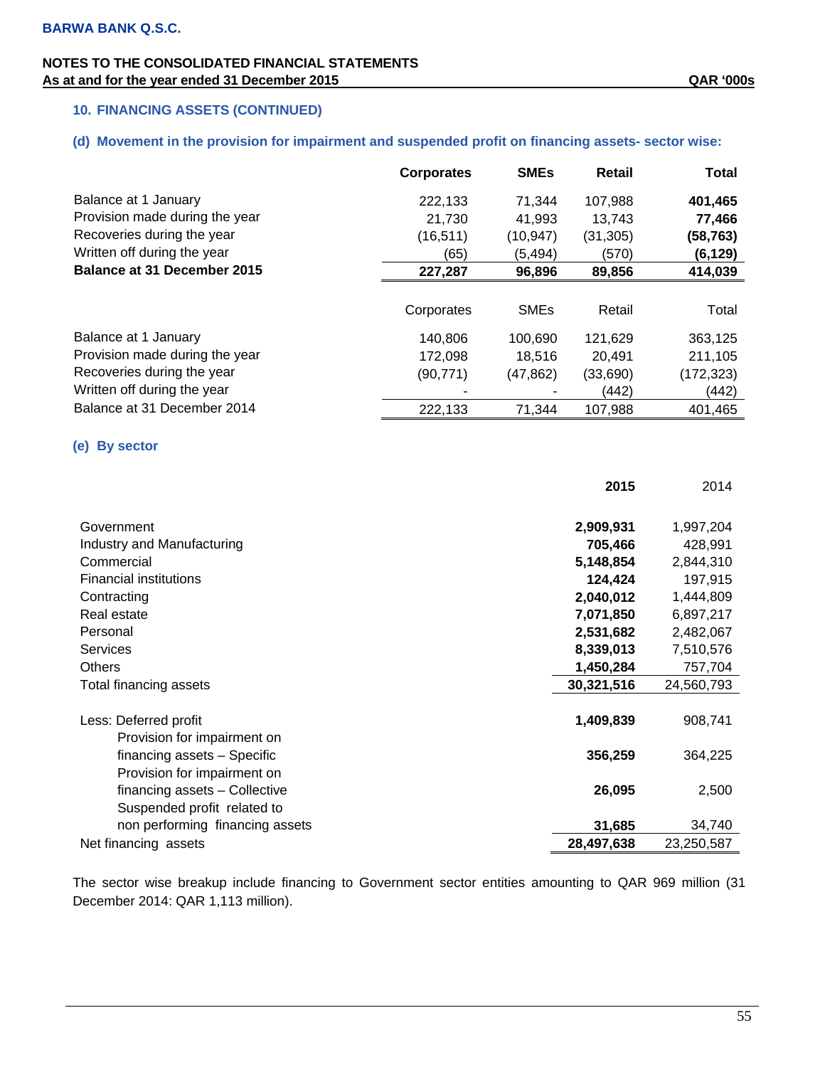**BARWA BANK Q.S.C.**

**NOTES TO THE CONSOLIDATED FINANCIAL STATEMENTS**
**As at and for the year ended 31 December 2015** **QAR '000s**

## 10. FINANCING ASSETS (CONTINUED)

### (d) Movement in the provision for impairment and suspended profit on financing assets- sector wise:

| | **Corporates** | **SMEs** | **Retail** | **Total** |
|---|---|---|---|---|
| Balance at 1 January | 222,133 | 71,344 | 107,988 | **401,465** |
| Provision made during the year | 21,730 | 41,993 | 13,743 | **77,466** |
| Recoveries during the year | (16,511) | (10,947) | (31,305) | **(58,763)** |
| Written off during the year | (65) | (5,494) | (570) | **(6,129)** |
| **Balance at 31 December 2015** | **227,287** | **96,896** | **89,856** | **414,039** |

| | Corporates | SMEs | Retail | Total |
|---|---|---|---|---|
| Balance at 1 January | 140,806 | 100,690 | 121,629 | 363,125 |
| Provision made during the year | 172,098 | 18,516 | 20,491 | 211,105 |
| Recoveries during the year | (90,771) | (47,862) | (33,690) | (172,323) |
| Written off during the year | - | - | (442) | (442) |
| Balance at 31 December 2014 | 222,133 | 71,344 | 107,988 | 401,465 |

### (e) By sector

| | **2015** | 2014 |
|---|---|---|
| Government | **2,909,931** | 1,997,204 |
| Industry and Manufacturing | **705,466** | 428,991 |
| Commercial | **5,148,854** | 2,844,310 |
| Financial institutions | **124,424** | 197,915 |
| Contracting | **2,040,012** | 1,444,809 |
| Real estate | **7,071,850** | 6,897,217 |
| Personal | **2,531,682** | 2,482,067 |
| Services | **8,339,013** | 7,510,576 |
| Others | **1,450,284** | 757,704 |
| Total financing assets | **30,321,516** | 24,560,793 |
| | | |
| Less: Deferred profit | **1,409,839** | 908,741 |
| Provision for impairment on financing assets – Specific | **356,259** | 364,225 |
| Provision for impairment on financing assets – Collective | **26,095** | 2,500 |
| Suspended profit related to non performing financing assets | **31,685** | 34,740 |
| Net financing assets | **28,497,638** | 23,250,587 |

The sector wise breakup include financing to Government sector entities amounting to QAR 969 million (31 December 2014: QAR 1,113 million).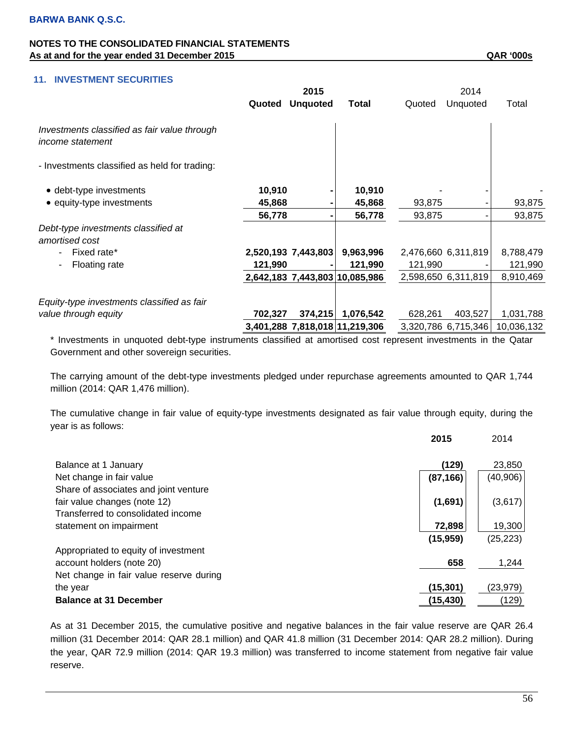## 11. INVESTMENT SECURITIES

| | 2015 | | | 2014 | | |
|---|---|---|---|---|---|---|
| | **Quoted** | **Unquoted** | **Total** | Quoted | Unquoted | Total |
| *Investments classified as fair value through income statement* | | | | | | |
| - Investments classified as held for trading: | | | | | | |
| • debt-type investments | **10,910** | **-** | **10,910** | - | - | - |
| • equity-type investments | **45,868** | **-** | **45,868** | 93,875 | - | 93,875 |
| | **56,778** | **-** | **56,778** | 93,875 | - | 93,875 |
| *Debt-type investments classified at amortised cost* | | | | | | |
| - Fixed rate* | **2,520,193** | **7,443,803** | **9,963,996** | 2,476,660 | 6,311,819 | 8,788,479 |
| - Floating rate | **121,990** | **-** | **121,990** | 121,990 | - | 121,990 |
| | **2,642,183** | **7,443,803** | **10,085,986** | 2,598,650 | 6,311,819 | 8,910,469 |
| *Equity-type investments classified as fair value through equity* | **702,327** | **374,215** | **1,076,542** | 628,261 | 403,527 | 1,031,788 |
| | **3,401,288** | **7,818,018** | **11,219,306** | 3,320,786 | 6,715,346 | 10,036,132 |

\* Investments in unquoted debt-type instruments classified at amortised cost represent investments in the Qatar Government and other sovereign securities.

The carrying amount of the debt-type investments pledged under repurchase agreements amounted to QAR 1,744 million (2014: QAR 1,476 million).

The cumulative change in fair value of equity-type investments designated as fair value through equity, during the year is as follows:

| | **2015** | 2014 |
|---|---|---|
| Balance at 1 January | **(129)** | 23,850 |
| Net change in fair value | **(87,166)** | (40,906) |
| Share of associates and joint venture fair value changes (note 12) | **(1,691)** | (3,617) |
| Transferred to consolidated income statement on impairment | **72,898** | 19,300 |
| | **(15,959)** | (25,223) |
| Appropriated to equity of investment account holders (note 20) | **658** | 1,244 |
| Net change in fair value reserve during the year | **(15,301)** | (23,979) |
| **Balance at 31 December** | **(15,430)** | (129) |

As at 31 December 2015, the cumulative positive and negative balances in the fair value reserve are QAR 26.4 million (31 December 2014: QAR 28.1 million) and QAR 41.8 million (31 December 2014: QAR 28.2 million). During the year, QAR 72.9 million (2014: QAR 19.3 million) was transferred to income statement from negative fair value reserve.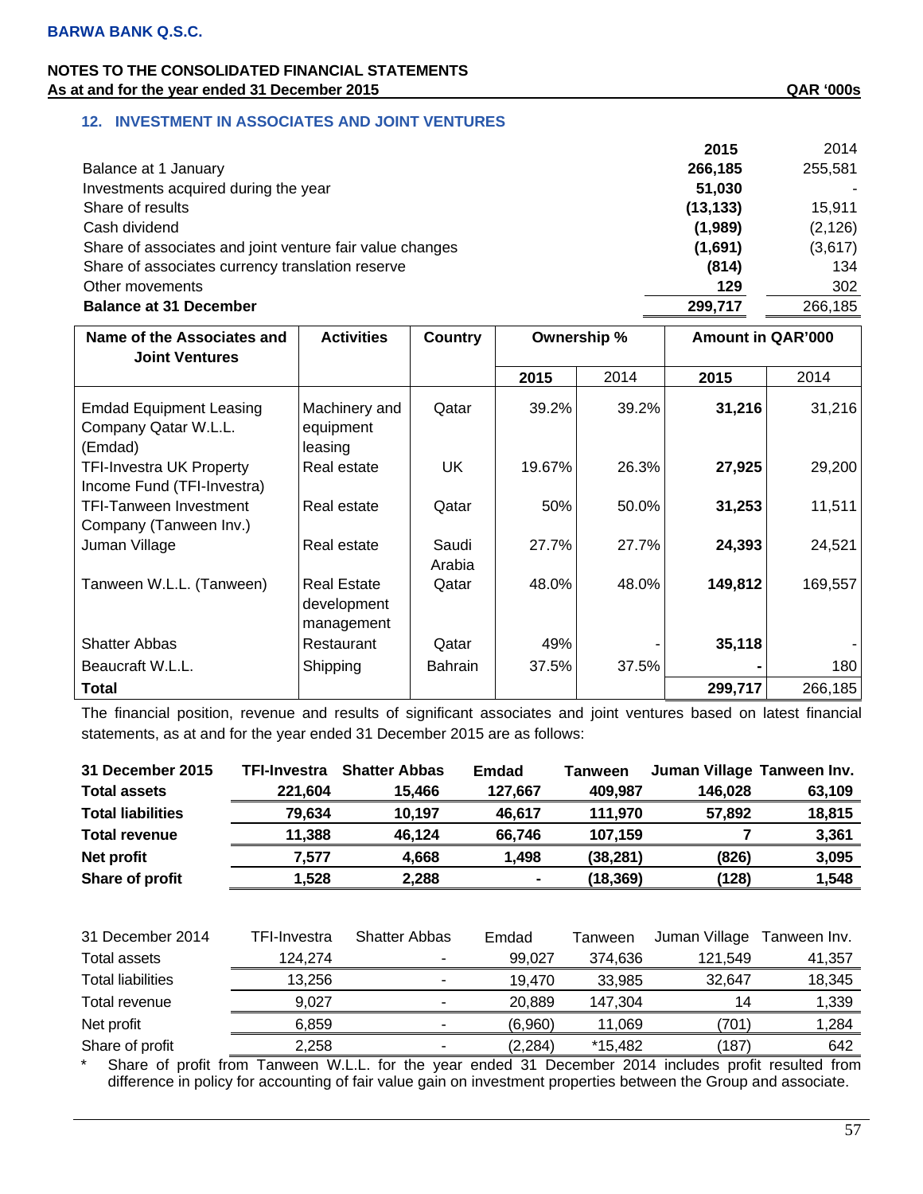**BARWA BANK Q.S.C.**

**NOTES TO THE CONSOLIDATED FINANCIAL STATEMENTS**
**As at and for the year ended 31 December 2015** **QAR '000s**

## 12. INVESTMENT IN ASSOCIATES AND JOINT VENTURES

| | 2015 | 2014 |
|---|---|---|
| Balance at 1 January | **266,185** | 255,581 |
| Investments acquired during the year | **51,030** | - |
| Share of results | **(13,133)** | 15,911 |
| Cash dividend | **(1,989)** | (2,126) |
| Share of associates and joint venture fair value changes | **(1,691)** | (3,617) |
| Share of associates currency translation reserve | **(814)** | 134 |
| Other movements | **129** | 302 |
| **Balance at 31 December** | **299,717** | 266,185 |

| Name of the Associates and Joint Ventures | Activities | Country | Ownership % | | Amount in QAR'000 | |
|---|---|---|---|---|---|---|
| | | | **2015** | 2014 | **2015** | 2014 |
| Emdad Equipment Leasing Company Qatar W.L.L. (Emdad) | Machinery and equipment leasing | Qatar | 39.2% | 39.2% | **31,216** | 31,216 |
| TFI-Investra UK Property Income Fund (TFI-Investra) | Real estate | UK | 19.67% | 26.3% | **27,925** | 29,200 |
| TFI-Tanween Investment Company (Tanween Inv.) | Real estate | Qatar | 50% | 50.0% | **31,253** | 11,511 |
| Juman Village | Real estate | Saudi Arabia | 27.7% | 27.7% | **24,393** | 24,521 |
| Tanween W.L.L. (Tanween) | Real Estate development management | Qatar | 48.0% | 48.0% | **149,812** | 169,557 |
| Shatter Abbas | Restaurant | Qatar | 49% | - | **35,118** | - |
| Beaucraft W.L.L. | Shipping | Bahrain | 37.5% | 37.5% | **-** | 180 |
| **Total** | | | | | **299,717** | 266,185 |

The financial position, revenue and results of significant associates and joint ventures based on latest financial statements, as at and for the year ended 31 December 2015 are as follows:

| **31 December 2015** | **TFI-Investra** | **Shatter Abbas** | **Emdad** | **Tanween** | **Juman Village** | **Tanween Inv.** |
|---|---|---|---|---|---|---|
| **Total assets** | **221,604** | **15,466** | **127,667** | **409,987** | **146,028** | **63,109** |
| **Total liabilities** | **79,634** | **10,197** | **46,617** | **111,970** | **57,892** | **18,815** |
| **Total revenue** | **11,388** | **46,124** | **66,746** | **107,159** | **7** | **3,361** |
| **Net profit** | **7,577** | **4,668** | **1,498** | **(38,281)** | **(826)** | **3,095** |
| **Share of profit** | **1,528** | **2,288** | **-** | **(18,369)** | **(128)** | **1,548** |

| 31 December 2014 | TFI-Investra | Shatter Abbas | Emdad | Tanween | Juman Village | Tanween Inv. |
|---|---|---|---|---|---|---|
| Total assets | 124,274 | - | 99,027 | 374,636 | 121,549 | 41,357 |
| Total liabilities | 13,256 | - | 19,470 | 33,985 | 32,647 | 18,345 |
| Total revenue | 9,027 | - | 20,889 | 147,304 | 14 | 1,339 |
| Net profit | 6,859 | - | (6,960) | 11,069 | (701) | 1,284 |
| Share of profit | 2,258 | - | (2,284) | *15,482 | (187) | 642 |

\* Share of profit from Tanween W.L.L. for the year ended 31 December 2014 includes profit resulted from difference in policy for accounting of fair value gain on investment properties between the Group and associate.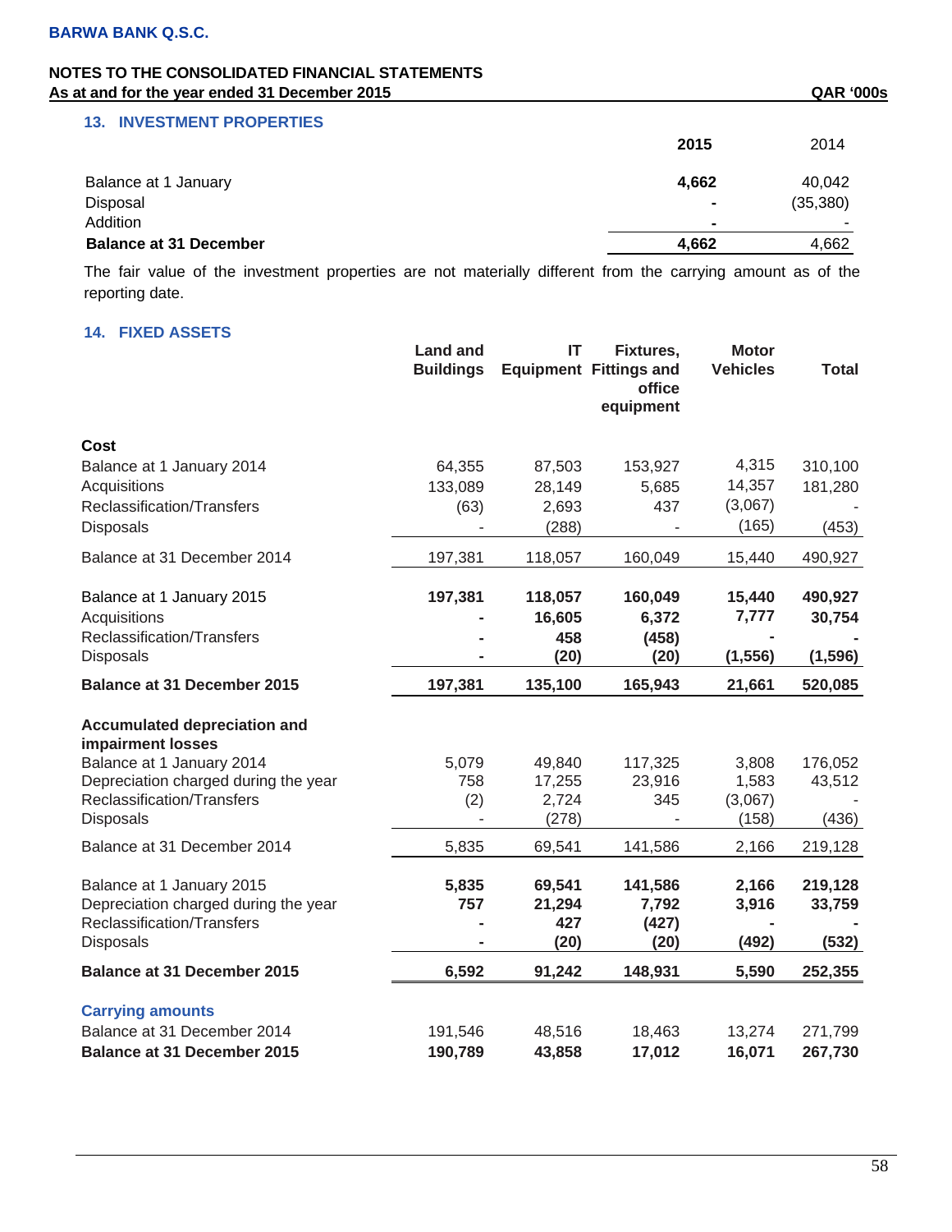**BARWA BANK Q.S.C.**

**NOTES TO THE CONSOLIDATED FINANCIAL STATEMENTS**
**As at and for the year ended 31 December 2015** **QAR '000s**

## 13. INVESTMENT PROPERTIES

| | **2015** | 2014 |
|---|---|---|
| Balance at 1 January | **4,662** | 40,042 |
| Disposal | **-** | (35,380) |
| Addition | **-** | - |
| **Balance at 31 December** | **4,662** | 4,662 |

The fair value of the investment properties are not materially different from the carrying amount as of the reporting date.

## 14. FIXED ASSETS

| | Land and Buildings | IT Equipment | Fixtures, Fittings and office equipment | Motor Vehicles | Total |
|---|---|---|---|---|---|
| **Cost** | | | | | |
| Balance at 1 January 2014 | 64,355 | 87,503 | 153,927 | 4,315 | 310,100 |
| Acquisitions | 133,089 | 28,149 | 5,685 | 14,357 | 181,280 |
| Reclassification/Transfers | (63) | 2,693 | 437 | (3,067) | - |
| Disposals | - | (288) | - | (165) | (453) |
| Balance at 31 December 2014 | 197,381 | 118,057 | 160,049 | 15,440 | 490,927 |
| **Balance at 1 January 2015** | **197,381** | **118,057** | **160,049** | **15,440** | **490,927** |
| Acquisitions | **-** | **16,605** | **6,372** | **7,777** | **30,754** |
| Reclassification/Transfers | **-** | **458** | **(458)** | **-** | **-** |
| Disposals | **-** | **(20)** | **(20)** | **(1,556)** | **(1,596)** |
| **Balance at 31 December 2015** | **197,381** | **135,100** | **165,943** | **21,661** | **520,085** |
| **Accumulated depreciation and impairment losses** | | | | | |
| Balance at 1 January 2014 | 5,079 | 49,840 | 117,325 | 3,808 | 176,052 |
| Depreciation charged during the year | 758 | 17,255 | 23,916 | 1,583 | 43,512 |
| Reclassification/Transfers | (2) | 2,724 | 345 | (3,067) | - |
| Disposals | - | (278) | - | (158) | (436) |
| Balance at 31 December 2014 | 5,835 | 69,541 | 141,586 | 2,166 | 219,128 |
| Balance at 1 January 2015 | **5,835** | **69,541** | **141,586** | **2,166** | **219,128** |
| Depreciation charged during the year | **757** | **21,294** | **7,792** | **3,916** | **33,759** |
| Reclassification/Transfers | **-** | **427** | **(427)** | **-** | **-** |
| Disposals | **-** | **(20)** | **(20)** | **(492)** | **(532)** |
| **Balance at 31 December 2015** | **6,592** | **91,242** | **148,931** | **5,590** | **252,355** |
| **Carrying amounts** | | | | | |
| Balance at 31 December 2014 | 191,546 | 48,516 | 18,463 | 13,274 | 271,799 |
| **Balance at 31 December 2015** | **190,789** | **43,858** | **17,012** | **16,071** | **267,730** |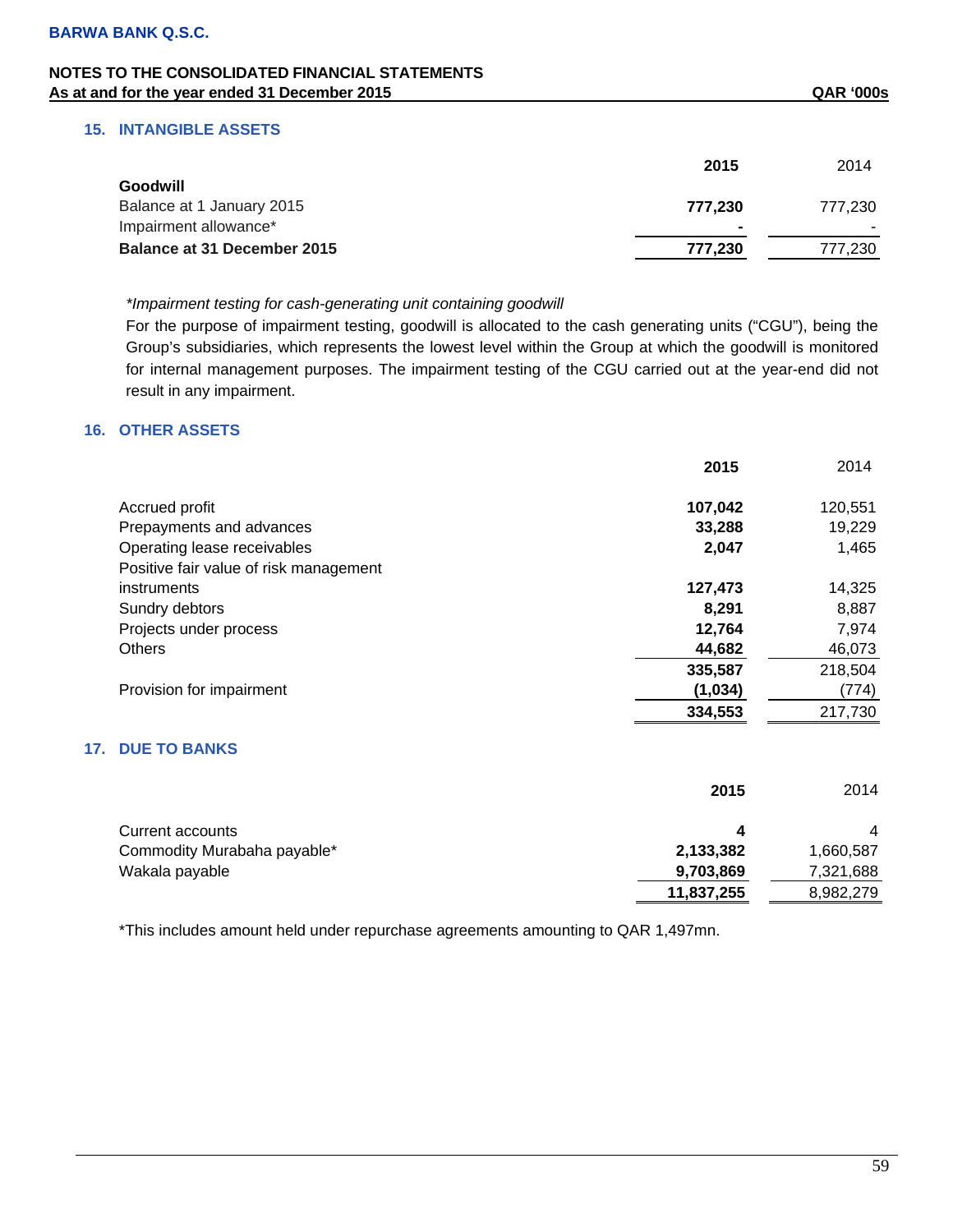## 15. INTANGIBLE ASSETS

| | 2015 | 2014 |
|---|---|---|
| **Goodwill** | | |
| Balance at 1 January 2015 | **777,230** | 777,230 |
| Impairment allowance* | **-** | - |
| **Balance at 31 December 2015** | **777,230** | 777,230 |

*\*Impairment testing for cash-generating unit containing goodwill*

For the purpose of impairment testing, goodwill is allocated to the cash generating units ("CGU"), being the Group's subsidiaries, which represents the lowest level within the Group at which the goodwill is monitored for internal management purposes. The impairment testing of the CGU carried out at the year-end did not result in any impairment.

## 16. OTHER ASSETS

| | 2015 | 2014 |
|---|---|---|
| Accrued profit | **107,042** | 120,551 |
| Prepayments and advances | **33,288** | 19,229 |
| Operating lease receivables | **2,047** | 1,465 |
| Positive fair value of risk management instruments | **127,473** | 14,325 |
| Sundry debtors | **8,291** | 8,887 |
| Projects under process | **12,764** | 7,974 |
| Others | **44,682** | 46,073 |
| | **335,587** | 218,504 |
| Provision for impairment | **(1,034)** | (774) |
| | **334,553** | 217,730 |

## 17. DUE TO BANKS

| | 2015 | 2014 |
|---|---|---|
| Current accounts | **4** | 4 |
| Commodity Murabaha payable* | **2,133,382** | 1,660,587 |
| Wakala payable | **9,703,869** | 7,321,688 |
| | **11,837,255** | 8,982,279 |

*This includes amount held under repurchase agreements amounting to QAR 1,497mn.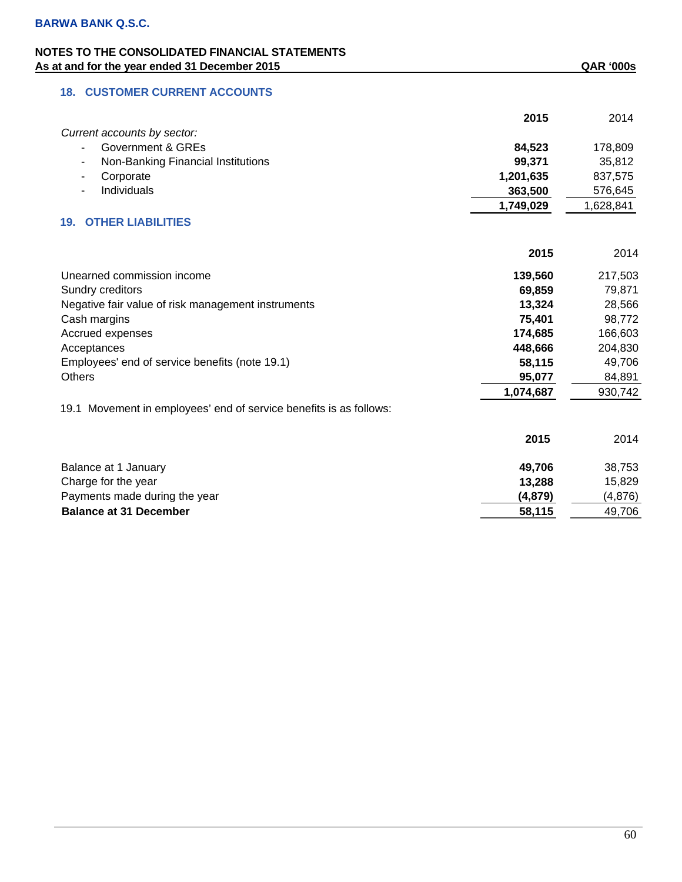**BARWA BANK Q.S.C.**

**NOTES TO THE CONSOLIDATED FINANCIAL STATEMENTS**
**As at and for the year ended 31 December 2015** **QAR '000s**

## 18. CUSTOMER CURRENT ACCOUNTS

| | **2015** | 2014 |
|---|---|---|
| *Current accounts by sector:* | | |
| - Government & GREs | **84,523** | 178,809 |
| - Non-Banking Financial Institutions | **99,371** | 35,812 |
| - Corporate | **1,201,635** | 837,575 |
| - Individuals | **363,500** | 576,645 |
| | **1,749,029** | 1,628,841 |

## 19. OTHER LIABILITIES

| | **2015** | 2014 |
|---|---|---|
| Unearned commission income | **139,560** | 217,503 |
| Sundry creditors | **69,859** | 79,871 |
| Negative fair value of risk management instruments | **13,324** | 28,566 |
| Cash margins | **75,401** | 98,772 |
| Accrued expenses | **174,685** | 166,603 |
| Acceptances | **448,666** | 204,830 |
| Employees' end of service benefits (note 19.1) | **58,115** | 49,706 |
| Others | **95,077** | 84,891 |
| | **1,074,687** | 930,742 |

19.1 Movement in employees' end of service benefits is as follows:

| | **2015** | 2014 |
|---|---|---|
| Balance at 1 January | **49,706** | 38,753 |
| Charge for the year | **13,288** | 15,829 |
| Payments made during the year | **(4,879)** | (4,876) |
| **Balance at 31 December** | **58,115** | 49,706 |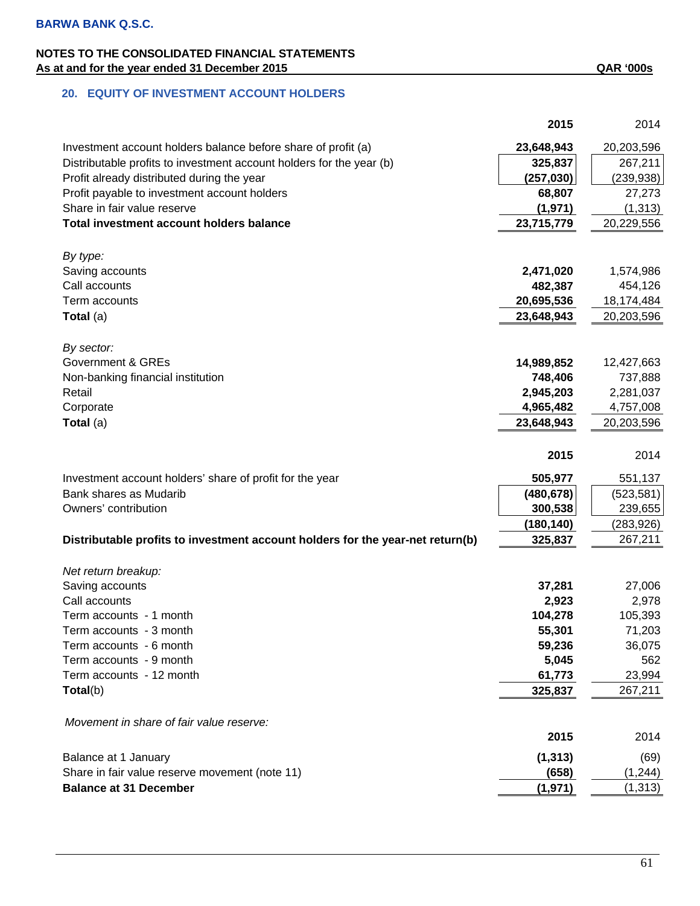**BARWA BANK Q.S.C.**

**NOTES TO THE CONSOLIDATED FINANCIAL STATEMENTS**
**As at and for the year ended 31 December 2015** QAR '000s

## 20. EQUITY OF INVESTMENT ACCOUNT HOLDERS

| | 2015 | 2014 |
|---|---|---|
| Investment account holders balance before share of profit (a) | **23,648,943** | 20,203,596 |
| Distributable profits to investment account holders for the year (b) | **325,837** | 267,211 |
| Profit already distributed during the year | **(257,030)** | (239,938) |
| Profit payable to investment account holders | **68,807** | 27,273 |
| Share in fair value reserve | **(1,971)** | (1,313) |
| **Total investment account holders balance** | **23,715,779** | 20,229,556 |
| | | |
| *By type:* | | |
| Saving accounts | **2,471,020** | 1,574,986 |
| Call accounts | **482,387** | 454,126 |
| Term accounts | **20,695,536** | 18,174,484 |
| **Total** (a) | **23,648,943** | 20,203,596 |
| | | |
| *By sector:* | | |
| Government & GREs | **14,989,852** | 12,427,663 |
| Non-banking financial institution | **748,406** | 737,888 |
| Retail | **2,945,203** | 2,281,037 |
| Corporate | **4,965,482** | 4,757,008 |
| **Total** (a) | **23,648,943** | 20,203,596 |

| | 2015 | 2014 |
|---|---|---|
| Investment account holders' share of profit for the year | **505,977** | 551,137 |
| Bank shares as Mudarib | **(480,678)** | (523,581) |
| Owners' contribution | **300,538** | 239,655 |
| | **(180,140)** | (283,926) |
| **Distributable profits to investment account holders for the year-net return(b)** | **325,837** | 267,211 |
| | | |
| *Net return breakup:* | | |
| Saving accounts | **37,281** | 27,006 |
| Call accounts | **2,923** | 2,978 |
| Term accounts - 1 month | **104,278** | 105,393 |
| Term accounts - 3 month | **55,301** | 71,203 |
| Term accounts - 6 month | **59,236** | 36,075 |
| Term accounts - 9 month | **5,045** | 562 |
| Term accounts - 12 month | **61,773** | 23,994 |
| **Total**(b) | **325,837** | 267,211 |

*Movement in share of fair value reserve:*

| | 2015 | 2014 |
|---|---|---|
| Balance at 1 January | **(1,313)** | (69) |
| Share in fair value reserve movement (note 11) | **(658)** | (1,244) |
| **Balance at 31 December** | **(1,971)** | (1,313) |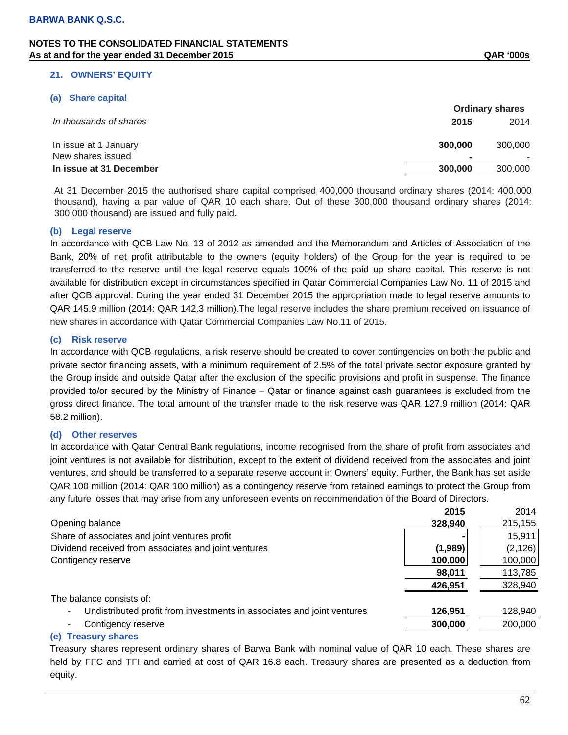**BARWA BANK Q.S.C.**

**NOTES TO THE CONSOLIDATED FINANCIAL STATEMENTS**
**As at and for the year ended 31 December 2015** **QAR '000s**

## 21. OWNERS' EQUITY

### (a) Share capital

| *In thousands of shares* | Ordinary shares | |
|---|---|---|
| | **2015** | 2014 |
| In issue at 1 January | **300,000** | 300,000 |
| New shares issued | **-** | - |
| **In issue at 31 December** | **300,000** | 300,000 |

At 31 December 2015 the authorised share capital comprised 400,000 thousand ordinary shares (2014: 400,000 thousand), having a par value of QAR 10 each share. Out of these 300,000 thousand ordinary shares (2014: 300,000 thousand) are issued and fully paid.

### (b) Legal reserve

In accordance with QCB Law No. 13 of 2012 as amended and the Memorandum and Articles of Association of the Bank, 20% of net profit attributable to the owners (equity holders) of the Group for the year is required to be transferred to the reserve until the legal reserve equals 100% of the paid up share capital. This reserve is not available for distribution except in circumstances specified in Qatar Commercial Companies Law No. 11 of 2015 and after QCB approval. During the year ended 31 December 2015 the appropriation made to legal reserve amounts to QAR 145.9 million (2014: QAR 142.3 million).The legal reserve includes the share premium received on issuance of new shares in accordance with Qatar Commercial Companies Law No.11 of 2015.

### (c) Risk reserve

In accordance with QCB regulations, a risk reserve should be created to cover contingencies on both the public and private sector financing assets, with a minimum requirement of 2.5% of the total private sector exposure granted by the Group inside and outside Qatar after the exclusion of the specific provisions and profit in suspense. The finance provided to/or secured by the Ministry of Finance – Qatar or finance against cash guarantees is excluded from the gross direct finance. The total amount of the transfer made to the risk reserve was QAR 127.9 million (2014: QAR 58.2 million).

### (d) Other reserves

In accordance with Qatar Central Bank regulations, income recognised from the share of profit from associates and joint ventures is not available for distribution, except to the extent of dividend received from the associates and joint ventures, and should be transferred to a separate reserve account in Owners' equity. Further, the Bank has set aside QAR 100 million (2014: QAR 100 million) as a contingency reserve from retained earnings to protect the Group from any future losses that may arise from any unforeseen events on recommendation of the Board of Directors.

| | **2015** | 2014 |
|---|---|---|
| Opening balance | **328,940** | 215,155 |
| Share of associates and joint ventures profit | **-** | 15,911 |
| Dividend received from associates and joint ventures | **(1,989)** | (2,126) |
| Contigency reserve | **100,000** | 100,000 |
| | **98,011** | 113,785 |
| | **426,951** | 328,940 |
| The balance consists of: | | |
| - Undistributed profit from investments in associates and joint ventures | **126,951** | 128,940 |
| - Contigency reserve | **300,000** | 200,000 |

### (e) Treasury shares

Treasury shares represent ordinary shares of Barwa Bank with nominal value of QAR 10 each. These shares are held by FFC and TFI and carried at cost of QAR 16.8 each. Treasury shares are presented as a deduction from equity.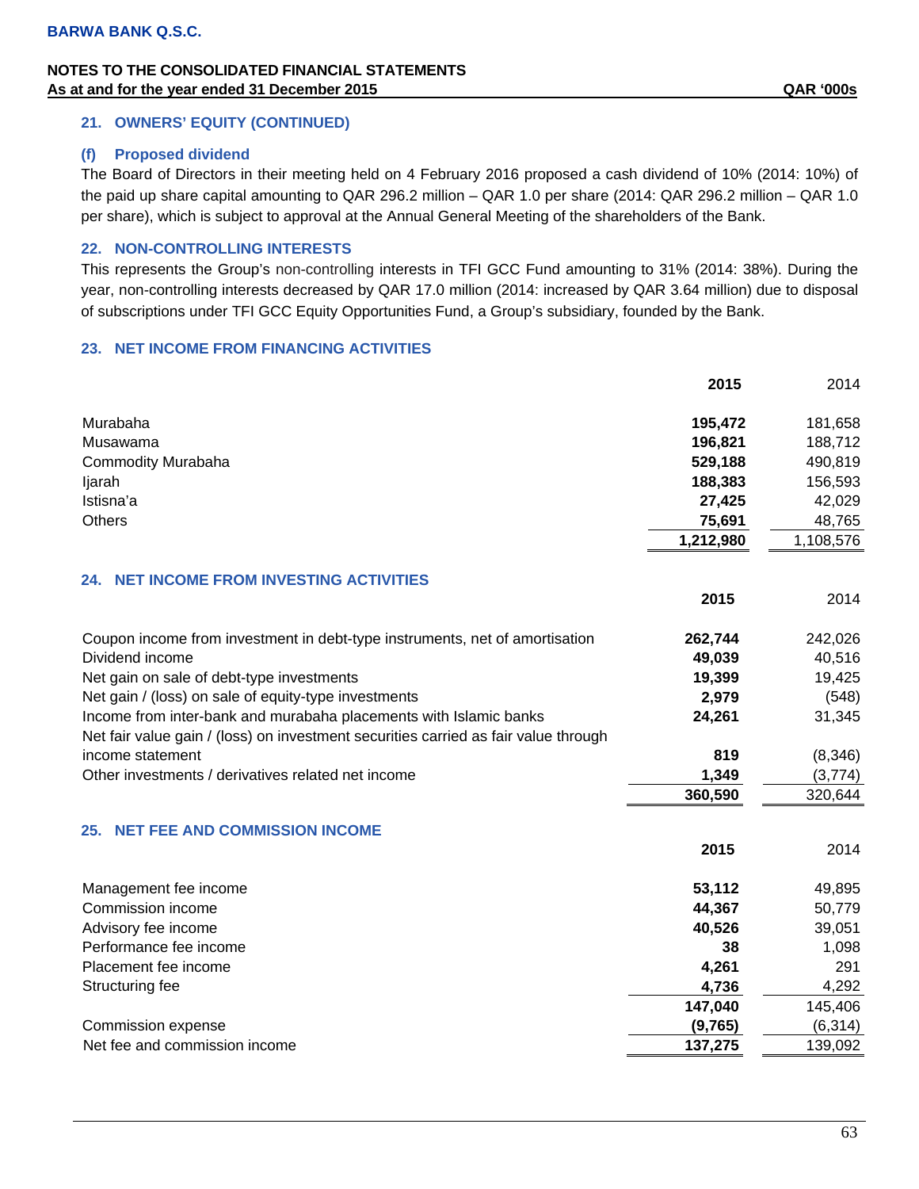## 21. OWNERS' EQUITY (CONTINUED)

### (f) Proposed dividend

The Board of Directors in their meeting held on 4 February 2016 proposed a cash dividend of 10% (2014: 10%) of the paid up share capital amounting to QAR 296.2 million – QAR 1.0 per share (2014: QAR 296.2 million – QAR 1.0 per share), which is subject to approval at the Annual General Meeting of the shareholders of the Bank.

## 22. NON-CONTROLLING INTERESTS

This represents the Group's non-controlling interests in TFI GCC Fund amounting to 31% (2014: 38%). During the year, non-controlling interests decreased by QAR 17.0 million (2014: increased by QAR 3.64 million) due to disposal of subscriptions under TFI GCC Equity Opportunities Fund, a Group's subsidiary, founded by the Bank.

## 23. NET INCOME FROM FINANCING ACTIVITIES

| | **2015** | 2014 |
|---|---|---|
| Murabaha | **195,472** | 181,658 |
| Musawama | **196,821** | 188,712 |
| Commodity Murabaha | **529,188** | 490,819 |
| Ijarah | **188,383** | 156,593 |
| Istisna'a | **27,425** | 42,029 |
| Others | **75,691** | 48,765 |
| | **1,212,980** | 1,108,576 |

## 24. NET INCOME FROM INVESTING ACTIVITIES

| | **2015** | 2014 |
|---|---|---|
| Coupon income from investment in debt-type instruments, net of amortisation | **262,744** | 242,026 |
| Dividend income | **49,039** | 40,516 |
| Net gain on sale of debt-type investments | **19,399** | 19,425 |
| Net gain / (loss) on sale of equity-type investments | **2,979** | (548) |
| Income from inter-bank and murabaha placements with Islamic banks | **24,261** | 31,345 |
| Net fair value gain / (loss) on investment securities carried as fair value through income statement | **819** | (8,346) |
| Other investments / derivatives related net income | **1,349** | (3,774) |
| | **360,590** | 320,644 |

## 25. NET FEE AND COMMISSION INCOME

| | **2015** | 2014 |
|---|---|---|
| Management fee income | **53,112** | 49,895 |
| Commission income | **44,367** | 50,779 |
| Advisory fee income | **40,526** | 39,051 |
| Performance fee income | **38** | 1,098 |
| Placement fee income | **4,261** | 291 |
| Structuring fee | **4,736** | 4,292 |
| | **147,040** | 145,406 |
| Commission expense | **(9,765)** | (6,314) |
| Net fee and commission income | **137,275** | 139,092 |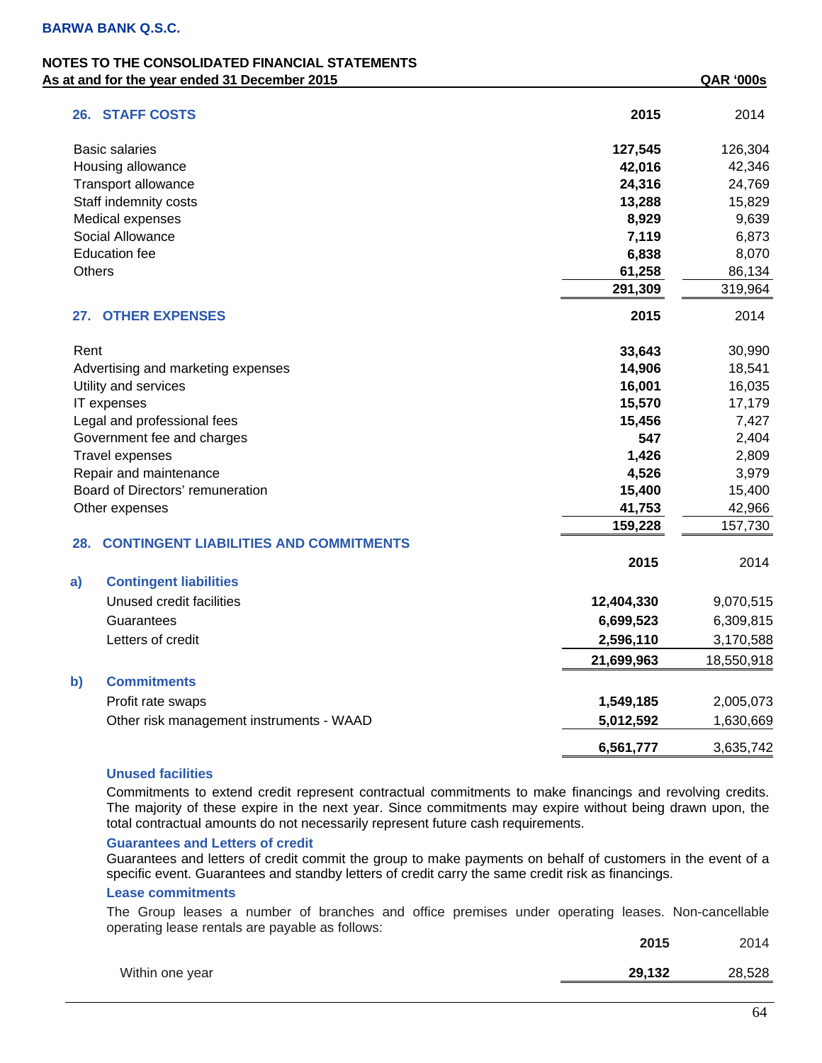**BARWA BANK Q.S.C.**

**NOTES TO THE CONSOLIDATED FINANCIAL STATEMENTS**
**As at and for the year ended 31 December 2015** **QAR '000s**

## 26. STAFF COSTS

| | **2015** | 2014 |
|---|---|---|
| Basic salaries | **127,545** | 126,304 |
| Housing allowance | **42,016** | 42,346 |
| Transport allowance | **24,316** | 24,769 |
| Staff indemnity costs | **13,288** | 15,829 |
| Medical expenses | **8,929** | 9,639 |
| Social Allowance | **7,119** | 6,873 |
| Education fee | **6,838** | 8,070 |
| Others | **61,258** | 86,134 |
| | **291,309** | 319,964 |

## 27. OTHER EXPENSES

| | **2015** | 2014 |
|---|---|---|
| Rent | **33,643** | 30,990 |
| Advertising and marketing expenses | **14,906** | 18,541 |
| Utility and services | **16,001** | 16,035 |
| IT expenses | **15,570** | 17,179 |
| Legal and professional fees | **15,456** | 7,427 |
| Government fee and charges | **547** | 2,404 |
| Travel expenses | **1,426** | 2,809 |
| Repair and maintenance | **4,526** | 3,979 |
| Board of Directors' remuneration | **15,400** | 15,400 |
| Other expenses | **41,753** | 42,966 |
| | **159,228** | 157,730 |

## 28. CONTINGENT LIABILITIES AND COMMITMENTS

| | **2015** | 2014 |
|---|---|---|
| **a) Contingent liabilities** | | |
| Unused credit facilities | **12,404,330** | 9,070,515 |
| Guarantees | **6,699,523** | 6,309,815 |
| Letters of credit | **2,596,110** | 3,170,588 |
| | **21,699,963** | 18,550,918 |
| **b) Commitments** | | |
| Profit rate swaps | **1,549,185** | 2,005,073 |
| Other risk management instruments - WAAD | **5,012,592** | 1,630,669 |
| | **6,561,777** | 3,635,742 |

### Unused facilities

Commitments to extend credit represent contractual commitments to make financings and revolving credits. The majority of these expire in the next year. Since commitments may expire without being drawn upon, the total contractual amounts do not necessarily represent future cash requirements.

### Guarantees and Letters of credit

Guarantees and letters of credit commit the group to make payments on behalf of customers in the event of a specific event. Guarantees and standby letters of credit carry the same credit risk as financings.

### Lease commitments

The Group leases a number of branches and office premises under operating leases. Non-cancellable operating lease rentals are payable as follows:

| | **2015** | 2014 |
|---|---|---|
| Within one year | **29,132** | 28,528 |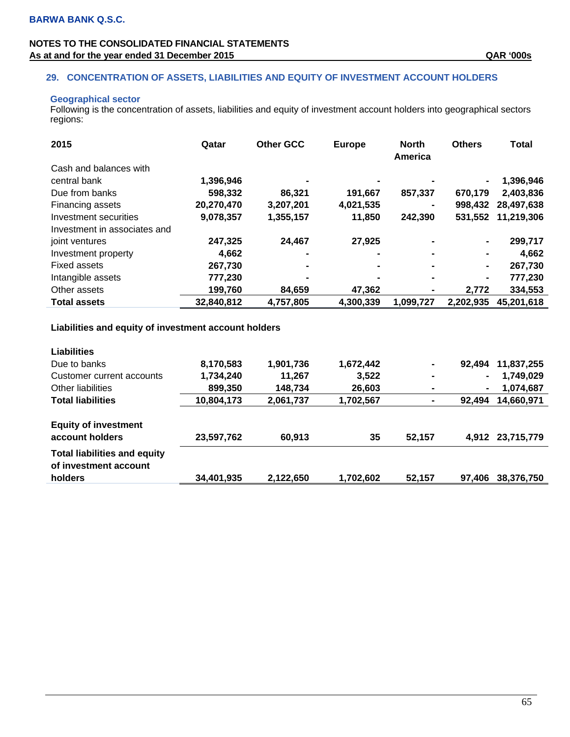BARWA BANK Q.S.C.

NOTES TO THE CONSOLIDATED FINANCIAL STATEMENTS
As at and for the year ended 31 December 2015 QAR '000s

## 29. CONCENTRATION OF ASSETS, LIABILITIES AND EQUITY OF INVESTMENT ACCOUNT HOLDERS

### Geographical sector

Following is the concentration of assets, liabilities and equity of investment account holders into geographical sectors regions:

| 2015 | Qatar | Other GCC | Europe | North America | Others | Total |
|---|---|---|---|---|---|---|
| Cash and balances with central bank | 1,396,946 | - | - | - | - | 1,396,946 |
| Due from banks | 598,332 | 86,321 | 191,667 | 857,337 | 670,179 | 2,403,836 |
| Financing assets | 20,270,470 | 3,207,201 | 4,021,535 | - | 998,432 | 28,497,638 |
| Investment securities | 9,078,357 | 1,355,157 | 11,850 | 242,390 | 531,552 | 11,219,306 |
| Investment in associates and joint ventures | 247,325 | 24,467 | 27,925 | - | - | 299,717 |
| Investment property | 4,662 | - | - | - | - | 4,662 |
| Fixed assets | 267,730 | - | - | - | - | 267,730 |
| Intangible assets | 777,230 | - | - | - | - | 777,230 |
| Other assets | 199,760 | 84,659 | 47,362 | - | 2,772 | 334,553 |
| **Total assets** | **32,840,812** | **4,757,805** | **4,300,339** | **1,099,727** | **2,202,935** | **45,201,618** |

**Liabilities and equity of investment account holders**

| | Qatar | Other GCC | Europe | North America | Others | Total |
|---|---|---|---|---|---|---|
| **Liabilities** | | | | | | |
| Due to banks | 8,170,583 | 1,901,736 | 1,672,442 | - | 92,494 | 11,837,255 |
| Customer current accounts | 1,734,240 | 11,267 | 3,522 | - | - | 1,749,029 |
| Other liabilities | 899,350 | 148,734 | 26,603 | - | - | 1,074,687 |
| **Total liabilities** | **10,804,173** | **2,061,737** | **1,702,567** | **-** | **92,494** | **14,660,971** |
| **Equity of investment account holders** | **23,597,762** | **60,913** | **35** | **52,157** | **4,912** | **23,715,779** |
| **Total liabilities and equity of investment account holders** | **34,401,935** | **2,122,650** | **1,702,602** | **52,157** | **97,406** | **38,376,750** |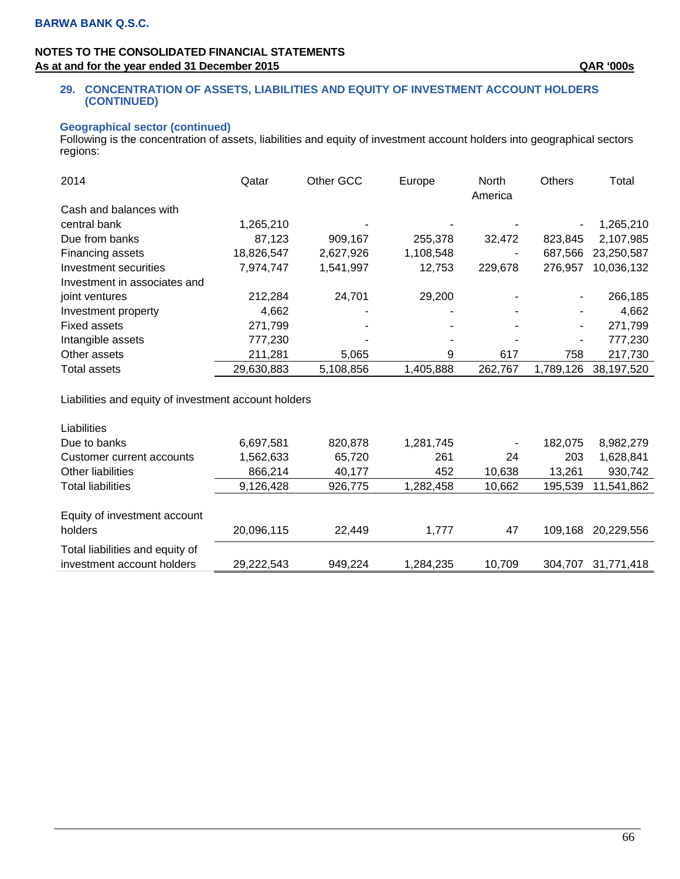**BARWA BANK Q.S.C.**

**NOTES TO THE CONSOLIDATED FINANCIAL STATEMENTS**
**As at and for the year ended 31 December 2015** **QAR '000s**

## 29. CONCENTRATION OF ASSETS, LIABILITIES AND EQUITY OF INVESTMENT ACCOUNT HOLDERS (CONTINUED)

### Geographical sector (continued)

Following is the concentration of assets, liabilities and equity of investment account holders into geographical sectors regions:

| 2014 | Qatar | Other GCC | Europe | North America | Others | Total |
|---|---|---|---|---|---|---|
| Cash and balances with central bank | 1,265,210 | - | - | - | - | 1,265,210 |
| Due from banks | 87,123 | 909,167 | 255,378 | 32,472 | 823,845 | 2,107,985 |
| Financing assets | 18,826,547 | 2,627,926 | 1,108,548 | - | 687,566 | 23,250,587 |
| Investment securities | 7,974,747 | 1,541,997 | 12,753 | 229,678 | 276,957 | 10,036,132 |
| Investment in associates and joint ventures | 212,284 | 24,701 | 29,200 | - | - | 266,185 |
| Investment property | 4,662 | - | - | - | - | 4,662 |
| Fixed assets | 271,799 | - | - | - | - | 271,799 |
| Intangible assets | 777,230 | - | - | - | - | 777,230 |
| Other assets | 211,281 | 5,065 | 9 | 617 | 758 | 217,730 |
| Total assets | 29,630,883 | 5,108,856 | 1,405,888 | 262,767 | 1,789,126 | 38,197,520 |
| | | | | | | |
| Liabilities and equity of investment account holders | | | | | | |
| | | | | | | |
| Liabilities | | | | | | |
| Due to banks | 6,697,581 | 820,878 | 1,281,745 | - | 182,075 | 8,982,279 |
| Customer current accounts | 1,562,633 | 65,720 | 261 | 24 | 203 | 1,628,841 |
| Other liabilities | 866,214 | 40,177 | 452 | 10,638 | 13,261 | 930,742 |
| Total liabilities | 9,126,428 | 926,775 | 1,282,458 | 10,662 | 195,539 | 11,541,862 |
| | | | | | | |
| Equity of investment account holders | 20,096,115 | 22,449 | 1,777 | 47 | 109,168 | 20,229,556 |
| Total liabilities and equity of investment account holders | 29,222,543 | 949,224 | 1,284,235 | 10,709 | 304,707 | 31,771,418 |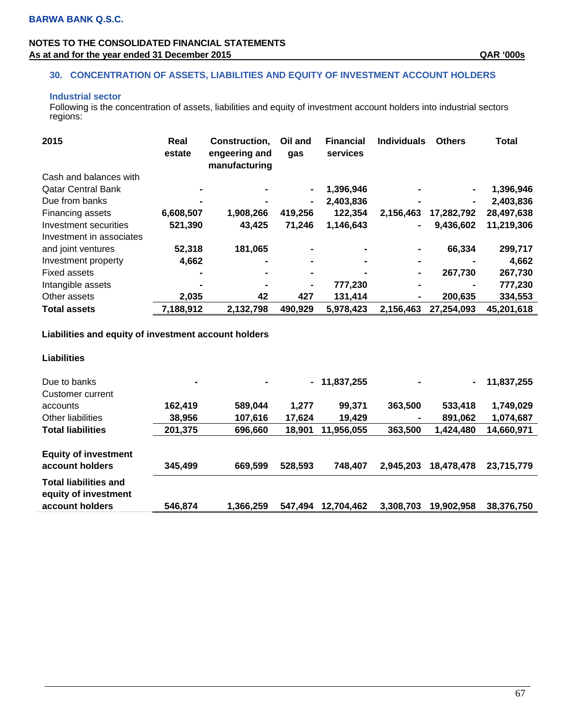## 30. CONCENTRATION OF ASSETS, LIABILITIES AND EQUITY OF INVESTMENT ACCOUNT HOLDERS

### Industrial sector

Following is the concentration of assets, liabilities and equity of investment account holders into industrial sectors regions:

| 2015 | Real estate | Construction, engeering and manufacturing | Oil and gas | Financial services | Individuals | Others | Total |
|---|---|---|---|---|---|---|---|
| Cash and balances with Qatar Central Bank | - | - | - | 1,396,946 | - | - | 1,396,946 |
| Due from banks | - | - | - | 2,403,836 | - | - | 2,403,836 |
| Financing assets | 6,608,507 | 1,908,266 | 419,256 | 122,354 | 2,156,463 | 17,282,792 | 28,497,638 |
| Investment securities | 521,390 | 43,425 | 71,246 | 1,146,643 | - | 9,436,602 | 11,219,306 |
| Investment in associates and joint ventures | 52,318 | 181,065 | - | - | - | 66,334 | 299,717 |
| Investment property | 4,662 | - | - | - | - | - | 4,662 |
| Fixed assets | - | - | - | - | - | 267,730 | 267,730 |
| Intangible assets | - | - | - | 777,230 | - | - | 777,230 |
| Other assets | 2,035 | 42 | 427 | 131,414 | - | 200,635 | 334,553 |
| **Total assets** | **7,188,912** | **2,132,798** | **490,929** | **5,978,423** | **2,156,463** | **27,254,093** | **45,201,618** |
| **Liabilities and equity of investment account holders** | | | | | | | |
| **Liabilities** | | | | | | | |
| Due to banks | - | - | - | 11,837,255 | - | - | 11,837,255 |
| Customer current accounts | 162,419 | 589,044 | 1,277 | 99,371 | 363,500 | 533,418 | 1,749,029 |
| Other liabilities | 38,956 | 107,616 | 17,624 | 19,429 | - | 891,062 | 1,074,687 |
| **Total liabilities** | **201,375** | **696,660** | **18,901** | **11,956,055** | **363,500** | **1,424,480** | **14,660,971** |
| **Equity of investment account holders** | **345,499** | **669,599** | **528,593** | **748,407** | **2,945,203** | **18,478,478** | **23,715,779** |
| **Total liabilities and equity of investment account holders** | **546,874** | **1,366,259** | **547,494** | **12,704,462** | **3,308,703** | **19,902,958** | **38,376,750** |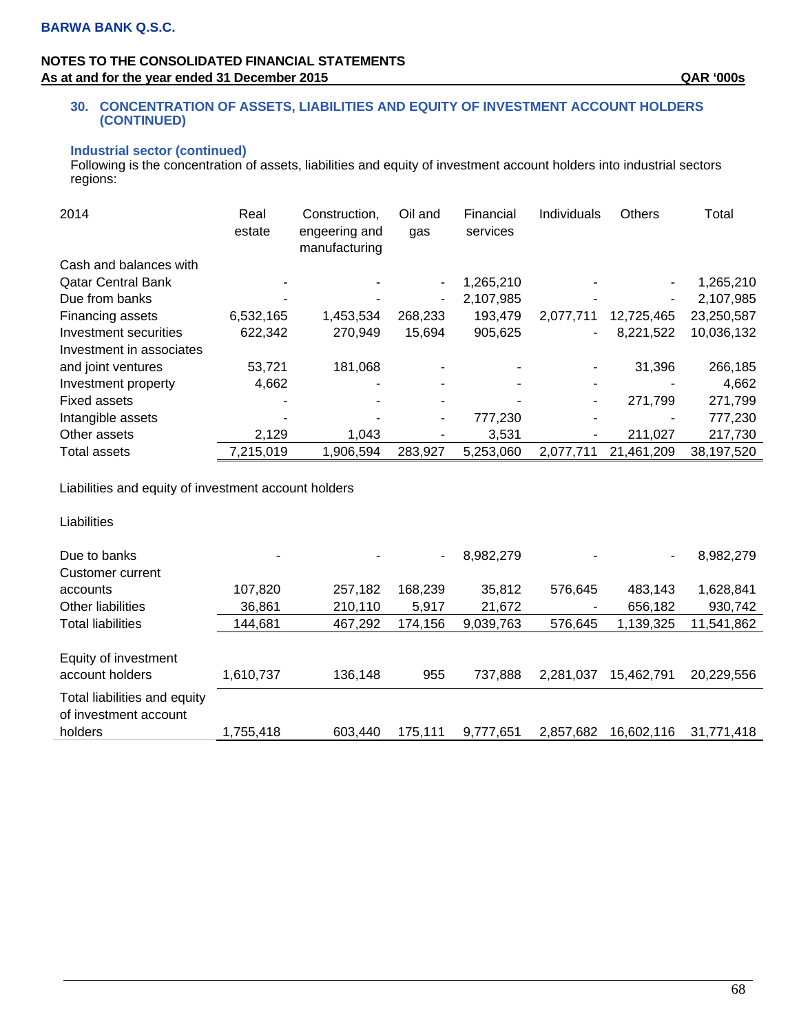### 30. CONCENTRATION OF ASSETS, LIABILITIES AND EQUITY OF INVESTMENT ACCOUNT HOLDERS (CONTINUED)

**Industrial sector (continued)**

Following is the concentration of assets, liabilities and equity of investment account holders into industrial sectors regions:

| 2014 | Real estate | Construction, engeering and manufacturing | Oil and gas | Financial services | Individuals | Others | Total |
|---|---|---|---|---|---|---|---|
| Cash and balances with Qatar Central Bank | - | - | - | 1,265,210 | - | - | 1,265,210 |
| Due from banks | - | - | - | 2,107,985 | - | - | 2,107,985 |
| Financing assets | 6,532,165 | 1,453,534 | 268,233 | 193,479 | 2,077,711 | 12,725,465 | 23,250,587 |
| Investment securities | 622,342 | 270,949 | 15,694 | 905,625 | - | 8,221,522 | 10,036,132 |
| Investment in associates and joint ventures | 53,721 | 181,068 | - | - | - | 31,396 | 266,185 |
| Investment property | 4,662 | - | - | - | - | - | 4,662 |
| Fixed assets | - | - | - | - | - | 271,799 | 271,799 |
| Intangible assets | - | - | - | 777,230 | - | - | 777,230 |
| Other assets | 2,129 | 1,043 | - | 3,531 | - | 211,027 | 217,730 |
| Total assets | 7,215,019 | 1,906,594 | 283,927 | 5,253,060 | 2,077,711 | 21,461,209 | 38,197,520 |
| Liabilities and equity of investment account holders | | | | | | | |
| Liabilities | | | | | | | |
| Due to banks | - | - | - | 8,982,279 | - | - | 8,982,279 |
| Customer current accounts | 107,820 | 257,182 | 168,239 | 35,812 | 576,645 | 483,143 | 1,628,841 |
| Other liabilities | 36,861 | 210,110 | 5,917 | 21,672 | - | 656,182 | 930,742 |
| Total liabilities | 144,681 | 467,292 | 174,156 | 9,039,763 | 576,645 | 1,139,325 | 11,541,862 |
| Equity of investment account holders | 1,610,737 | 136,148 | 955 | 737,888 | 2,281,037 | 15,462,791 | 20,229,556 |
| Total liabilities and equity of investment account holders | 1,755,418 | 603,440 | 175,111 | 9,777,651 | 2,857,682 | 16,602,116 | 31,771,418 |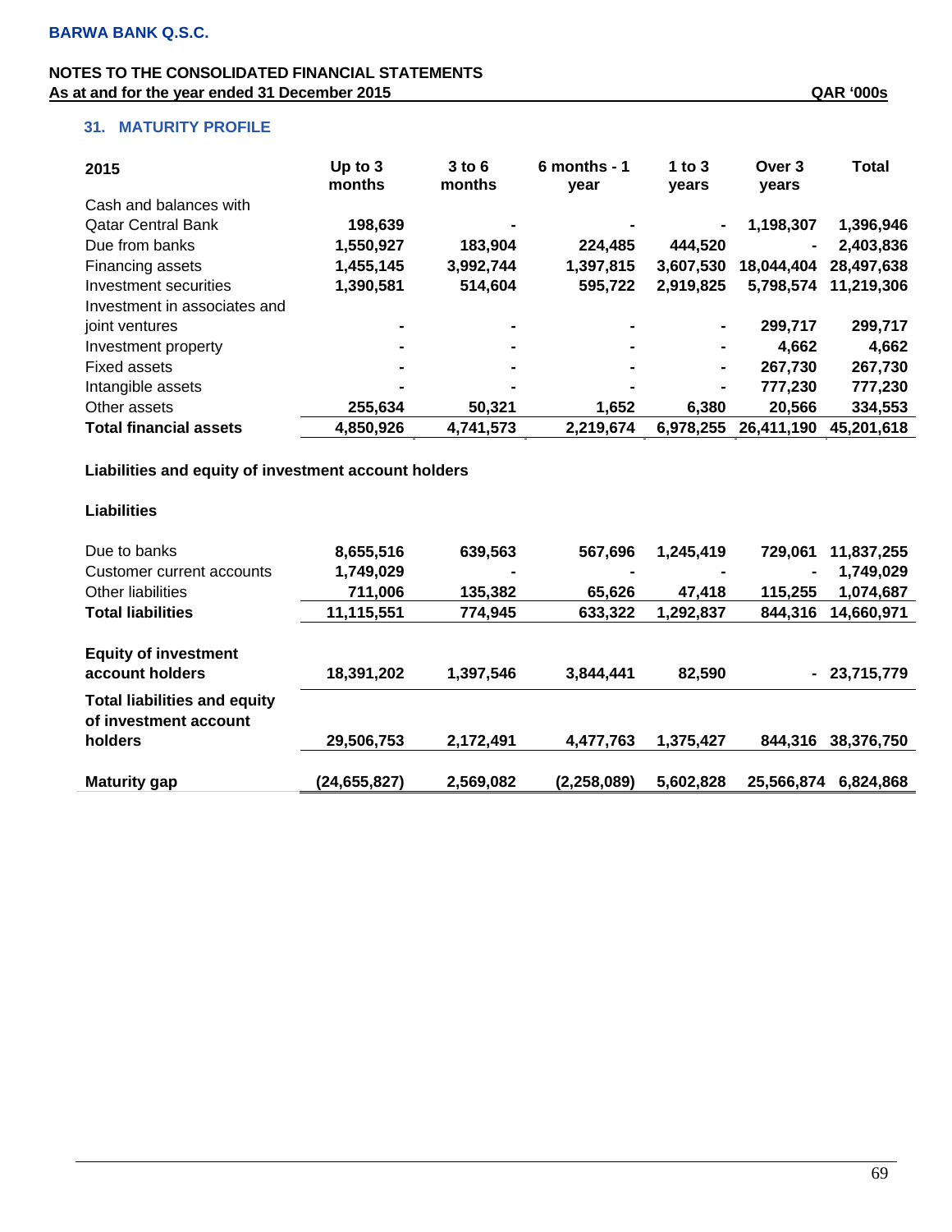BARWA BANK Q.S.C.

NOTES TO THE CONSOLIDATED FINANCIAL STATEMENTS
As at and for the year ended 31 December 2015 QAR '000s

## 31. MATURITY PROFILE

| 2015 | Up to 3 months | 3 to 6 months | 6 months - 1 year | 1 to 3 years | Over 3 years | Total |
|---|---|---|---|---|---|---|
| Cash and balances with Qatar Central Bank | 198,639 | - | - | - | 1,198,307 | 1,396,946 |
| Due from banks | 1,550,927 | 183,904 | 224,485 | 444,520 | - | 2,403,836 |
| Financing assets | 1,455,145 | 3,992,744 | 1,397,815 | 3,607,530 | 18,044,404 | 28,497,638 |
| Investment securities | 1,390,581 | 514,604 | 595,722 | 2,919,825 | 5,798,574 | 11,219,306 |
| Investment in associates and joint ventures | - | - | - | - | 299,717 | 299,717 |
| Investment property | - | - | - | - | 4,662 | 4,662 |
| Fixed assets | - | - | - | - | 267,730 | 267,730 |
| Intangible assets | - | - | - | - | 777,230 | 777,230 |
| Other assets | 255,634 | 50,321 | 1,652 | 6,380 | 20,566 | 334,553 |
| **Total financial assets** | **4,850,926** | **4,741,573** | **2,219,674** | **6,978,255** | **26,411,190** | **45,201,618** |
| **Liabilities and equity of investment account holders** | | | | | | |
| **Liabilities** | | | | | | |
| Due to banks | 8,655,516 | 639,563 | 567,696 | 1,245,419 | 729,061 | 11,837,255 |
| Customer current accounts | 1,749,029 | - | - | - | - | 1,749,029 |
| Other liabilities | 711,006 | 135,382 | 65,626 | 47,418 | 115,255 | 1,074,687 |
| **Total liabilities** | **11,115,551** | **774,945** | **633,322** | **1,292,837** | **844,316** | **14,660,971** |
| **Equity of investment account holders** | **18,391,202** | **1,397,546** | **3,844,441** | **82,590** | **-** | **23,715,779** |
| **Total liabilities and equity of investment account holders** | **29,506,753** | **2,172,491** | **4,477,763** | **1,375,427** | **844,316** | **38,376,750** |
| **Maturity gap** | **(24,655,827)** | **2,569,082** | **(2,258,089)** | **5,602,828** | **25,566,874** | **6,824,868** |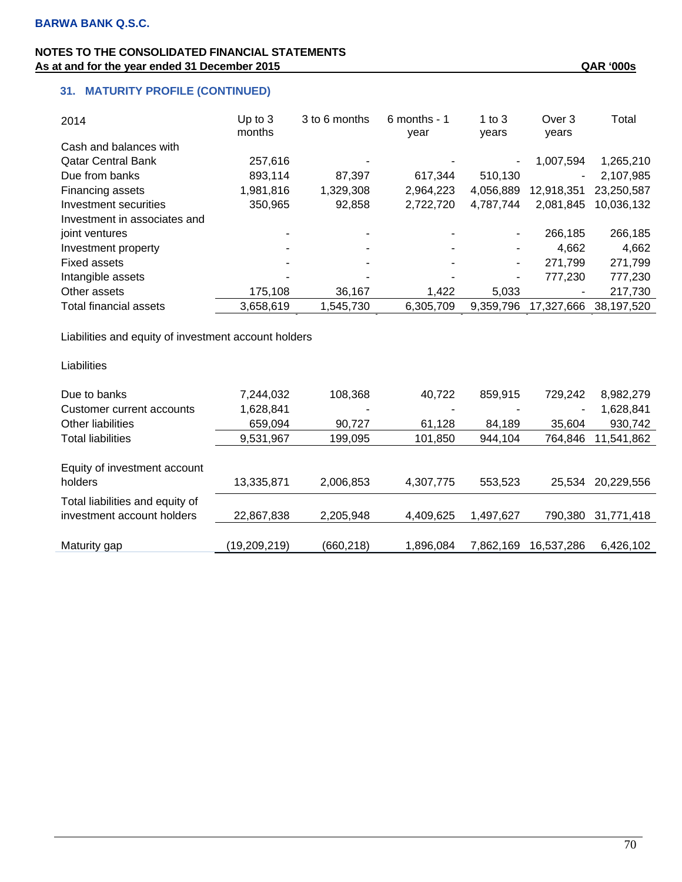## 31. MATURITY PROFILE (CONTINUED)

| 2014 | Up to 3 months | 3 to 6 months | 6 months - 1 year | 1 to 3 years | Over 3 years | Total |
|---|---|---|---|---|---|---|
| Cash and balances with Qatar Central Bank | 257,616 | - | - | - | 1,007,594 | 1,265,210 |
| Due from banks | 893,114 | 87,397 | 617,344 | 510,130 | - | 2,107,985 |
| Financing assets | 1,981,816 | 1,329,308 | 2,964,223 | 4,056,889 | 12,918,351 | 23,250,587 |
| Investment securities | 350,965 | 92,858 | 2,722,720 | 4,787,744 | 2,081,845 | 10,036,132 |
| Investment in associates and joint ventures | - | - | - | - | 266,185 | 266,185 |
| Investment property | - | - | - | - | 4,662 | 4,662 |
| Fixed assets | - | - | - | - | 271,799 | 271,799 |
| Intangible assets | - | - | - | - | 777,230 | 777,230 |
| Other assets | 175,108 | 36,167 | 1,422 | 5,033 | - | 217,730 |
| Total financial assets | 3,658,619 | 1,545,730 | 6,305,709 | 9,359,796 | 17,327,666 | 38,197,520 |
| Liabilities and equity of investment account holders | | | | | | |
| Liabilities | | | | | | |
| Due to banks | 7,244,032 | 108,368 | 40,722 | 859,915 | 729,242 | 8,982,279 |
| Customer current accounts | 1,628,841 | - | - | - | - | 1,628,841 |
| Other liabilities | 659,094 | 90,727 | 61,128 | 84,189 | 35,604 | 930,742 |
| Total liabilities | 9,531,967 | 199,095 | 101,850 | 944,104 | 764,846 | 11,541,862 |
| Equity of investment account holders | 13,335,871 | 2,006,853 | 4,307,775 | 553,523 | 25,534 | 20,229,556 |
| Total liabilities and equity of investment account holders | 22,867,838 | 2,205,948 | 4,409,625 | 1,497,627 | 790,380 | 31,771,418 |
| Maturity gap | (19,209,219) | (660,218) | 1,896,084 | 7,862,169 | 16,537,286 | 6,426,102 |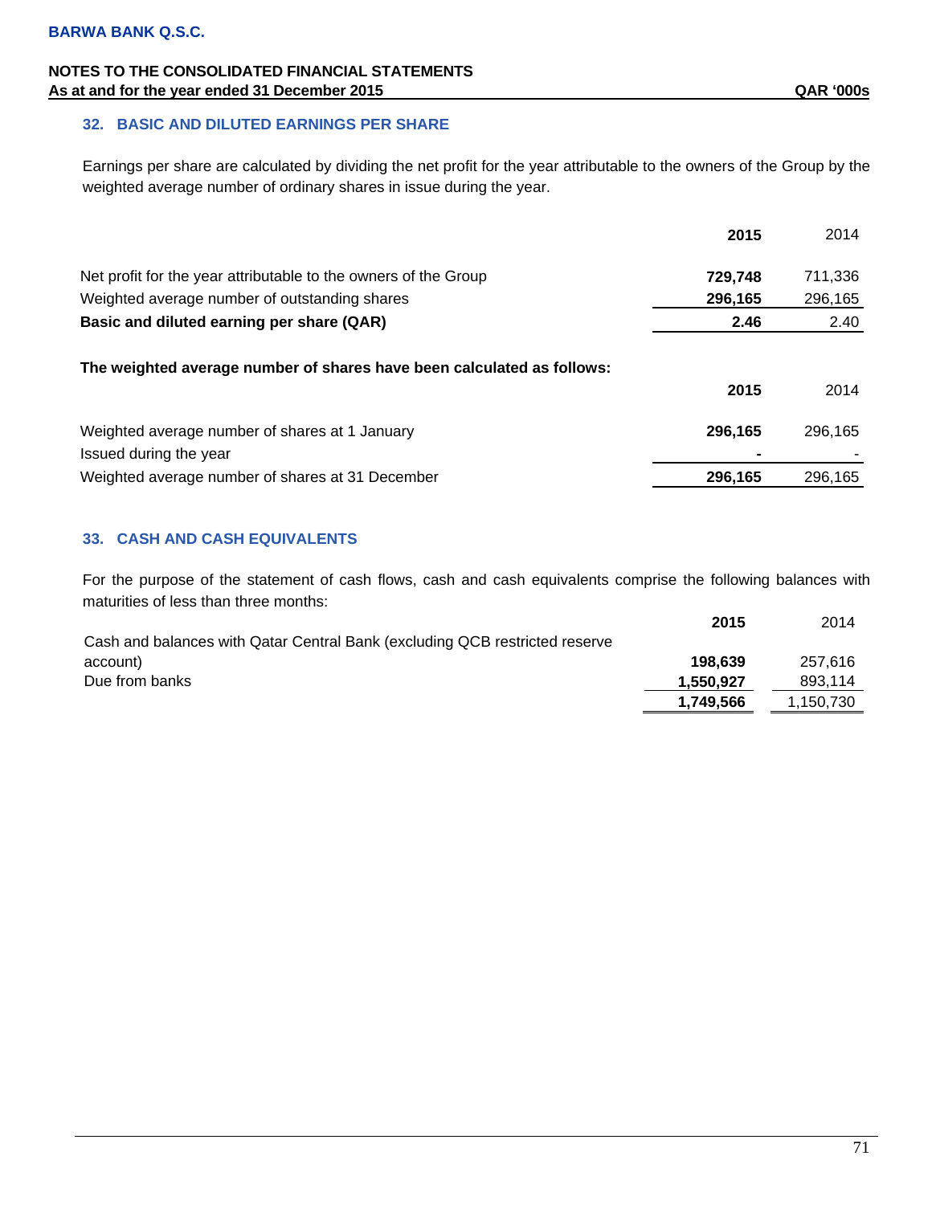## 32. BASIC AND DILUTED EARNINGS PER SHARE

Earnings per share are calculated by dividing the net profit for the year attributable to the owners of the Group by the weighted average number of ordinary shares in issue during the year.

| | **2015** | 2014 |
|---|---|---|
| Net profit for the year attributable to the owners of the Group | **729,748** | 711,336 |
| Weighted average number of outstanding shares | **296,165** | 296,165 |
| **Basic and diluted earning per share (QAR)** | **2.46** | 2.40 |

**The weighted average number of shares have been calculated as follows:**

| | **2015** | 2014 |
|---|---|---|
| Weighted average number of shares at 1 January | **296,165** | 296,165 |
| Issued during the year | **-** | - |
| Weighted average number of shares at 31 December | **296,165** | 296,165 |

## 33. CASH AND CASH EQUIVALENTS

For the purpose of the statement of cash flows, cash and cash equivalents comprise the following balances with maturities of less than three months:

| | **2015** | 2014 |
|---|---|---|
| Cash and balances with Qatar Central Bank (excluding QCB restricted reserve account) | **198,639** | 257,616 |
| Due from banks | **1,550,927** | 893,114 |
| | **1,749,566** | 1,150,730 |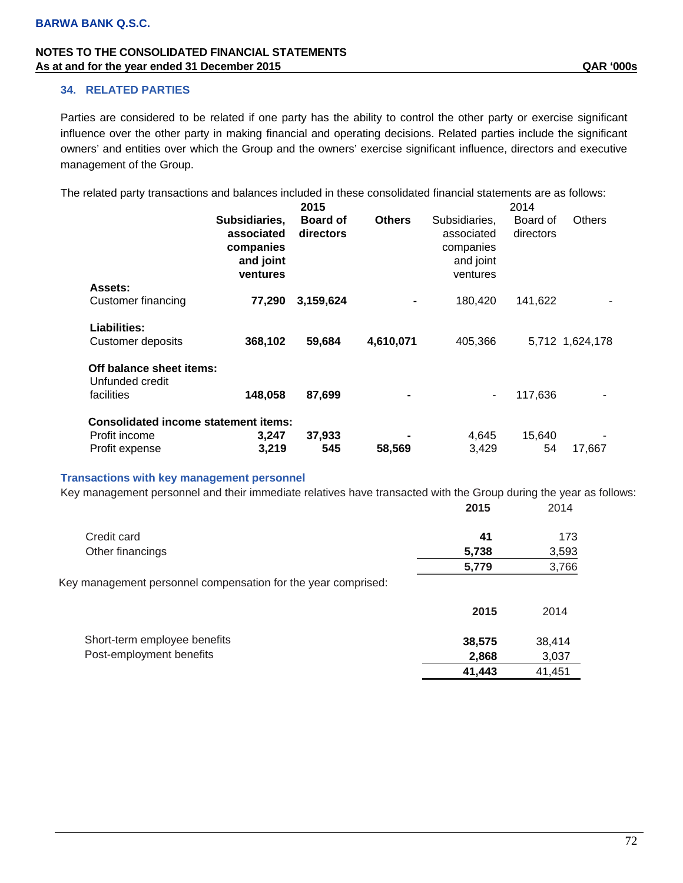## 34. RELATED PARTIES

Parties are considered to be related if one party has the ability to control the other party or exercise significant influence over the other party in making financial and operating decisions. Related parties include the significant owners' and entities over which the Group and the owners' exercise significant influence, directors and executive management of the Group.

The related party transactions and balances included in these consolidated financial statements are as follows:

| | **2015** | | | 2014 | | |
|---|---|---|---|---|---|---|
| | **Subsidiaries, associated companies and joint ventures** | **Board of directors** | **Others** | Subsidiaries, associated companies and joint ventures | Board of directors | Others |
| **Assets:** | | | | | | |
| Customer financing | **77,290** | **3,159,624** | **-** | 180,420 | 141,622 | - |
| **Liabilities:** | | | | | | |
| Customer deposits | **368,102** | **59,684** | **4,610,071** | 405,366 | 5,712 | 1,624,178 |
| **Off balance sheet items:** | | | | | | |
| Unfunded credit facilities | **148,058** | **87,699** | **-** | - | 117,636 | - |
| **Consolidated income statement items:** | | | | | | |
| Profit income | **3,247** | **37,933** | **-** | 4,645 | 15,640 | - |
| Profit expense | **3,219** | **545** | **58,569** | 3,429 | 54 | 17,667 |

### Transactions with key management personnel

Key management personnel and their immediate relatives have transacted with the Group during the year as follows:

| | **2015** | 2014 |
|---|---|---|
| Credit card | **41** | 173 |
| Other financings | **5,738** | 3,593 |
| | **5,779** | 3,766 |

Key management personnel compensation for the year comprised:

| | **2015** | 2014 |
|---|---|---|
| Short-term employee benefits | **38,575** | 38,414 |
| Post-employment benefits | **2,868** | 3,037 |
| | **41,443** | 41,451 |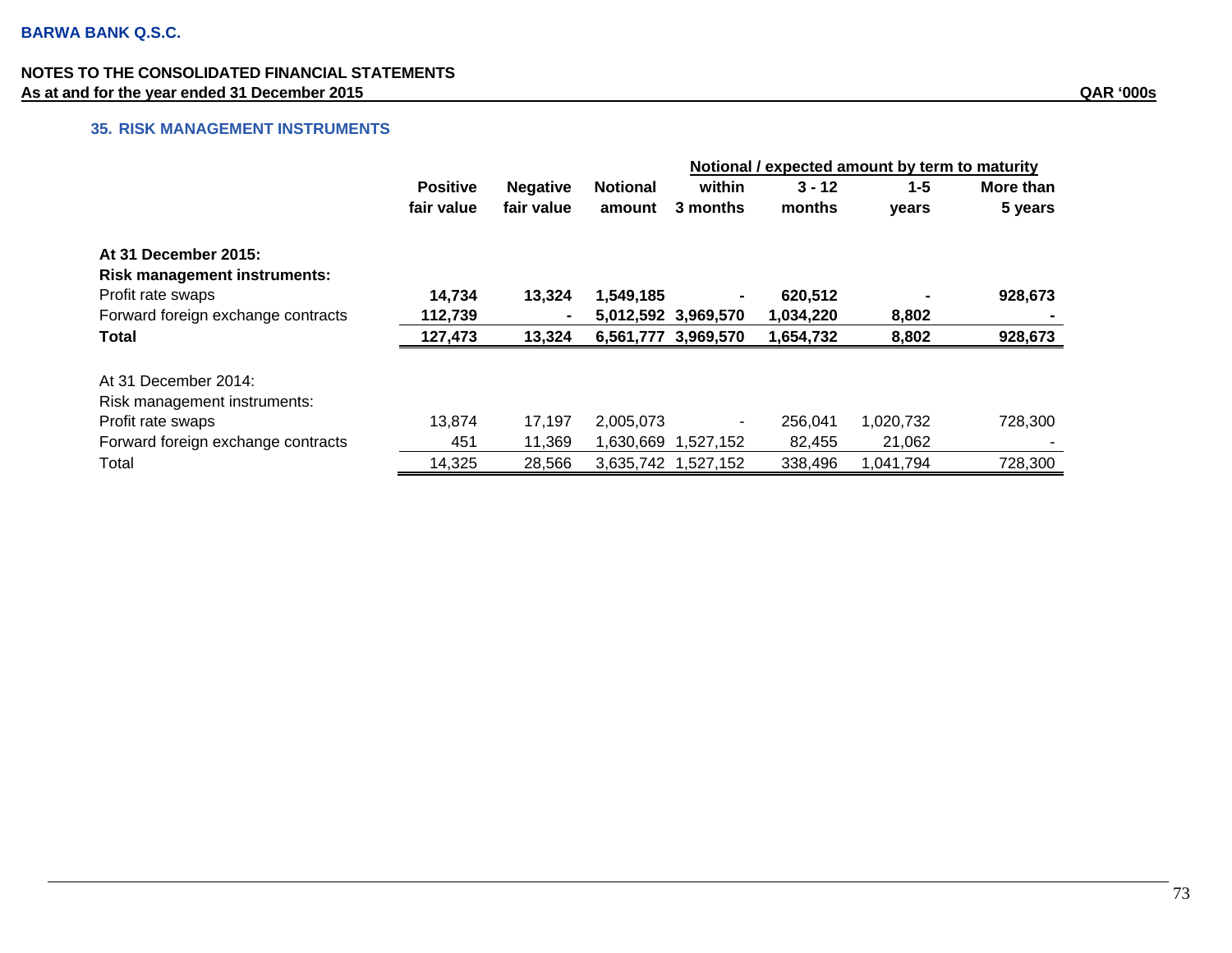BARWA BANK Q.S.C.

NOTES TO THE CONSOLIDATED FINANCIAL STATEMENTS
As at and for the year ended 31 December 2015

QAR '000s

## 35. RISK MANAGEMENT INSTRUMENTS

| | Positive fair value | Negative fair value | Notional amount | Notional / expected amount by term to maturity | | | |
|---|---|---|---|---|---|---|---|
| | | | | within 3 months | 3 - 12 months | 1-5 years | More than 5 years |
| **At 31 December 2015:** | | | | | | | |
| **Risk management instruments:** | | | | | | | |
| Profit rate swaps | **14,734** | **13,324** | **1,549,185** | **-** | **620,512** | **-** | **928,673** |
| Forward foreign exchange contracts | **112,739** | **-** | **5,012,592** | **3,969,570** | **1,034,220** | **8,802** | **-** |
| **Total** | **127,473** | **13,324** | **6,561,777** | **3,969,570** | **1,654,732** | **8,802** | **928,673** |
| At 31 December 2014: | | | | | | | |
| Risk management instruments: | | | | | | | |
| Profit rate swaps | 13,874 | 17,197 | 2,005,073 | - | 256,041 | 1,020,732 | 728,300 |
| Forward foreign exchange contracts | 451 | 11,369 | 1,630,669 | 1,527,152 | 82,455 | 21,062 | - |
| Total | 14,325 | 28,566 | 3,635,742 | 1,527,152 | 338,496 | 1,041,794 | 728,300 |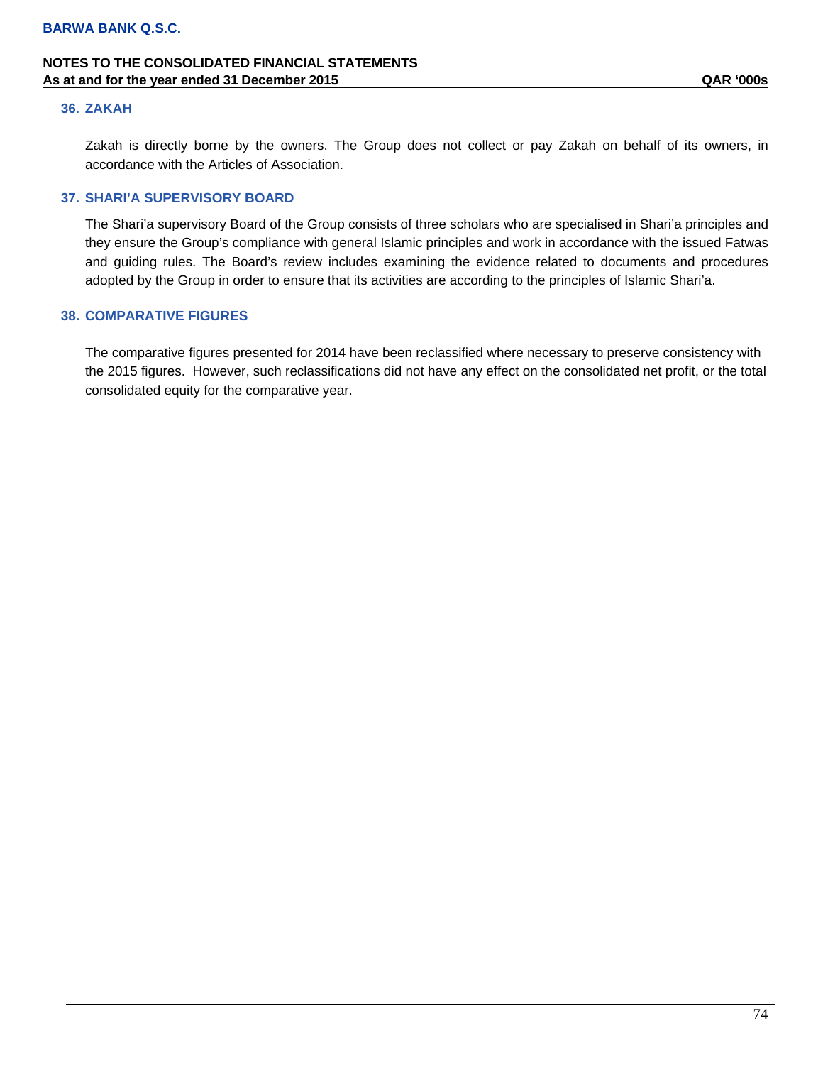## 36. ZAKAH

Zakah is directly borne by the owners. The Group does not collect or pay Zakah on behalf of its owners, in accordance with the Articles of Association.

## 37. SHARI'A SUPERVISORY BOARD

The Shari'a supervisory Board of the Group consists of three scholars who are specialised in Shari'a principles and they ensure the Group's compliance with general Islamic principles and work in accordance with the issued Fatwas and guiding rules. The Board's review includes examining the evidence related to documents and procedures adopted by the Group in order to ensure that its activities are according to the principles of Islamic Shari'a.

## 38. COMPARATIVE FIGURES

The comparative figures presented for 2014 have been reclassified where necessary to preserve consistency with the 2015 figures. However, such reclassifications did not have any effect on the consolidated net profit, or the total consolidated equity for the comparative year.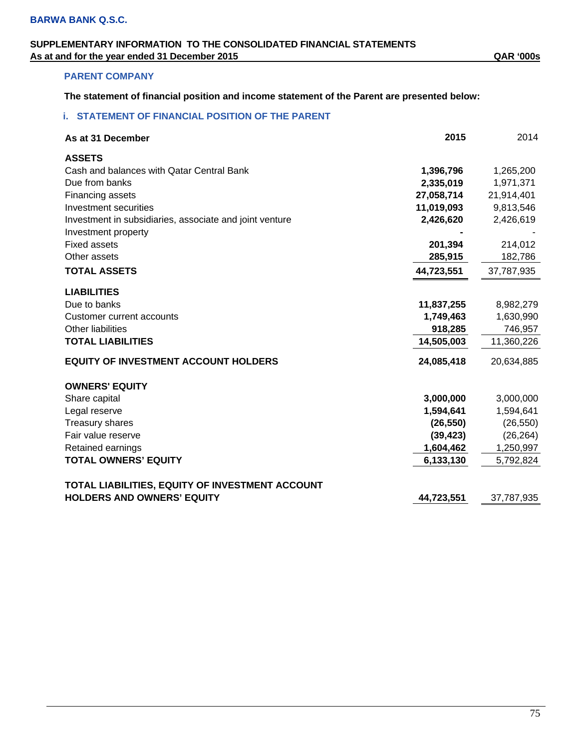**BARWA BANK Q.S.C.**

**SUPPLEMENTARY INFORMATION TO THE CONSOLIDATED FINANCIAL STATEMENTS**
**As at and for the year ended 31 December 2015** **QAR '000s**

## PARENT COMPANY

**The statement of financial position and income statement of the Parent are presented below:**

### i. STATEMENT OF FINANCIAL POSITION OF THE PARENT

| As at 31 December | 2015 | 2014 |
|---|---|---|
| **ASSETS** | | |
| Cash and balances with Qatar Central Bank | **1,396,796** | 1,265,200 |
| Due from banks | **2,335,019** | 1,971,371 |
| Financing assets | **27,058,714** | 21,914,401 |
| Investment securities | **11,019,093** | 9,813,546 |
| Investment in subsidiaries, associate and joint venture | **2,426,620** | 2,426,619 |
| Investment property | **-** | - |
| Fixed assets | **201,394** | 214,012 |
| Other assets | **285,915** | 182,786 |
| **TOTAL ASSETS** | **44,723,551** | 37,787,935 |
| **LIABILITIES** | | |
| Due to banks | **11,837,255** | 8,982,279 |
| Customer current accounts | **1,749,463** | 1,630,990 |
| Other liabilities | **918,285** | 746,957 |
| **TOTAL LIABILITIES** | **14,505,003** | 11,360,226 |
| **EQUITY OF INVESTMENT ACCOUNT HOLDERS** | **24,085,418** | 20,634,885 |
| **OWNERS' EQUITY** | | |
| Share capital | **3,000,000** | 3,000,000 |
| Legal reserve | **1,594,641** | 1,594,641 |
| Treasury shares | **(26,550)** | (26,550) |
| Fair value reserve | **(39,423)** | (26,264) |
| Retained earnings | **1,604,462** | 1,250,997 |
| **TOTAL OWNERS' EQUITY** | **6,133,130** | 5,792,824 |
| **TOTAL LIABILITIES, EQUITY OF INVESTMENT ACCOUNT HOLDERS AND OWNERS' EQUITY** | **44,723,551** | 37,787,935 |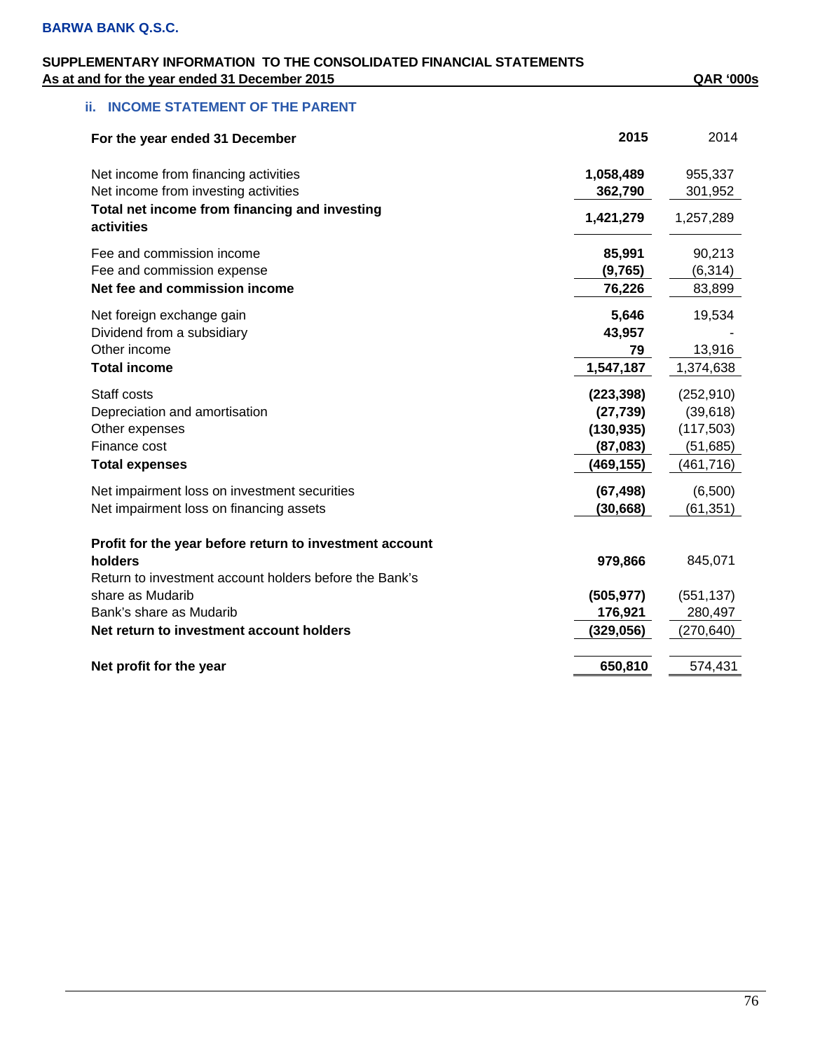**BARWA BANK Q.S.C.**

**SUPPLEMENTARY INFORMATION TO THE CONSOLIDATED FINANCIAL STATEMENTS**
**As at and for the year ended 31 December 2015** **QAR '000s**

## ii. INCOME STATEMENT OF THE PARENT

| For the year ended 31 December | 2015 | 2014 |
|---|---|---|
| Net income from financing activities | **1,058,489** | 955,337 |
| Net income from investing activities | **362,790** | 301,952 |
| **Total net income from financing and investing activities** | **1,421,279** | 1,257,289 |
| Fee and commission income | **85,991** | 90,213 |
| Fee and commission expense | **(9,765)** | (6,314) |
| **Net fee and commission income** | **76,226** | 83,899 |
| Net foreign exchange gain | **5,646** | 19,534 |
| Dividend from a subsidiary | **43,957** | - |
| Other income | **79** | 13,916 |
| **Total income** | **1,547,187** | 1,374,638 |
| Staff costs | **(223,398)** | (252,910) |
| Depreciation and amortisation | **(27,739)** | (39,618) |
| Other expenses | **(130,935)** | (117,503) |
| Finance cost | **(87,083)** | (51,685) |
| **Total expenses** | **(469,155)** | (461,716) |
| Net impairment loss on investment securities | **(67,498)** | (6,500) |
| Net impairment loss on financing assets | **(30,668)** | (61,351) |
| **Profit for the year before return to investment account holders** | **979,866** | 845,071 |
| Return to investment account holders before the Bank's share as Mudarib | **(505,977)** | (551,137) |
| Bank's share as Mudarib | **176,921** | 280,497 |
| **Net return to investment account holders** | **(329,056)** | (270,640) |
| **Net profit for the year** | **650,810** | 574,431 |